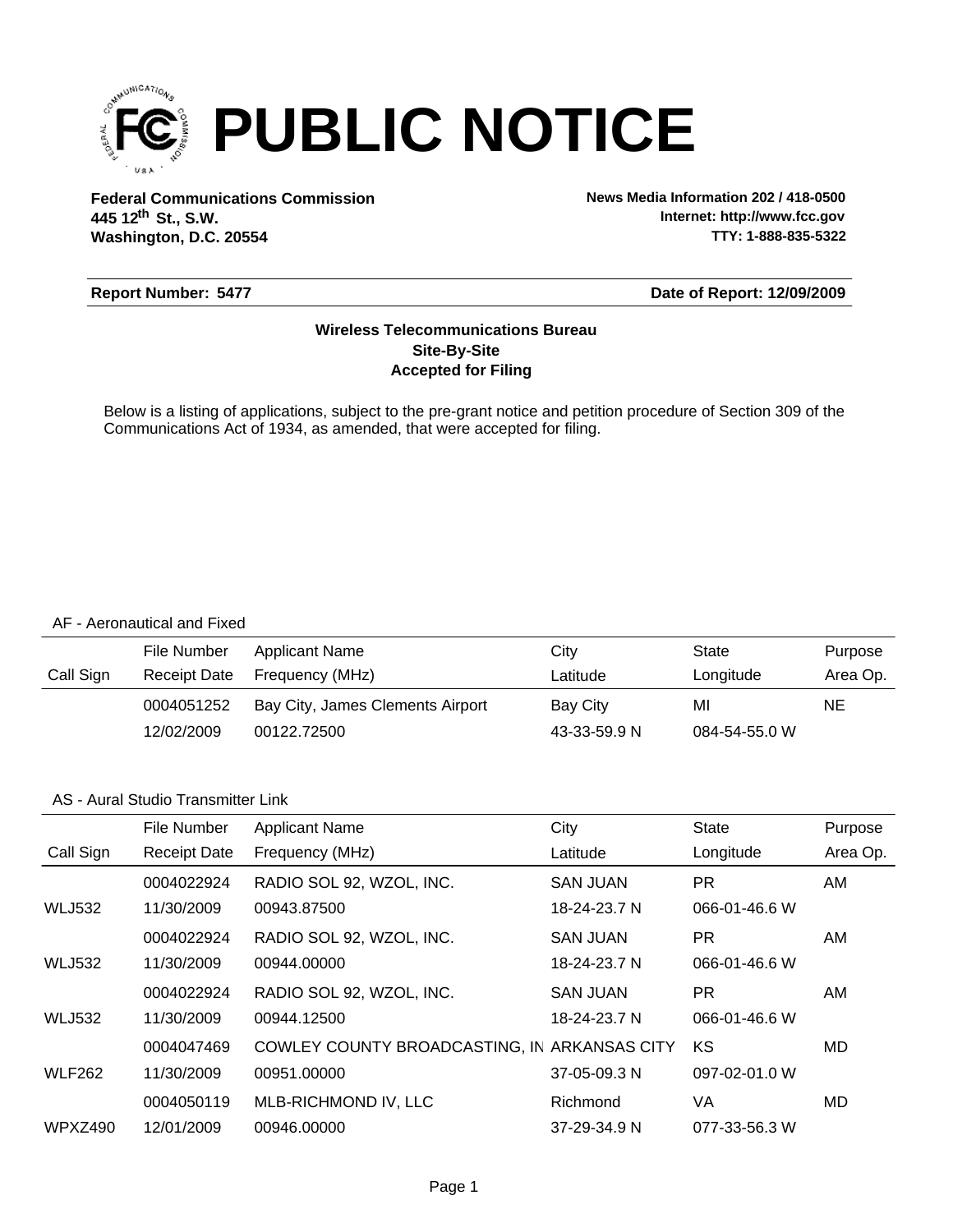# PUBLIC NOTICE

**Federal Communications Commission**
**445 12th St., S.W.**
**Washington, D.C. 20554**

**News Media Information 202 / 418-0500**
**Internet: http://www.fcc.gov**
**TTY: 1-888-835-5322**

**Report Number: 5477** | **Date of Report: 12/09/2009**

**Wireless Telecommunications Bureau**
**Site-By-Site**
**Accepted for Filing**

Below is a listing of applications, subject to the pre-grant notice and petition procedure of Section 309 of the Communications Act of 1934, as amended, that were accepted for filing.

AF - Aeronautical and Fixed

| Call Sign | File Number / Receipt Date | Applicant Name / Frequency (MHz) | City / Latitude | State / Longitude | Purpose / Area Op. |
|---|---|---|---|---|---|
| | 0004051252 | Bay City, James Clements Airport | Bay City | MI | NE |
| | 12/02/2009 | 00122.72500 | 43-33-59.9 N | 084-54-55.0 W | |

AS - Aural Studio Transmitter Link

| Call Sign | File Number / Receipt Date | Applicant Name / Frequency (MHz) | City / Latitude | State / Longitude | Purpose / Area Op. |
|---|---|---|---|---|---|
| | 0004022924 | RADIO SOL 92, WZOL, INC. | SAN JUAN | PR | AM |
| WLJ532 | 11/30/2009 | 00943.87500 | 18-24-23.7 N | 066-01-46.6 W | |
| | 0004022924 | RADIO SOL 92, WZOL, INC. | SAN JUAN | PR | AM |
| WLJ532 | 11/30/2009 | 00944.00000 | 18-24-23.7 N | 066-01-46.6 W | |
| | 0004022924 | RADIO SOL 92, WZOL, INC. | SAN JUAN | PR | AM |
| WLJ532 | 11/30/2009 | 00944.12500 | 18-24-23.7 N | 066-01-46.6 W | |
| | 0004047469 | COWLEY COUNTY BROADCASTING, IN | ARKANSAS CITY | KS | MD |
| WLF262 | 11/30/2009 | 00951.00000 | 37-05-09.3 N | 097-02-01.0 W | |
| | 0004050119 | MLB-RICHMOND IV, LLC | Richmond | VA | MD |
| WPXZ490 | 12/01/2009 | 00946.00000 | 37-29-34.9 N | 077-33-56.3 W | |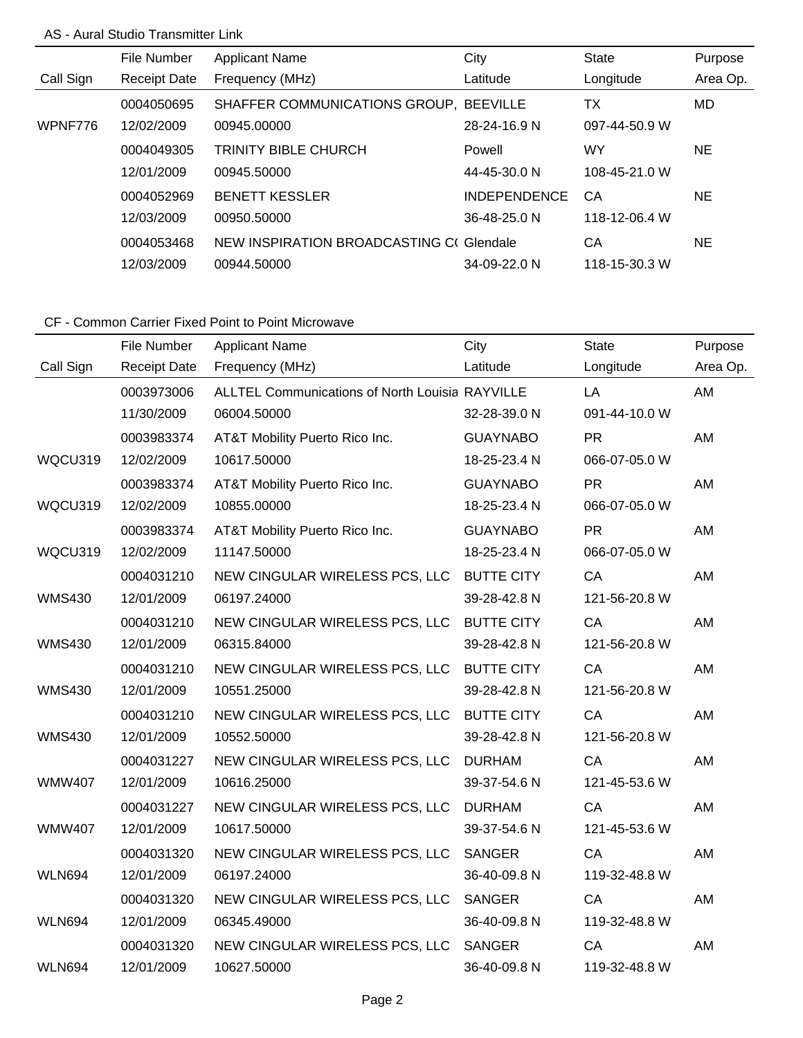AS - Aural Studio Transmitter Link

| Call Sign | File Number<br>Receipt Date | Applicant Name<br>Frequency (MHz) | City<br>Latitude | State<br>Longitude | Purpose<br>Area Op. |
|---|---|---|---|---|---|
| WPNF776 | 0004050695<br>12/02/2009 | SHAFFER COMMUNICATIONS GROUP,<br>00945.00000 | BEEVILLE<br>28-24-16.9 N | TX<br>097-44-50.9 W | MD |
| | 0004049305<br>12/01/2009 | TRINITY BIBLE CHURCH<br>00945.50000 | Powell<br>44-45-30.0 N | WY<br>108-45-21.0 W | NE |
| | 0004052969<br>12/03/2009 | BENETT KESSLER<br>00950.50000 | INDEPENDENCE<br>36-48-25.0 N | CA<br>118-12-06.4 W | NE |
| | 0004053468<br>12/03/2009 | NEW INSPIRATION BROADCASTING C(<br>00944.50000 | Glendale<br>34-09-22.0 N | CA<br>118-15-30.3 W | NE |

CF - Common Carrier Fixed Point to Point Microwave

| Call Sign | File Number<br>Receipt Date | Applicant Name<br>Frequency (MHz) | City<br>Latitude | State<br>Longitude | Purpose<br>Area Op. |
|---|---|---|---|---|---|
| | 0003973006<br>11/30/2009 | ALLTEL Communications of North Louisia<br>06004.50000 | RAYVILLE<br>32-28-39.0 N | LA<br>091-44-10.0 W | AM |
| WQCU319 | 0003983374<br>12/02/2009 | AT&T Mobility Puerto Rico Inc.<br>10617.50000 | GUAYNABO<br>18-25-23.4 N | PR<br>066-07-05.0 W | AM |
| WQCU319 | 0003983374<br>12/02/2009 | AT&T Mobility Puerto Rico Inc.<br>10855.00000 | GUAYNABO<br>18-25-23.4 N | PR<br>066-07-05.0 W | AM |
| WQCU319 | 0003983374<br>12/02/2009 | AT&T Mobility Puerto Rico Inc.<br>11147.50000 | GUAYNABO<br>18-25-23.4 N | PR<br>066-07-05.0 W | AM |
| WMS430 | 0004031210<br>12/01/2009 | NEW CINGULAR WIRELESS PCS, LLC<br>06197.24000 | BUTTE CITY<br>39-28-42.8 N | CA<br>121-56-20.8 W | AM |
| WMS430 | 0004031210<br>12/01/2009 | NEW CINGULAR WIRELESS PCS, LLC<br>06315.84000 | BUTTE CITY<br>39-28-42.8 N | CA<br>121-56-20.8 W | AM |
| WMS430 | 0004031210<br>12/01/2009 | NEW CINGULAR WIRELESS PCS, LLC<br>10551.25000 | BUTTE CITY<br>39-28-42.8 N | CA<br>121-56-20.8 W | AM |
| WMS430 | 0004031210<br>12/01/2009 | NEW CINGULAR WIRELESS PCS, LLC<br>10552.50000 | BUTTE CITY<br>39-28-42.8 N | CA<br>121-56-20.8 W | AM |
| WMW407 | 0004031227<br>12/01/2009 | NEW CINGULAR WIRELESS PCS, LLC<br>10616.25000 | DURHAM<br>39-37-54.6 N | CA<br>121-45-53.6 W | AM |
| WMW407 | 0004031227<br>12/01/2009 | NEW CINGULAR WIRELESS PCS, LLC<br>10617.50000 | DURHAM<br>39-37-54.6 N | CA<br>121-45-53.6 W | AM |
| WLN694 | 0004031320<br>12/01/2009 | NEW CINGULAR WIRELESS PCS, LLC<br>06197.24000 | SANGER<br>36-40-09.8 N | CA<br>119-32-48.8 W | AM |
| WLN694 | 0004031320<br>12/01/2009 | NEW CINGULAR WIRELESS PCS, LLC<br>06345.49000 | SANGER<br>36-40-09.8 N | CA<br>119-32-48.8 W | AM |
| WLN694 | 0004031320<br>12/01/2009 | NEW CINGULAR WIRELESS PCS, LLC<br>10627.50000 | SANGER<br>36-40-09.8 N | CA<br>119-32-48.8 W | AM |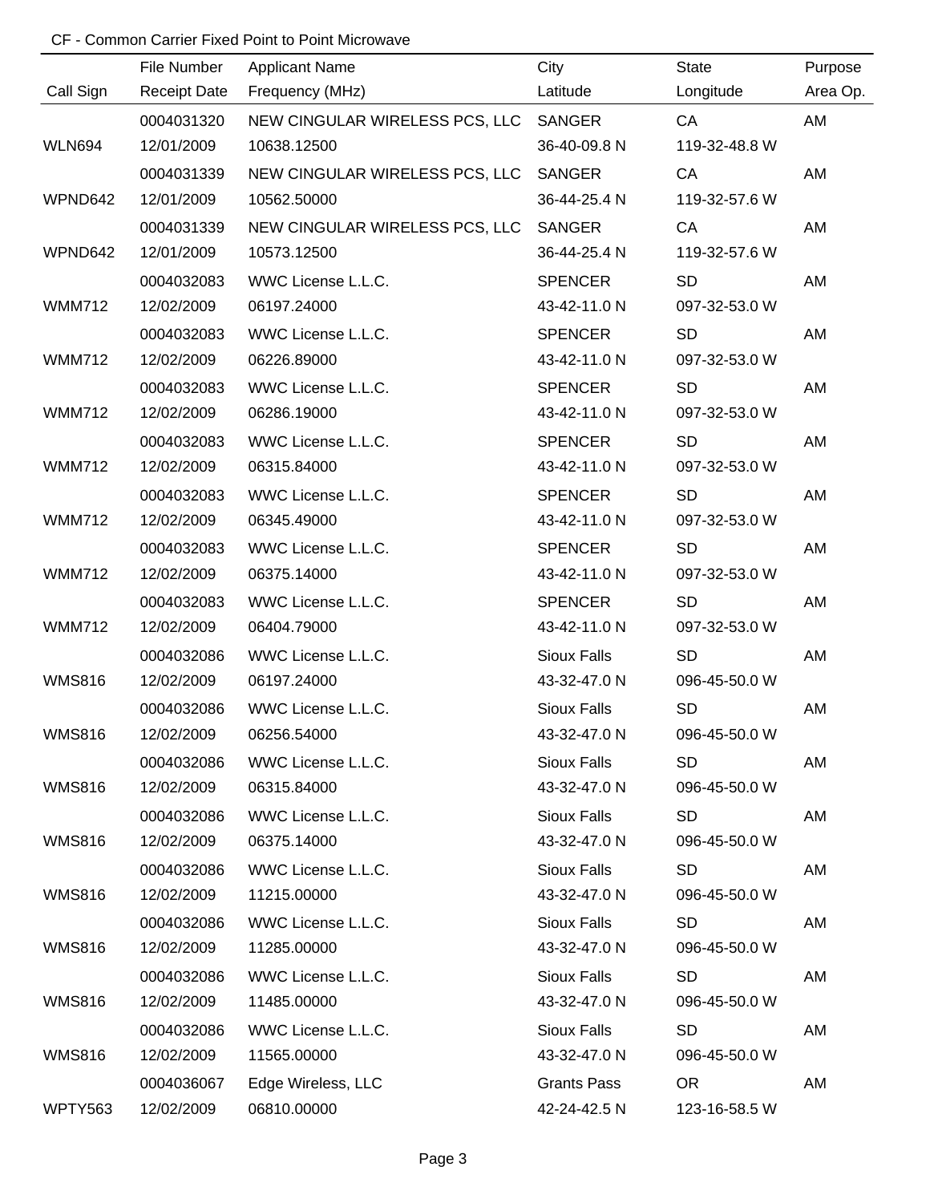CF - Common Carrier Fixed Point to Point Microwave

| Call Sign | File Number<br>Receipt Date | Applicant Name<br>Frequency (MHz) | City<br>Latitude | State<br>Longitude | Purpose<br>Area Op. |
|---|---|---|---|---|---|
| WLN694 | 0004031320<br>12/01/2009 | NEW CINGULAR WIRELESS PCS, LLC<br>10638.12500 | SANGER<br>36-40-09.8 N | CA<br>119-32-48.8 W | AM |
| WPND642 | 0004031339<br>12/01/2009 | NEW CINGULAR WIRELESS PCS, LLC<br>10562.50000 | SANGER<br>36-44-25.4 N | CA<br>119-32-57.6 W | AM |
| WPND642 | 0004031339<br>12/01/2009 | NEW CINGULAR WIRELESS PCS, LLC<br>10573.12500 | SANGER<br>36-44-25.4 N | CA<br>119-32-57.6 W | AM |
| WMM712 | 0004032083<br>12/02/2009 | WWC License L.L.C.<br>06197.24000 | SPENCER<br>43-42-11.0 N | SD<br>097-32-53.0 W | AM |
| WMM712 | 0004032083<br>12/02/2009 | WWC License L.L.C.<br>06226.89000 | SPENCER<br>43-42-11.0 N | SD<br>097-32-53.0 W | AM |
| WMM712 | 0004032083<br>12/02/2009 | WWC License L.L.C.<br>06286.19000 | SPENCER<br>43-42-11.0 N | SD<br>097-32-53.0 W | AM |
| WMM712 | 0004032083<br>12/02/2009 | WWC License L.L.C.<br>06315.84000 | SPENCER<br>43-42-11.0 N | SD<br>097-32-53.0 W | AM |
| WMM712 | 0004032083<br>12/02/2009 | WWC License L.L.C.<br>06345.49000 | SPENCER<br>43-42-11.0 N | SD<br>097-32-53.0 W | AM |
| WMM712 | 0004032083<br>12/02/2009 | WWC License L.L.C.<br>06375.14000 | SPENCER<br>43-42-11.0 N | SD<br>097-32-53.0 W | AM |
| WMM712 | 0004032083<br>12/02/2009 | WWC License L.L.C.<br>06404.79000 | SPENCER<br>43-42-11.0 N | SD<br>097-32-53.0 W | AM |
| WMS816 | 0004032086<br>12/02/2009 | WWC License L.L.C.<br>06197.24000 | Sioux Falls<br>43-32-47.0 N | SD<br>096-45-50.0 W | AM |
| WMS816 | 0004032086<br>12/02/2009 | WWC License L.L.C.<br>06256.54000 | Sioux Falls<br>43-32-47.0 N | SD<br>096-45-50.0 W | AM |
| WMS816 | 0004032086<br>12/02/2009 | WWC License L.L.C.<br>06315.84000 | Sioux Falls<br>43-32-47.0 N | SD<br>096-45-50.0 W | AM |
| WMS816 | 0004032086<br>12/02/2009 | WWC License L.L.C.<br>06375.14000 | Sioux Falls<br>43-32-47.0 N | SD<br>096-45-50.0 W | AM |
| WMS816 | 0004032086<br>12/02/2009 | WWC License L.L.C.<br>11215.00000 | Sioux Falls<br>43-32-47.0 N | SD<br>096-45-50.0 W | AM |
| WMS816 | 0004032086<br>12/02/2009 | WWC License L.L.C.<br>11285.00000 | Sioux Falls<br>43-32-47.0 N | SD<br>096-45-50.0 W | AM |
| WMS816 | 0004032086<br>12/02/2009 | WWC License L.L.C.<br>11485.00000 | Sioux Falls<br>43-32-47.0 N | SD<br>096-45-50.0 W | AM |
| WMS816 | 0004032086<br>12/02/2009 | WWC License L.L.C.<br>11565.00000 | Sioux Falls<br>43-32-47.0 N | SD<br>096-45-50.0 W | AM |
| WPTY563 | 0004036067<br>12/02/2009 | Edge Wireless, LLC<br>06810.00000 | Grants Pass<br>42-24-42.5 N | OR<br>123-16-58.5 W | AM |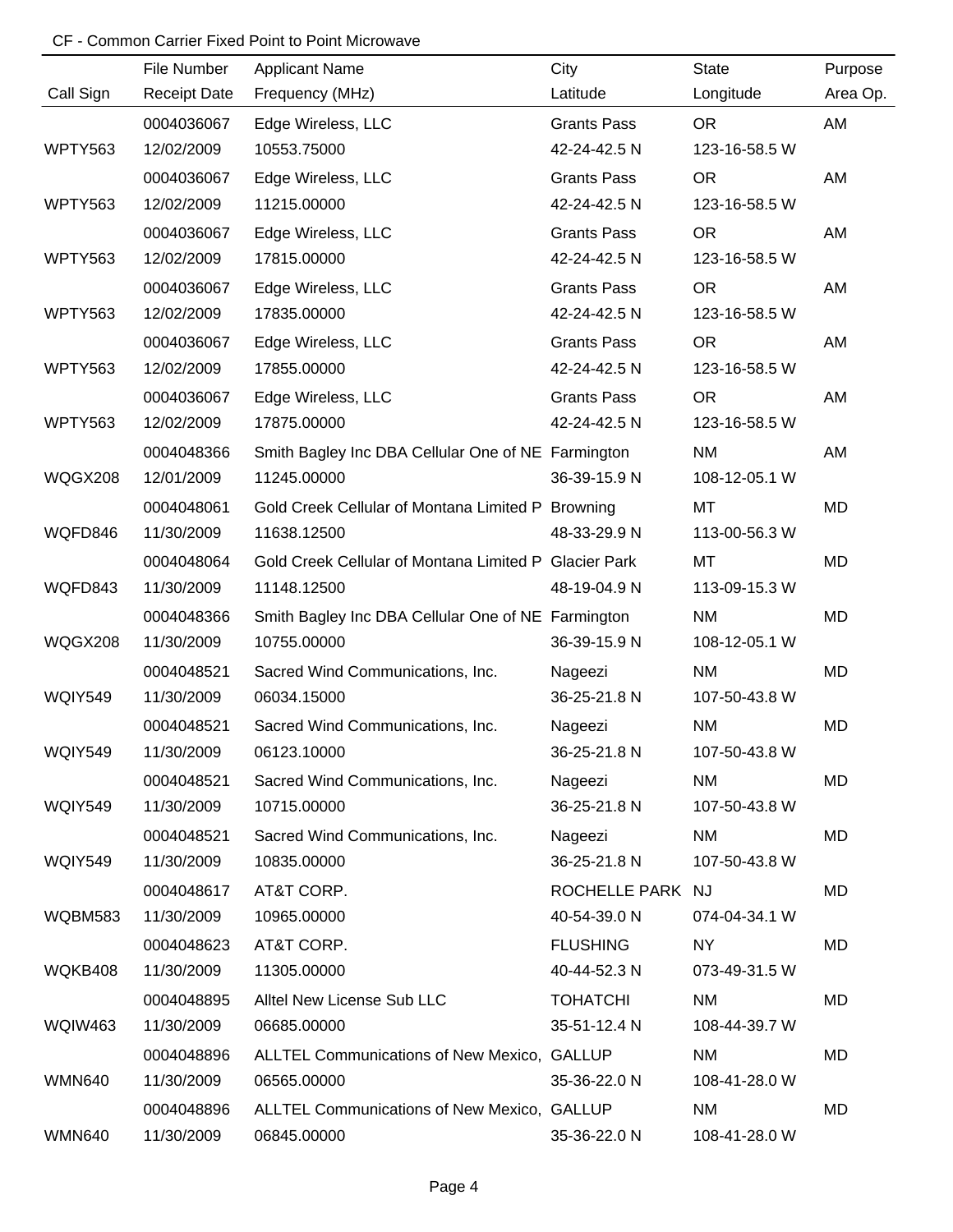CF - Common Carrier Fixed Point to Point Microwave

| Call Sign | File Number<br>Receipt Date | Applicant Name<br>Frequency (MHz) | City<br>Latitude | State<br>Longitude | Purpose<br>Area Op. |
|---|---|---|---|---|---|
| WPTY563 | 0004036067<br>12/02/2009 | Edge Wireless, LLC<br>10553.75000 | Grants Pass<br>42-24-42.5 N | OR<br>123-16-58.5 W | AM |
| WPTY563 | 0004036067<br>12/02/2009 | Edge Wireless, LLC<br>11215.00000 | Grants Pass<br>42-24-42.5 N | OR<br>123-16-58.5 W | AM |
| WPTY563 | 0004036067<br>12/02/2009 | Edge Wireless, LLC<br>17815.00000 | Grants Pass<br>42-24-42.5 N | OR<br>123-16-58.5 W | AM |
| WPTY563 | 0004036067<br>12/02/2009 | Edge Wireless, LLC<br>17835.00000 | Grants Pass<br>42-24-42.5 N | OR<br>123-16-58.5 W | AM |
| WPTY563 | 0004036067<br>12/02/2009 | Edge Wireless, LLC<br>17855.00000 | Grants Pass<br>42-24-42.5 N | OR<br>123-16-58.5 W | AM |
| WPTY563 | 0004036067<br>12/02/2009 | Edge Wireless, LLC<br>17875.00000 | Grants Pass<br>42-24-42.5 N | OR<br>123-16-58.5 W | AM |
| WQGX208 | 0004048366<br>12/01/2009 | Smith Bagley Inc DBA Cellular One of NE<br>11245.00000 | Farmington<br>36-39-15.9 N | NM<br>108-12-05.1 W | AM |
| WQFD846 | 0004048061<br>11/30/2009 | Gold Creek Cellular of Montana Limited P<br>11638.12500 | Browning<br>48-33-29.9 N | MT<br>113-00-56.3 W | MD |
| WQFD843 | 0004048064<br>11/30/2009 | Gold Creek Cellular of Montana Limited P<br>11148.12500 | Glacier Park<br>48-19-04.9 N | MT<br>113-09-15.3 W | MD |
| WQGX208 | 0004048366<br>11/30/2009 | Smith Bagley Inc DBA Cellular One of NE<br>10755.00000 | Farmington<br>36-39-15.9 N | NM<br>108-12-05.1 W | MD |
| WQIY549 | 0004048521<br>11/30/2009 | Sacred Wind Communications, Inc.<br>06034.15000 | Nageezi<br>36-25-21.8 N | NM<br>107-50-43.8 W | MD |
| WQIY549 | 0004048521<br>11/30/2009 | Sacred Wind Communications, Inc.<br>06123.10000 | Nageezi<br>36-25-21.8 N | NM<br>107-50-43.8 W | MD |
| WQIY549 | 0004048521<br>11/30/2009 | Sacred Wind Communications, Inc.<br>10715.00000 | Nageezi<br>36-25-21.8 N | NM<br>107-50-43.8 W | MD |
| WQIY549 | 0004048521<br>11/30/2009 | Sacred Wind Communications, Inc.<br>10835.00000 | Nageezi<br>36-25-21.8 N | NM<br>107-50-43.8 W | MD |
| WQBM583 | 0004048617<br>11/30/2009 | AT&T CORP.<br>10965.00000 | ROCHELLE PARK<br>40-54-39.0 N | NJ<br>074-04-34.1 W | MD |
| WQKB408 | 0004048623<br>11/30/2009 | AT&T CORP.<br>11305.00000 | FLUSHING<br>40-44-52.3 N | NY<br>073-49-31.5 W | MD |
| WQIW463 | 0004048895<br>11/30/2009 | Alltel New License Sub LLC<br>06685.00000 | TOHATCHI<br>35-51-12.4 N | NM<br>108-44-39.7 W | MD |
| WMN640 | 0004048896<br>11/30/2009 | ALLTEL Communications of New Mexico,<br>06565.00000 | GALLUP<br>35-36-22.0 N | NM<br>108-41-28.0 W | MD |
| WMN640 | 0004048896<br>11/30/2009 | ALLTEL Communications of New Mexico,<br>06845.00000 | GALLUP<br>35-36-22.0 N | NM<br>108-41-28.0 W | MD |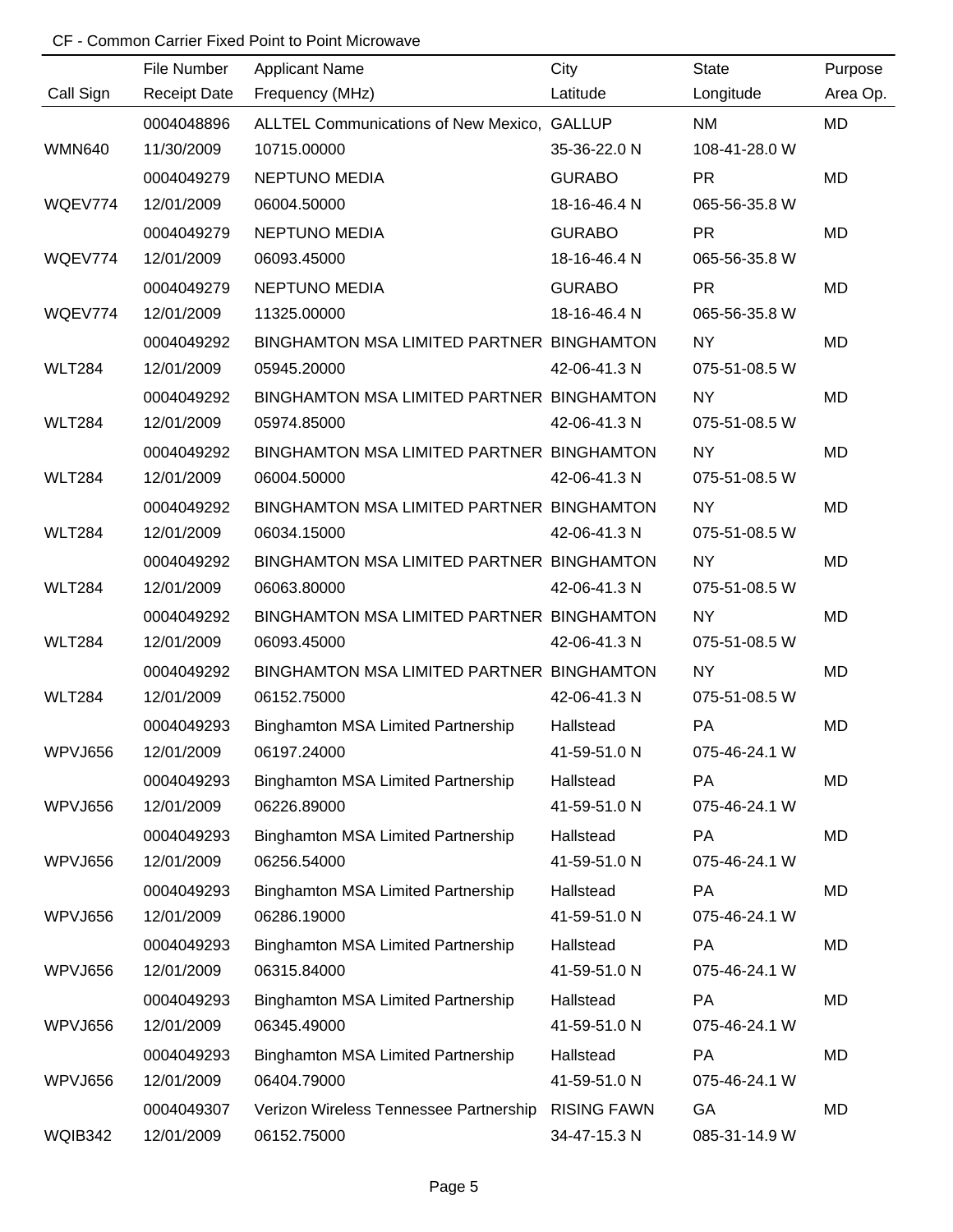CF - Common Carrier Fixed Point to Point Microwave

| Call Sign | File Number<br>Receipt Date | Applicant Name<br>Frequency (MHz) | City<br>Latitude | State<br>Longitude | Purpose<br>Area Op. |
|---|---|---|---|---|---|
| WMN640 | 0004048896<br>11/30/2009 | ALLTEL Communications of New Mexico,<br>10715.00000 | GALLUP<br>35-36-22.0 N | NM<br>108-41-28.0 W | MD |
| WQEV774 | 0004049279<br>12/01/2009 | NEPTUNO MEDIA<br>06004.50000 | GURABO<br>18-16-46.4 N | PR<br>065-56-35.8 W | MD |
| WQEV774 | 0004049279<br>12/01/2009 | NEPTUNO MEDIA<br>06093.45000 | GURABO<br>18-16-46.4 N | PR<br>065-56-35.8 W | MD |
| WQEV774 | 0004049279<br>12/01/2009 | NEPTUNO MEDIA<br>11325.00000 | GURABO<br>18-16-46.4 N | PR<br>065-56-35.8 W | MD |
| WLT284 | 0004049292<br>12/01/2009 | BINGHAMTON MSA LIMITED PARTNER<br>05945.20000 | BINGHAMTON<br>42-06-41.3 N | NY<br>075-51-08.5 W | MD |
| WLT284 | 0004049292<br>12/01/2009 | BINGHAMTON MSA LIMITED PARTNER<br>05974.85000 | BINGHAMTON<br>42-06-41.3 N | NY<br>075-51-08.5 W | MD |
| WLT284 | 0004049292<br>12/01/2009 | BINGHAMTON MSA LIMITED PARTNER<br>06004.50000 | BINGHAMTON<br>42-06-41.3 N | NY<br>075-51-08.5 W | MD |
| WLT284 | 0004049292<br>12/01/2009 | BINGHAMTON MSA LIMITED PARTNER<br>06034.15000 | BINGHAMTON<br>42-06-41.3 N | NY<br>075-51-08.5 W | MD |
| WLT284 | 0004049292<br>12/01/2009 | BINGHAMTON MSA LIMITED PARTNER<br>06063.80000 | BINGHAMTON<br>42-06-41.3 N | NY<br>075-51-08.5 W | MD |
| WLT284 | 0004049292<br>12/01/2009 | BINGHAMTON MSA LIMITED PARTNER<br>06093.45000 | BINGHAMTON<br>42-06-41.3 N | NY<br>075-51-08.5 W | MD |
| WLT284 | 0004049292<br>12/01/2009 | BINGHAMTON MSA LIMITED PARTNER<br>06152.75000 | BINGHAMTON<br>42-06-41.3 N | NY<br>075-51-08.5 W | MD |
| WPVJ656 | 0004049293<br>12/01/2009 | Binghamton MSA Limited Partnership<br>06197.24000 | Hallstead<br>41-59-51.0 N | PA<br>075-46-24.1 W | MD |
| WPVJ656 | 0004049293<br>12/01/2009 | Binghamton MSA Limited Partnership<br>06226.89000 | Hallstead<br>41-59-51.0 N | PA<br>075-46-24.1 W | MD |
| WPVJ656 | 0004049293<br>12/01/2009 | Binghamton MSA Limited Partnership<br>06256.54000 | Hallstead<br>41-59-51.0 N | PA<br>075-46-24.1 W | MD |
| WPVJ656 | 0004049293<br>12/01/2009 | Binghamton MSA Limited Partnership<br>06286.19000 | Hallstead<br>41-59-51.0 N | PA<br>075-46-24.1 W | MD |
| WPVJ656 | 0004049293<br>12/01/2009 | Binghamton MSA Limited Partnership<br>06315.84000 | Hallstead<br>41-59-51.0 N | PA<br>075-46-24.1 W | MD |
| WPVJ656 | 0004049293<br>12/01/2009 | Binghamton MSA Limited Partnership<br>06345.49000 | Hallstead<br>41-59-51.0 N | PA<br>075-46-24.1 W | MD |
| WPVJ656 | 0004049293<br>12/01/2009 | Binghamton MSA Limited Partnership<br>06404.79000 | Hallstead<br>41-59-51.0 N | PA<br>075-46-24.1 W | MD |
| WQIB342 | 0004049307<br>12/01/2009 | Verizon Wireless Tennessee Partnership<br>06152.75000 | RISING FAWN<br>34-47-15.3 N | GA<br>085-31-14.9 W | MD |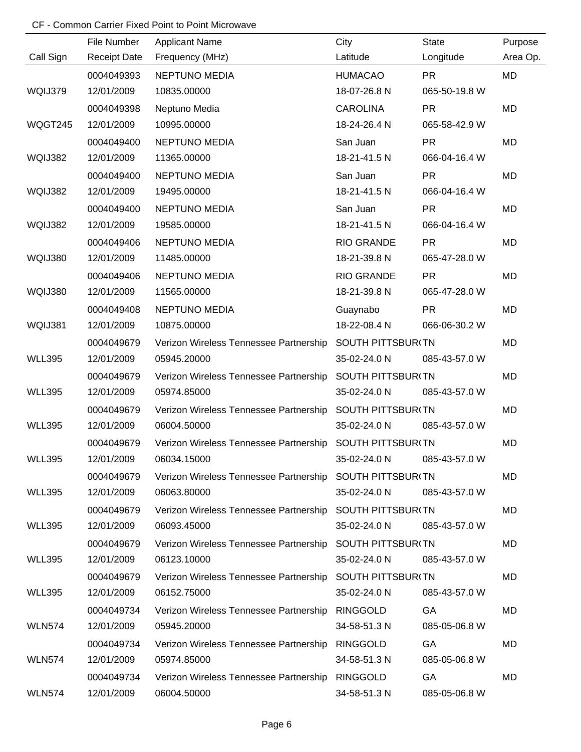CF - Common Carrier Fixed Point to Point Microwave

| Call Sign | File Number<br>Receipt Date | Applicant Name<br>Frequency (MHz) | City<br>Latitude | State<br>Longitude | Purpose<br>Area Op. |
|---|---|---|---|---|---|
| WQIJ379 | 0004049393<br>12/01/2009 | NEPTUNO MEDIA<br>10835.00000 | HUMACAO<br>18-07-26.8 N | PR<br>065-50-19.8 W | MD |
| WQGT245 | 0004049398<br>12/01/2009 | Neptuno Media<br>10995.00000 | CAROLINA<br>18-24-26.4 N | PR<br>065-58-42.9 W | MD |
| WQIJ382 | 0004049400<br>12/01/2009 | NEPTUNO MEDIA<br>11365.00000 | San Juan<br>18-21-41.5 N | PR<br>066-04-16.4 W | MD |
| WQIJ382 | 0004049400<br>12/01/2009 | NEPTUNO MEDIA<br>19495.00000 | San Juan<br>18-21-41.5 N | PR<br>066-04-16.4 W | MD |
| WQIJ382 | 0004049400<br>12/01/2009 | NEPTUNO MEDIA<br>19585.00000 | San Juan<br>18-21-41.5 N | PR<br>066-04-16.4 W | MD |
| WQIJ380 | 0004049406<br>12/01/2009 | NEPTUNO MEDIA<br>11485.00000 | RIO GRANDE<br>18-21-39.8 N | PR<br>065-47-28.0 W | MD |
| WQIJ380 | 0004049406<br>12/01/2009 | NEPTUNO MEDIA<br>11565.00000 | RIO GRANDE<br>18-21-39.8 N | PR<br>065-47-28.0 W | MD |
| WQIJ381 | 0004049408<br>12/01/2009 | NEPTUNO MEDIA<br>10875.00000 | Guaynabo<br>18-22-08.4 N | PR<br>066-06-30.2 W | MD |
| WLL395 | 0004049679<br>12/01/2009 | Verizon Wireless Tennessee Partnership<br>05945.20000 | SOUTH PITTSBUR(<br>35-02-24.0 N | TN<br>085-43-57.0 W | MD |
| WLL395 | 0004049679<br>12/01/2009 | Verizon Wireless Tennessee Partnership<br>05974.85000 | SOUTH PITTSBUR(<br>35-02-24.0 N | TN<br>085-43-57.0 W | MD |
| WLL395 | 0004049679<br>12/01/2009 | Verizon Wireless Tennessee Partnership<br>06004.50000 | SOUTH PITTSBUR(<br>35-02-24.0 N | TN<br>085-43-57.0 W | MD |
| WLL395 | 0004049679<br>12/01/2009 | Verizon Wireless Tennessee Partnership<br>06034.15000 | SOUTH PITTSBUR(<br>35-02-24.0 N | TN<br>085-43-57.0 W | MD |
| WLL395 | 0004049679<br>12/01/2009 | Verizon Wireless Tennessee Partnership<br>06063.80000 | SOUTH PITTSBUR(<br>35-02-24.0 N | TN<br>085-43-57.0 W | MD |
| WLL395 | 0004049679<br>12/01/2009 | Verizon Wireless Tennessee Partnership<br>06093.45000 | SOUTH PITTSBUR(<br>35-02-24.0 N | TN<br>085-43-57.0 W | MD |
| WLL395 | 0004049679<br>12/01/2009 | Verizon Wireless Tennessee Partnership<br>06123.10000 | SOUTH PITTSBUR(<br>35-02-24.0 N | TN<br>085-43-57.0 W | MD |
| WLL395 | 0004049679<br>12/01/2009 | Verizon Wireless Tennessee Partnership<br>06152.75000 | SOUTH PITTSBUR(<br>35-02-24.0 N | TN<br>085-43-57.0 W | MD |
| WLN574 | 0004049734<br>12/01/2009 | Verizon Wireless Tennessee Partnership<br>05945.20000 | RINGGOLD<br>34-58-51.3 N | GA<br>085-05-06.8 W | MD |
| WLN574 | 0004049734<br>12/01/2009 | Verizon Wireless Tennessee Partnership<br>05974.85000 | RINGGOLD<br>34-58-51.3 N | GA<br>085-05-06.8 W | MD |
| WLN574 | 0004049734<br>12/01/2009 | Verizon Wireless Tennessee Partnership<br>06004.50000 | RINGGOLD<br>34-58-51.3 N | GA<br>085-05-06.8 W | MD |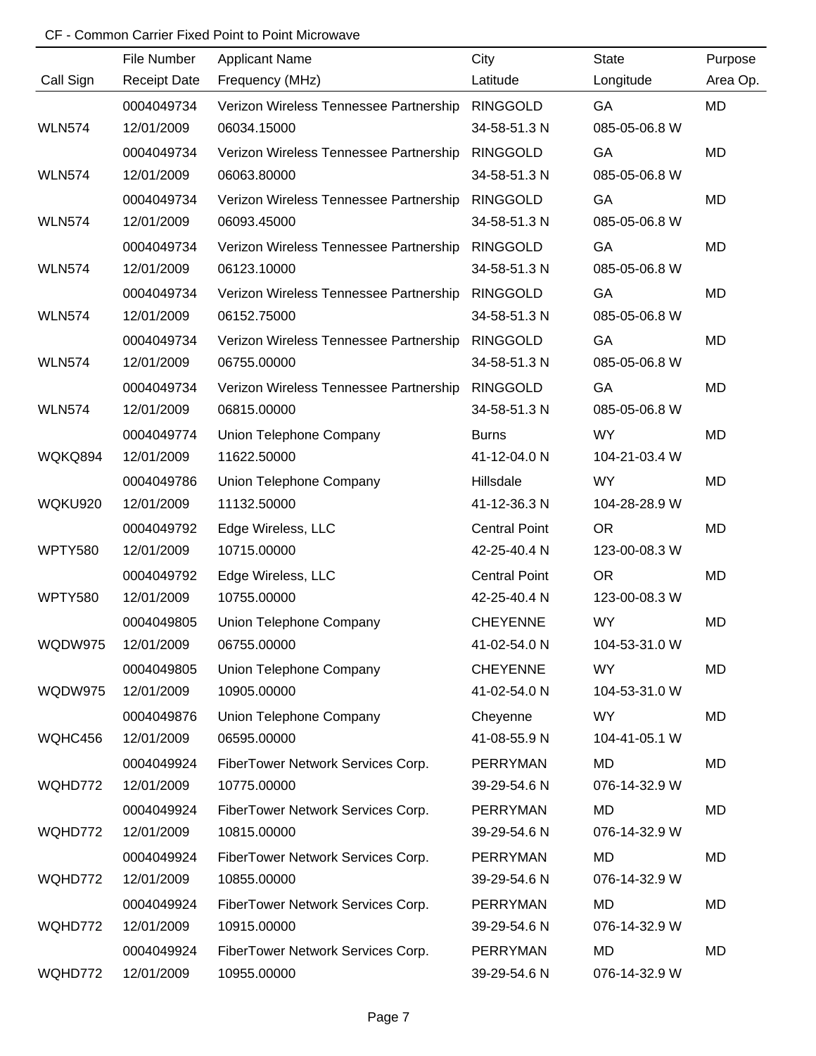CF - Common Carrier Fixed Point to Point Microwave

| Call Sign | File Number / Receipt Date | Applicant Name / Frequency (MHz) | City / Latitude | State / Longitude | Purpose / Area Op. |
|---|---|---|---|---|---|
| | 0004049734 | Verizon Wireless Tennessee Partnership | RINGGOLD | GA | MD |
| WLN574 | 12/01/2009 | 06034.15000 | 34-58-51.3 N | 085-05-06.8 W | |
| | 0004049734 | Verizon Wireless Tennessee Partnership | RINGGOLD | GA | MD |
| WLN574 | 12/01/2009 | 06063.80000 | 34-58-51.3 N | 085-05-06.8 W | |
| | 0004049734 | Verizon Wireless Tennessee Partnership | RINGGOLD | GA | MD |
| WLN574 | 12/01/2009 | 06093.45000 | 34-58-51.3 N | 085-05-06.8 W | |
| | 0004049734 | Verizon Wireless Tennessee Partnership | RINGGOLD | GA | MD |
| WLN574 | 12/01/2009 | 06123.10000 | 34-58-51.3 N | 085-05-06.8 W | |
| | 0004049734 | Verizon Wireless Tennessee Partnership | RINGGOLD | GA | MD |
| WLN574 | 12/01/2009 | 06152.75000 | 34-58-51.3 N | 085-05-06.8 W | |
| | 0004049734 | Verizon Wireless Tennessee Partnership | RINGGOLD | GA | MD |
| WLN574 | 12/01/2009 | 06755.00000 | 34-58-51.3 N | 085-05-06.8 W | |
| | 0004049734 | Verizon Wireless Tennessee Partnership | RINGGOLD | GA | MD |
| WLN574 | 12/01/2009 | 06815.00000 | 34-58-51.3 N | 085-05-06.8 W | |
| | 0004049774 | Union Telephone Company | Burns | WY | MD |
| WQKQ894 | 12/01/2009 | 11622.50000 | 41-12-04.0 N | 104-21-03.4 W | |
| | 0004049786 | Union Telephone Company | Hillsdale | WY | MD |
| WQKU920 | 12/01/2009 | 11132.50000 | 41-12-36.3 N | 104-28-28.9 W | |
| | 0004049792 | Edge Wireless, LLC | Central Point | OR | MD |
| WPTY580 | 12/01/2009 | 10715.00000 | 42-25-40.4 N | 123-00-08.3 W | |
| | 0004049792 | Edge Wireless, LLC | Central Point | OR | MD |
| WPTY580 | 12/01/2009 | 10755.00000 | 42-25-40.4 N | 123-00-08.3 W | |
| | 0004049805 | Union Telephone Company | CHEYENNE | WY | MD |
| WQDW975 | 12/01/2009 | 06755.00000 | 41-02-54.0 N | 104-53-31.0 W | |
| | 0004049805 | Union Telephone Company | CHEYENNE | WY | MD |
| WQDW975 | 12/01/2009 | 10905.00000 | 41-02-54.0 N | 104-53-31.0 W | |
| | 0004049876 | Union Telephone Company | Cheyenne | WY | MD |
| WQHC456 | 12/01/2009 | 06595.00000 | 41-08-55.9 N | 104-41-05.1 W | |
| | 0004049924 | FiberTower Network Services Corp. | PERRYMAN | MD | MD |
| WQHD772 | 12/01/2009 | 10775.00000 | 39-29-54.6 N | 076-14-32.9 W | |
| | 0004049924 | FiberTower Network Services Corp. | PERRYMAN | MD | MD |
| WQHD772 | 12/01/2009 | 10815.00000 | 39-29-54.6 N | 076-14-32.9 W | |
| | 0004049924 | FiberTower Network Services Corp. | PERRYMAN | MD | MD |
| WQHD772 | 12/01/2009 | 10855.00000 | 39-29-54.6 N | 076-14-32.9 W | |
| | 0004049924 | FiberTower Network Services Corp. | PERRYMAN | MD | MD |
| WQHD772 | 12/01/2009 | 10915.00000 | 39-29-54.6 N | 076-14-32.9 W | |
| | 0004049924 | FiberTower Network Services Corp. | PERRYMAN | MD | MD |
| WQHD772 | 12/01/2009 | 10955.00000 | 39-29-54.6 N | 076-14-32.9 W | |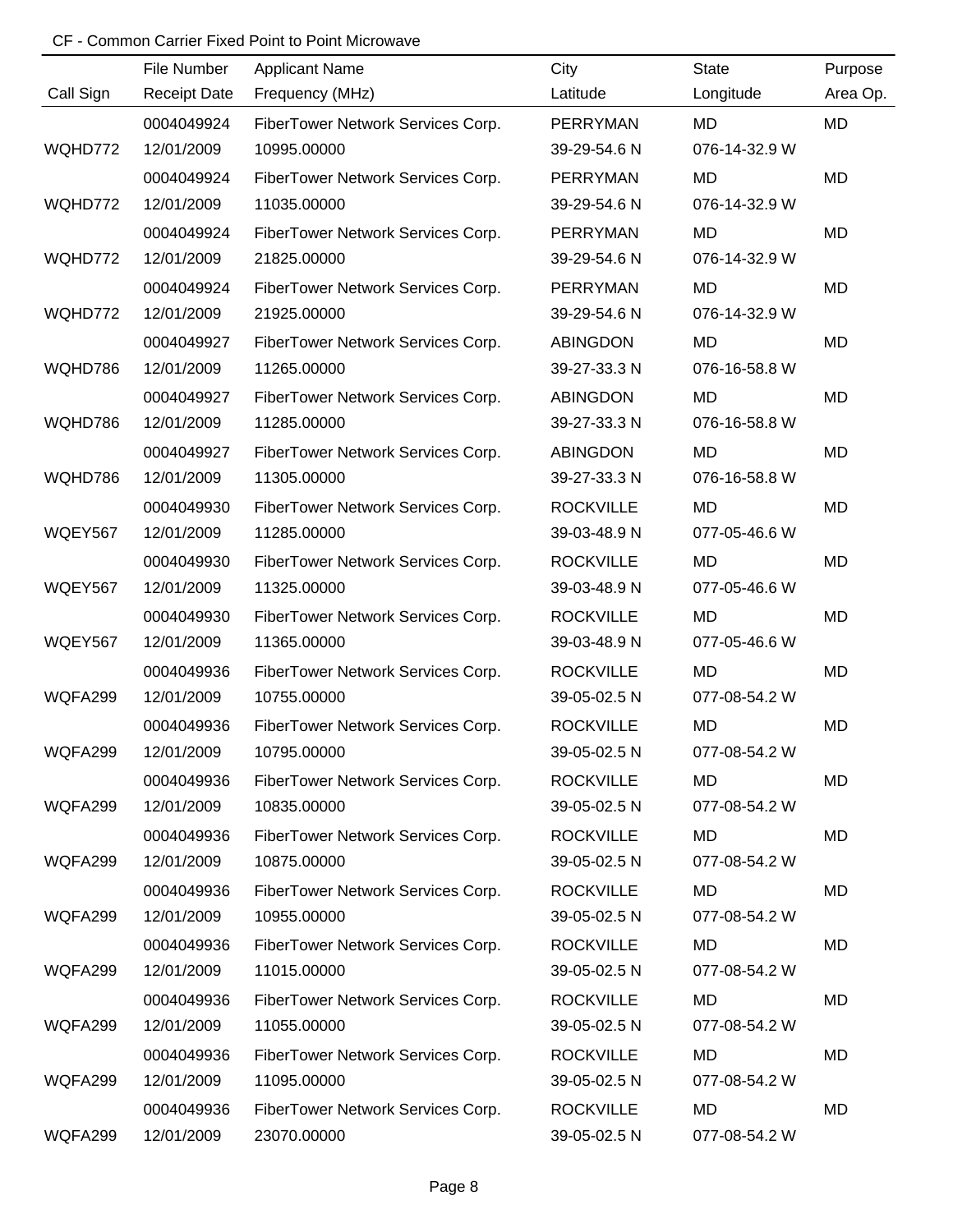CF - Common Carrier Fixed Point to Point Microwave

| Call Sign | File Number / Receipt Date | Applicant Name / Frequency (MHz) | City / Latitude | State / Longitude | Purpose / Area Op. |
|---|---|---|---|---|---|
| WQHD772 | 0004049924 / 12/01/2009 | FiberTower Network Services Corp. / 10995.00000 | PERRYMAN / 39-29-54.6 N | MD / 076-14-32.9 W | MD |
| WQHD772 | 0004049924 / 12/01/2009 | FiberTower Network Services Corp. / 11035.00000 | PERRYMAN / 39-29-54.6 N | MD / 076-14-32.9 W | MD |
| WQHD772 | 0004049924 / 12/01/2009 | FiberTower Network Services Corp. / 21825.00000 | PERRYMAN / 39-29-54.6 N | MD / 076-14-32.9 W | MD |
| WQHD772 | 0004049924 / 12/01/2009 | FiberTower Network Services Corp. / 21925.00000 | PERRYMAN / 39-29-54.6 N | MD / 076-14-32.9 W | MD |
| WQHD786 | 0004049927 / 12/01/2009 | FiberTower Network Services Corp. / 11265.00000 | ABINGDON / 39-27-33.3 N | MD / 076-16-58.8 W | MD |
| WQHD786 | 0004049927 / 12/01/2009 | FiberTower Network Services Corp. / 11285.00000 | ABINGDON / 39-27-33.3 N | MD / 076-16-58.8 W | MD |
| WQHD786 | 0004049927 / 12/01/2009 | FiberTower Network Services Corp. / 11305.00000 | ABINGDON / 39-27-33.3 N | MD / 076-16-58.8 W | MD |
| WQEY567 | 0004049930 / 12/01/2009 | FiberTower Network Services Corp. / 11285.00000 | ROCKVILLE / 39-03-48.9 N | MD / 077-05-46.6 W | MD |
| WQEY567 | 0004049930 / 12/01/2009 | FiberTower Network Services Corp. / 11325.00000 | ROCKVILLE / 39-03-48.9 N | MD / 077-05-46.6 W | MD |
| WQEY567 | 0004049930 / 12/01/2009 | FiberTower Network Services Corp. / 11365.00000 | ROCKVILLE / 39-03-48.9 N | MD / 077-05-46.6 W | MD |
| WQFA299 | 0004049936 / 12/01/2009 | FiberTower Network Services Corp. / 10755.00000 | ROCKVILLE / 39-05-02.5 N | MD / 077-08-54.2 W | MD |
| WQFA299 | 0004049936 / 12/01/2009 | FiberTower Network Services Corp. / 10795.00000 | ROCKVILLE / 39-05-02.5 N | MD / 077-08-54.2 W | MD |
| WQFA299 | 0004049936 / 12/01/2009 | FiberTower Network Services Corp. / 10835.00000 | ROCKVILLE / 39-05-02.5 N | MD / 077-08-54.2 W | MD |
| WQFA299 | 0004049936 / 12/01/2009 | FiberTower Network Services Corp. / 10875.00000 | ROCKVILLE / 39-05-02.5 N | MD / 077-08-54.2 W | MD |
| WQFA299 | 0004049936 / 12/01/2009 | FiberTower Network Services Corp. / 10955.00000 | ROCKVILLE / 39-05-02.5 N | MD / 077-08-54.2 W | MD |
| WQFA299 | 0004049936 / 12/01/2009 | FiberTower Network Services Corp. / 11015.00000 | ROCKVILLE / 39-05-02.5 N | MD / 077-08-54.2 W | MD |
| WQFA299 | 0004049936 / 12/01/2009 | FiberTower Network Services Corp. / 11055.00000 | ROCKVILLE / 39-05-02.5 N | MD / 077-08-54.2 W | MD |
| WQFA299 | 0004049936 / 12/01/2009 | FiberTower Network Services Corp. / 11095.00000 | ROCKVILLE / 39-05-02.5 N | MD / 077-08-54.2 W | MD |
| WQFA299 | 0004049936 / 12/01/2009 | FiberTower Network Services Corp. / 23070.00000 | ROCKVILLE / 39-05-02.5 N | MD / 077-08-54.2 W | MD |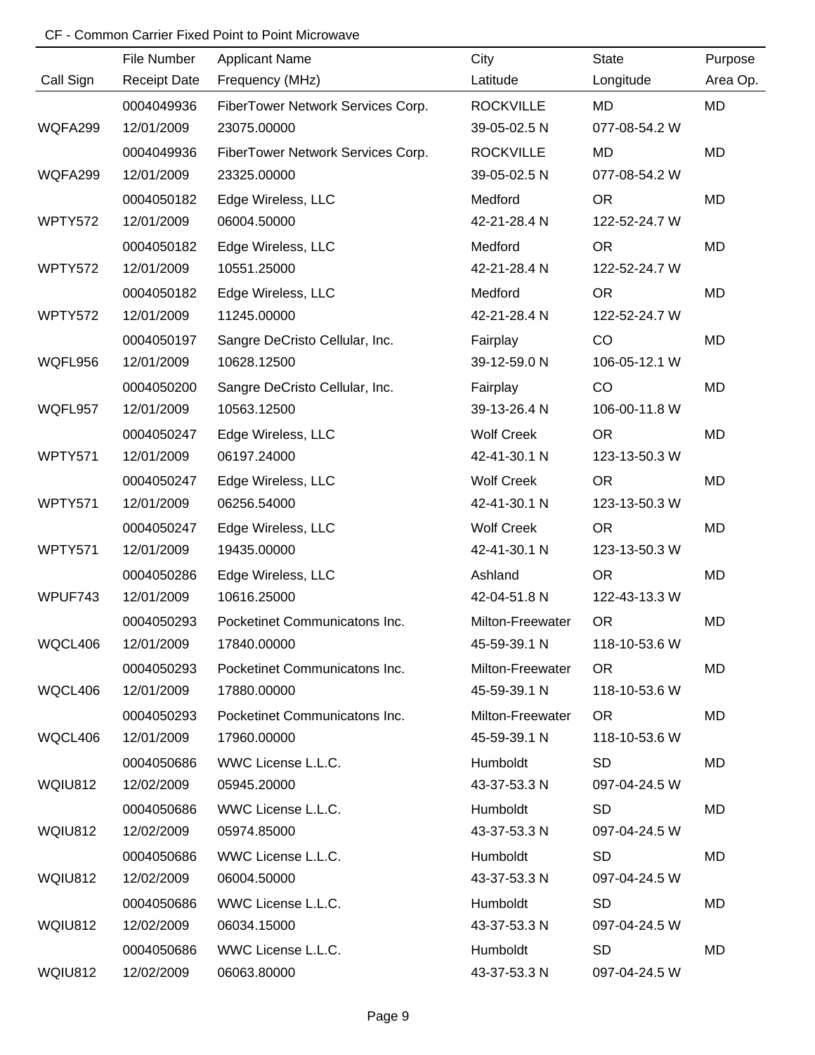CF - Common Carrier Fixed Point to Point Microwave

| Call Sign | File Number<br>Receipt Date | Applicant Name<br>Frequency (MHz) | City<br>Latitude | State<br>Longitude | Purpose<br>Area Op. |
|---|---|---|---|---|---|
| WQFA299 | 0004049936<br>12/01/2009 | FiberTower Network Services Corp.<br>23075.00000 | ROCKVILLE<br>39-05-02.5 N | MD<br>077-08-54.2 W | MD |
| WQFA299 | 0004049936<br>12/01/2009 | FiberTower Network Services Corp.<br>23325.00000 | ROCKVILLE<br>39-05-02.5 N | MD<br>077-08-54.2 W | MD |
| WPTY572 | 0004050182<br>12/01/2009 | Edge Wireless, LLC<br>06004.50000 | Medford<br>42-21-28.4 N | OR<br>122-52-24.7 W | MD |
| WPTY572 | 0004050182<br>12/01/2009 | Edge Wireless, LLC<br>10551.25000 | Medford<br>42-21-28.4 N | OR<br>122-52-24.7 W | MD |
| WPTY572 | 0004050182<br>12/01/2009 | Edge Wireless, LLC<br>11245.00000 | Medford<br>42-21-28.4 N | OR<br>122-52-24.7 W | MD |
| WQFL956 | 0004050197<br>12/01/2009 | Sangre DeCristo Cellular, Inc.<br>10628.12500 | Fairplay<br>39-12-59.0 N | CO<br>106-05-12.1 W | MD |
| WQFL957 | 0004050200<br>12/01/2009 | Sangre DeCristo Cellular, Inc.<br>10563.12500 | Fairplay<br>39-13-26.4 N | CO<br>106-00-11.8 W | MD |
| WPTY571 | 0004050247<br>12/01/2009 | Edge Wireless, LLC<br>06197.24000 | Wolf Creek<br>42-41-30.1 N | OR<br>123-13-50.3 W | MD |
| WPTY571 | 0004050247<br>12/01/2009 | Edge Wireless, LLC<br>06256.54000 | Wolf Creek<br>42-41-30.1 N | OR<br>123-13-50.3 W | MD |
| WPTY571 | 0004050247<br>12/01/2009 | Edge Wireless, LLC<br>19435.00000 | Wolf Creek<br>42-41-30.1 N | OR<br>123-13-50.3 W | MD |
| WPUF743 | 0004050286<br>12/01/2009 | Edge Wireless, LLC<br>10616.25000 | Ashland<br>42-04-51.8 N | OR<br>122-43-13.3 W | MD |
| WQCL406 | 0004050293<br>12/01/2009 | Pocketinet Communicatons Inc.<br>17840.00000 | Milton-Freewater<br>45-59-39.1 N | OR<br>118-10-53.6 W | MD |
| WQCL406 | 0004050293<br>12/01/2009 | Pocketinet Communicatons Inc.<br>17880.00000 | Milton-Freewater<br>45-59-39.1 N | OR<br>118-10-53.6 W | MD |
| WQCL406 | 0004050293<br>12/01/2009 | Pocketinet Communicatons Inc.<br>17960.00000 | Milton-Freewater<br>45-59-39.1 N | OR<br>118-10-53.6 W | MD |
| WQIU812 | 0004050686<br>12/02/2009 | WWC License L.L.C.<br>05945.20000 | Humboldt<br>43-37-53.3 N | SD<br>097-04-24.5 W | MD |
| WQIU812 | 0004050686<br>12/02/2009 | WWC License L.L.C.<br>05974.85000 | Humboldt<br>43-37-53.3 N | SD<br>097-04-24.5 W | MD |
| WQIU812 | 0004050686<br>12/02/2009 | WWC License L.L.C.<br>06004.50000 | Humboldt<br>43-37-53.3 N | SD<br>097-04-24.5 W | MD |
| WQIU812 | 0004050686<br>12/02/2009 | WWC License L.L.C.<br>06034.15000 | Humboldt<br>43-37-53.3 N | SD<br>097-04-24.5 W | MD |
| WQIU812 | 0004050686<br>12/02/2009 | WWC License L.L.C.<br>06063.80000 | Humboldt<br>43-37-53.3 N | SD<br>097-04-24.5 W | MD |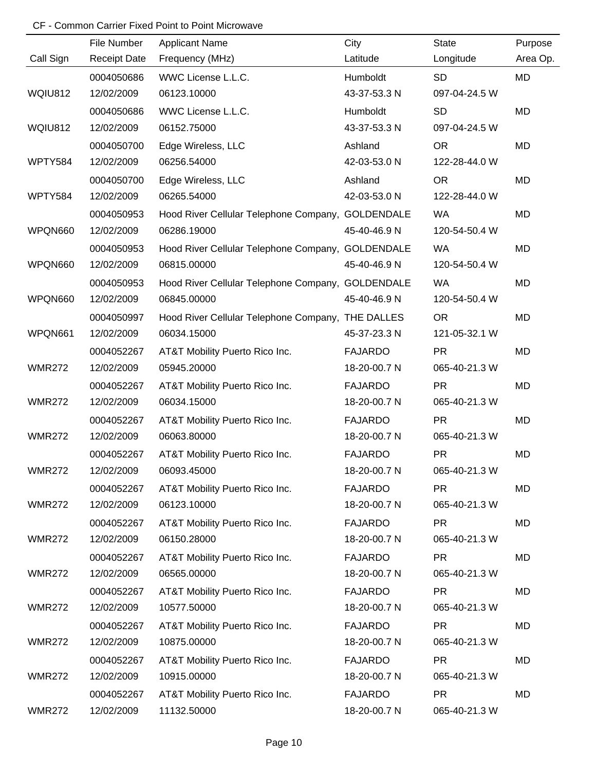CF - Common Carrier Fixed Point to Point Microwave

| Call Sign | File Number<br>Receipt Date | Applicant Name<br>Frequency (MHz) | City<br>Latitude | State<br>Longitude | Purpose<br>Area Op. |
|---|---|---|---|---|---|
| WQIU812 | 0004050686<br>12/02/2009 | WWC License L.L.C.<br>06123.10000 | Humboldt<br>43-37-53.3 N | SD<br>097-04-24.5 W | MD |
| WQIU812 | 0004050686<br>12/02/2009 | WWC License L.L.C.<br>06152.75000 | Humboldt<br>43-37-53.3 N | SD<br>097-04-24.5 W | MD |
| WPTY584 | 0004050700<br>12/02/2009 | Edge Wireless, LLC<br>06256.54000 | Ashland<br>42-03-53.0 N | OR<br>122-28-44.0 W | MD |
| WPTY584 | 0004050700<br>12/02/2009 | Edge Wireless, LLC<br>06265.54000 | Ashland<br>42-03-53.0 N | OR<br>122-28-44.0 W | MD |
| WPQN660 | 0004050953<br>12/02/2009 | Hood River Cellular Telephone Company,<br>06286.19000 | GOLDENDALE<br>45-40-46.9 N | WA<br>120-54-50.4 W | MD |
| WPQN660 | 0004050953<br>12/02/2009 | Hood River Cellular Telephone Company,<br>06815.00000 | GOLDENDALE<br>45-40-46.9 N | WA<br>120-54-50.4 W | MD |
| WPQN660 | 0004050953<br>12/02/2009 | Hood River Cellular Telephone Company,<br>06845.00000 | GOLDENDALE<br>45-40-46.9 N | WA<br>120-54-50.4 W | MD |
| WPQN661 | 0004050997<br>12/02/2009 | Hood River Cellular Telephone Company,<br>06034.15000 | THE DALLES<br>45-37-23.3 N | OR<br>121-05-32.1 W | MD |
| WMR272 | 0004052267<br>12/02/2009 | AT&T Mobility Puerto Rico Inc.<br>05945.20000 | FAJARDO<br>18-20-00.7 N | PR<br>065-40-21.3 W | MD |
| WMR272 | 0004052267<br>12/02/2009 | AT&T Mobility Puerto Rico Inc.<br>06034.15000 | FAJARDO<br>18-20-00.7 N | PR<br>065-40-21.3 W | MD |
| WMR272 | 0004052267<br>12/02/2009 | AT&T Mobility Puerto Rico Inc.<br>06063.80000 | FAJARDO<br>18-20-00.7 N | PR<br>065-40-21.3 W | MD |
| WMR272 | 0004052267<br>12/02/2009 | AT&T Mobility Puerto Rico Inc.<br>06093.45000 | FAJARDO<br>18-20-00.7 N | PR<br>065-40-21.3 W | MD |
| WMR272 | 0004052267<br>12/02/2009 | AT&T Mobility Puerto Rico Inc.<br>06123.10000 | FAJARDO<br>18-20-00.7 N | PR<br>065-40-21.3 W | MD |
| WMR272 | 0004052267<br>12/02/2009 | AT&T Mobility Puerto Rico Inc.<br>06150.28000 | FAJARDO<br>18-20-00.7 N | PR<br>065-40-21.3 W | MD |
| WMR272 | 0004052267<br>12/02/2009 | AT&T Mobility Puerto Rico Inc.<br>06565.00000 | FAJARDO<br>18-20-00.7 N | PR<br>065-40-21.3 W | MD |
| WMR272 | 0004052267<br>12/02/2009 | AT&T Mobility Puerto Rico Inc.<br>10577.50000 | FAJARDO<br>18-20-00.7 N | PR<br>065-40-21.3 W | MD |
| WMR272 | 0004052267<br>12/02/2009 | AT&T Mobility Puerto Rico Inc.<br>10875.00000 | FAJARDO<br>18-20-00.7 N | PR<br>065-40-21.3 W | MD |
| WMR272 | 0004052267<br>12/02/2009 | AT&T Mobility Puerto Rico Inc.<br>10915.00000 | FAJARDO<br>18-20-00.7 N | PR<br>065-40-21.3 W | MD |
| WMR272 | 0004052267<br>12/02/2009 | AT&T Mobility Puerto Rico Inc.<br>11132.50000 | FAJARDO<br>18-20-00.7 N | PR<br>065-40-21.3 W | MD |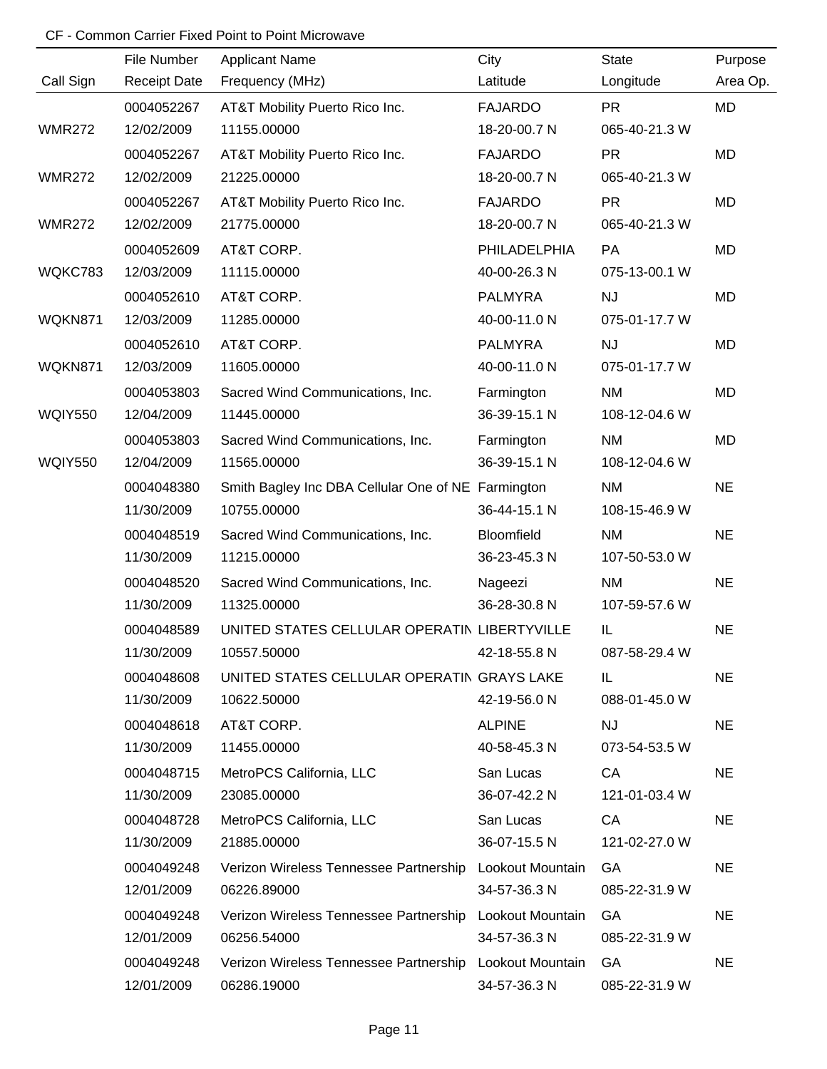CF - Common Carrier Fixed Point to Point Microwave

| Call Sign | File Number / Receipt Date | Applicant Name / Frequency (MHz) | City / Latitude | State / Longitude | Purpose / Area Op. |
|---|---|---|---|---|---|
| | 0004052267 | AT&T Mobility Puerto Rico Inc. | FAJARDO | PR | MD |
| WMR272 | 12/02/2009 | 11155.00000 | 18-20-00.7 N | 065-40-21.3 W | |
| | 0004052267 | AT&T Mobility Puerto Rico Inc. | FAJARDO | PR | MD |
| WMR272 | 12/02/2009 | 21225.00000 | 18-20-00.7 N | 065-40-21.3 W | |
| | 0004052267 | AT&T Mobility Puerto Rico Inc. | FAJARDO | PR | MD |
| WMR272 | 12/02/2009 | 21775.00000 | 18-20-00.7 N | 065-40-21.3 W | |
| | 0004052609 | AT&T CORP. | PHILADELPHIA | PA | MD |
| WQKC783 | 12/03/2009 | 11115.00000 | 40-00-26.3 N | 075-13-00.1 W | |
| | 0004052610 | AT&T CORP. | PALMYRA | NJ | MD |
| WQKN871 | 12/03/2009 | 11285.00000 | 40-00-11.0 N | 075-01-17.7 W | |
| | 0004052610 | AT&T CORP. | PALMYRA | NJ | MD |
| WQKN871 | 12/03/2009 | 11605.00000 | 40-00-11.0 N | 075-01-17.7 W | |
| | 0004053803 | Sacred Wind Communications, Inc. | Farmington | NM | MD |
| WQIY550 | 12/04/2009 | 11445.00000 | 36-39-15.1 N | 108-12-04.6 W | |
| | 0004053803 | Sacred Wind Communications, Inc. | Farmington | NM | MD |
| WQIY550 | 12/04/2009 | 11565.00000 | 36-39-15.1 N | 108-12-04.6 W | |
| | 0004048380 | Smith Bagley Inc DBA Cellular One of NE | Farmington | NM | NE |
| | 11/30/2009 | 10755.00000 | 36-44-15.1 N | 108-15-46.9 W | |
| | 0004048519 | Sacred Wind Communications, Inc. | Bloomfield | NM | NE |
| | 11/30/2009 | 11215.00000 | 36-23-45.3 N | 107-50-53.0 W | |
| | 0004048520 | Sacred Wind Communications, Inc. | Nageezi | NM | NE |
| | 11/30/2009 | 11325.00000 | 36-28-30.8 N | 107-59-57.6 W | |
| | 0004048589 | UNITED STATES CELLULAR OPERATIN | LIBERTYVILLE | IL | NE |
| | 11/30/2009 | 10557.50000 | 42-18-55.8 N | 087-58-29.4 W | |
| | 0004048608 | UNITED STATES CELLULAR OPERATIN | GRAYS LAKE | IL | NE |
| | 11/30/2009 | 10622.50000 | 42-19-56.0 N | 088-01-45.0 W | |
| | 0004048618 | AT&T CORP. | ALPINE | NJ | NE |
| | 11/30/2009 | 11455.00000 | 40-58-45.3 N | 073-54-53.5 W | |
| | 0004048715 | MetroPCS California, LLC | San Lucas | CA | NE |
| | 11/30/2009 | 23085.00000 | 36-07-42.2 N | 121-01-03.4 W | |
| | 0004048728 | MetroPCS California, LLC | San Lucas | CA | NE |
| | 11/30/2009 | 21885.00000 | 36-07-15.5 N | 121-02-27.0 W | |
| | 0004049248 | Verizon Wireless Tennessee Partnership | Lookout Mountain | GA | NE |
| | 12/01/2009 | 06226.89000 | 34-57-36.3 N | 085-22-31.9 W | |
| | 0004049248 | Verizon Wireless Tennessee Partnership | Lookout Mountain | GA | NE |
| | 12/01/2009 | 06256.54000 | 34-57-36.3 N | 085-22-31.9 W | |
| | 0004049248 | Verizon Wireless Tennessee Partnership | Lookout Mountain | GA | NE |
| | 12/01/2009 | 06286.19000 | 34-57-36.3 N | 085-22-31.9 W | |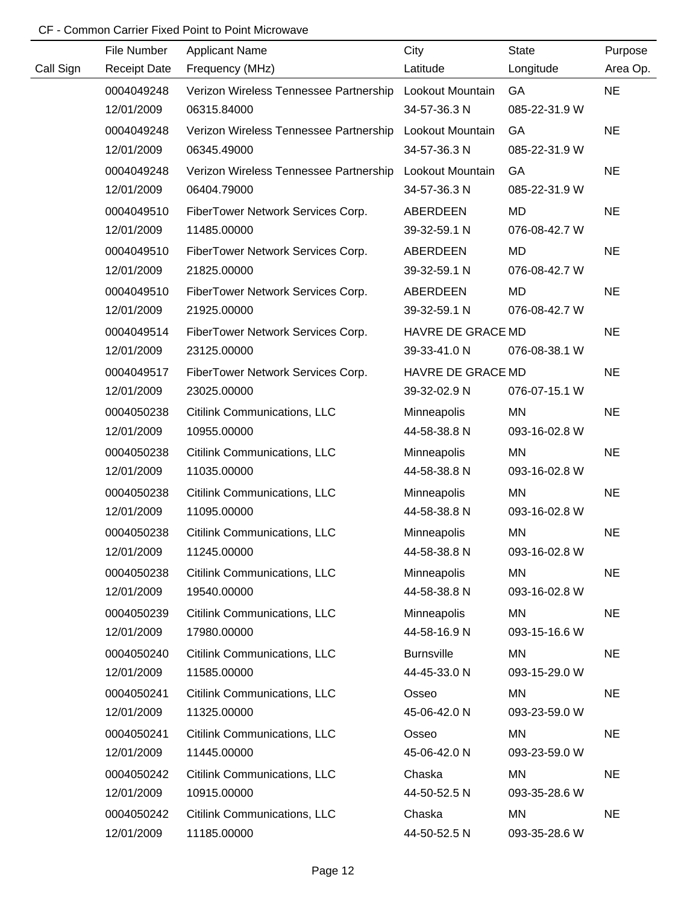CF - Common Carrier Fixed Point to Point Microwave

| Call Sign | File Number<br>Receipt Date | Applicant Name<br>Frequency (MHz) | City<br>Latitude | State<br>Longitude | Purpose<br>Area Op. |
|---|---|---|---|---|---|
| | 0004049248<br>12/01/2009 | Verizon Wireless Tennessee Partnership<br>06315.84000 | Lookout Mountain<br>34-57-36.3 N | GA<br>085-22-31.9 W | NE |
| | 0004049248<br>12/01/2009 | Verizon Wireless Tennessee Partnership<br>06345.49000 | Lookout Mountain<br>34-57-36.3 N | GA<br>085-22-31.9 W | NE |
| | 0004049248<br>12/01/2009 | Verizon Wireless Tennessee Partnership<br>06404.79000 | Lookout Mountain<br>34-57-36.3 N | GA<br>085-22-31.9 W | NE |
| | 0004049510<br>12/01/2009 | FiberTower Network Services Corp.<br>11485.00000 | ABERDEEN<br>39-32-59.1 N | MD<br>076-08-42.7 W | NE |
| | 0004049510<br>12/01/2009 | FiberTower Network Services Corp.<br>21825.00000 | ABERDEEN<br>39-32-59.1 N | MD<br>076-08-42.7 W | NE |
| | 0004049510<br>12/01/2009 | FiberTower Network Services Corp.<br>21925.00000 | ABERDEEN<br>39-32-59.1 N | MD<br>076-08-42.7 W | NE |
| | 0004049514<br>12/01/2009 | FiberTower Network Services Corp.<br>23125.00000 | HAVRE DE GRACE<br>39-33-41.0 N | MD<br>076-08-38.1 W | NE |
| | 0004049517<br>12/01/2009 | FiberTower Network Services Corp.<br>23025.00000 | HAVRE DE GRACE<br>39-32-02.9 N | MD<br>076-07-15.1 W | NE |
| | 0004050238<br>12/01/2009 | Citilink Communications, LLC<br>10955.00000 | Minneapolis<br>44-58-38.8 N | MN<br>093-16-02.8 W | NE |
| | 0004050238<br>12/01/2009 | Citilink Communications, LLC<br>11035.00000 | Minneapolis<br>44-58-38.8 N | MN<br>093-16-02.8 W | NE |
| | 0004050238<br>12/01/2009 | Citilink Communications, LLC<br>11095.00000 | Minneapolis<br>44-58-38.8 N | MN<br>093-16-02.8 W | NE |
| | 0004050238<br>12/01/2009 | Citilink Communications, LLC<br>11245.00000 | Minneapolis<br>44-58-38.8 N | MN<br>093-16-02.8 W | NE |
| | 0004050238<br>12/01/2009 | Citilink Communications, LLC<br>19540.00000 | Minneapolis<br>44-58-38.8 N | MN<br>093-16-02.8 W | NE |
| | 0004050239<br>12/01/2009 | Citilink Communications, LLC<br>17980.00000 | Minneapolis<br>44-58-16.9 N | MN<br>093-15-16.6 W | NE |
| | 0004050240<br>12/01/2009 | Citilink Communications, LLC<br>11585.00000 | Burnsville<br>44-45-33.0 N | MN<br>093-15-29.0 W | NE |
| | 0004050241<br>12/01/2009 | Citilink Communications, LLC<br>11325.00000 | Osseo<br>45-06-42.0 N | MN<br>093-23-59.0 W | NE |
| | 0004050241<br>12/01/2009 | Citilink Communications, LLC<br>11445.00000 | Osseo<br>45-06-42.0 N | MN<br>093-23-59.0 W | NE |
| | 0004050242<br>12/01/2009 | Citilink Communications, LLC<br>10915.00000 | Chaska<br>44-50-52.5 N | MN<br>093-35-28.6 W | NE |
| | 0004050242<br>12/01/2009 | Citilink Communications, LLC<br>11185.00000 | Chaska<br>44-50-52.5 N | MN<br>093-35-28.6 W | NE |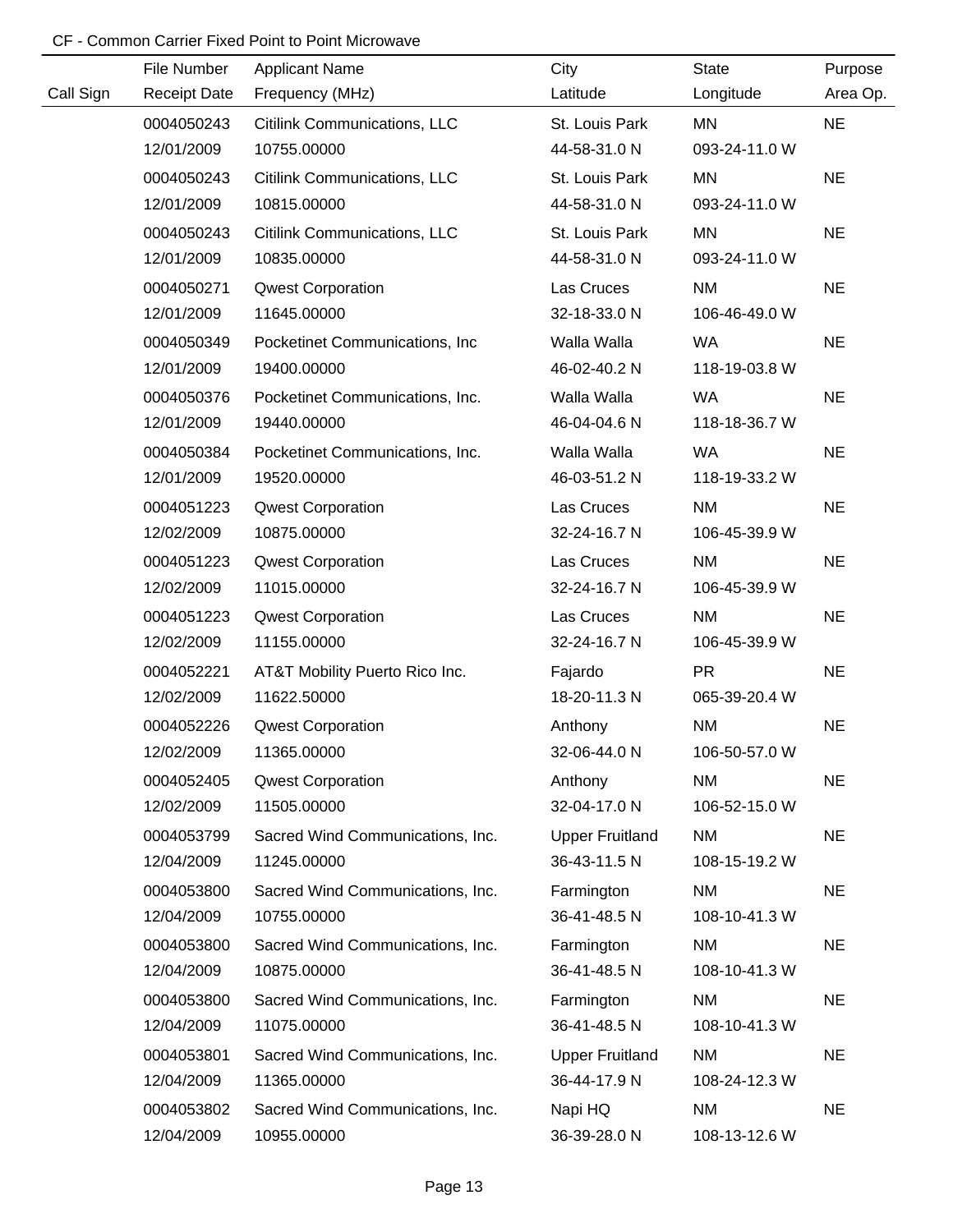CF - Common Carrier Fixed Point to Point Microwave

| Call Sign | File Number<br>Receipt Date | Applicant Name<br>Frequency (MHz) | City<br>Latitude | State<br>Longitude | Purpose<br>Area Op. |
|---|---|---|---|---|---|
| | 0004050243<br>12/01/2009 | Citilink Communications, LLC<br>10755.00000 | St. Louis Park<br>44-58-31.0 N | MN<br>093-24-11.0 W | NE |
| | 0004050243<br>12/01/2009 | Citilink Communications, LLC<br>10815.00000 | St. Louis Park<br>44-58-31.0 N | MN<br>093-24-11.0 W | NE |
| | 0004050243<br>12/01/2009 | Citilink Communications, LLC<br>10835.00000 | St. Louis Park<br>44-58-31.0 N | MN<br>093-24-11.0 W | NE |
| | 0004050271<br>12/01/2009 | Qwest Corporation<br>11645.00000 | Las Cruces<br>32-18-33.0 N | NM<br>106-46-49.0 W | NE |
| | 0004050349<br>12/01/2009 | Pocketinet Communications, Inc<br>19400.00000 | Walla Walla<br>46-02-40.2 N | WA<br>118-19-03.8 W | NE |
| | 0004050376<br>12/01/2009 | Pocketinet Communications, Inc.<br>19440.00000 | Walla Walla<br>46-04-04.6 N | WA<br>118-18-36.7 W | NE |
| | 0004050384<br>12/01/2009 | Pocketinet Communications, Inc.<br>19520.00000 | Walla Walla<br>46-03-51.2 N | WA<br>118-19-33.2 W | NE |
| | 0004051223<br>12/02/2009 | Qwest Corporation<br>10875.00000 | Las Cruces<br>32-24-16.7 N | NM<br>106-45-39.9 W | NE |
| | 0004051223<br>12/02/2009 | Qwest Corporation<br>11015.00000 | Las Cruces<br>32-24-16.7 N | NM<br>106-45-39.9 W | NE |
| | 0004051223<br>12/02/2009 | Qwest Corporation<br>11155.00000 | Las Cruces<br>32-24-16.7 N | NM<br>106-45-39.9 W | NE |
| | 0004052221<br>12/02/2009 | AT&T Mobility Puerto Rico Inc.<br>11622.50000 | Fajardo<br>18-20-11.3 N | PR<br>065-39-20.4 W | NE |
| | 0004052226<br>12/02/2009 | Qwest Corporation<br>11365.00000 | Anthony<br>32-06-44.0 N | NM<br>106-50-57.0 W | NE |
| | 0004052405<br>12/02/2009 | Qwest Corporation<br>11505.00000 | Anthony<br>32-04-17.0 N | NM<br>106-52-15.0 W | NE |
| | 0004053799<br>12/04/2009 | Sacred Wind Communications, Inc.<br>11245.00000 | Upper Fruitland<br>36-43-11.5 N | NM<br>108-15-19.2 W | NE |
| | 0004053800<br>12/04/2009 | Sacred Wind Communications, Inc.<br>10755.00000 | Farmington<br>36-41-48.5 N | NM<br>108-10-41.3 W | NE |
| | 0004053800<br>12/04/2009 | Sacred Wind Communications, Inc.<br>10875.00000 | Farmington<br>36-41-48.5 N | NM<br>108-10-41.3 W | NE |
| | 0004053800<br>12/04/2009 | Sacred Wind Communications, Inc.<br>11075.00000 | Farmington<br>36-41-48.5 N | NM<br>108-10-41.3 W | NE |
| | 0004053801<br>12/04/2009 | Sacred Wind Communications, Inc.<br>11365.00000 | Upper Fruitland<br>36-44-17.9 N | NM<br>108-24-12.3 W | NE |
| | 0004053802<br>12/04/2009 | Sacred Wind Communications, Inc.<br>10955.00000 | Napi HQ<br>36-39-28.0 N | NM<br>108-13-12.6 W | NE |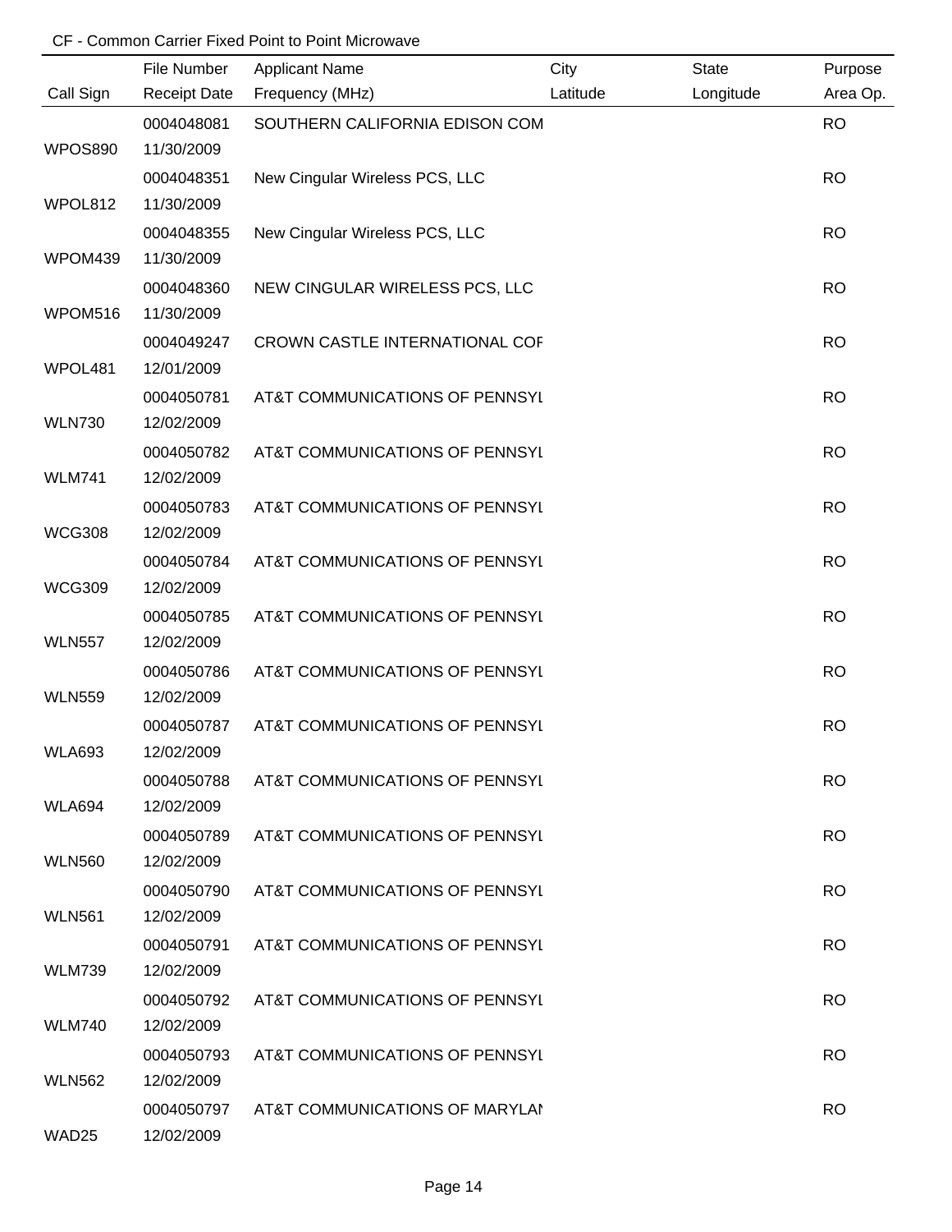CF - Common Carrier Fixed Point to Point Microwave

| Call Sign | File Number<br>Receipt Date | Applicant Name<br>Frequency (MHz) | City<br>Latitude | State<br>Longitude | Purpose<br>Area Op. |
|---|---|---|---|---|---|
| WPOS890 | 0004048081<br>11/30/2009 | SOUTHERN CALIFORNIA EDISON COM | | | RO |
| WPOL812 | 0004048351<br>11/30/2009 | New Cingular Wireless PCS, LLC | | | RO |
| WPOM439 | 0004048355<br>11/30/2009 | New Cingular Wireless PCS, LLC | | | RO |
| WPOM516 | 0004048360<br>11/30/2009 | NEW CINGULAR WIRELESS PCS, LLC | | | RO |
| WPOL481 | 0004049247<br>12/01/2009 | CROWN CASTLE INTERNATIONAL COF | | | RO |
| WLN730 | 0004050781<br>12/02/2009 | AT&T COMMUNICATIONS OF PENNSYL | | | RO |
| WLM741 | 0004050782<br>12/02/2009 | AT&T COMMUNICATIONS OF PENNSYL | | | RO |
| WCG308 | 0004050783<br>12/02/2009 | AT&T COMMUNICATIONS OF PENNSYL | | | RO |
| WCG309 | 0004050784<br>12/02/2009 | AT&T COMMUNICATIONS OF PENNSYL | | | RO |
| WLN557 | 0004050785<br>12/02/2009 | AT&T COMMUNICATIONS OF PENNSYL | | | RO |
| WLN559 | 0004050786<br>12/02/2009 | AT&T COMMUNICATIONS OF PENNSYL | | | RO |
| WLA693 | 0004050787<br>12/02/2009 | AT&T COMMUNICATIONS OF PENNSYL | | | RO |
| WLA694 | 0004050788<br>12/02/2009 | AT&T COMMUNICATIONS OF PENNSYL | | | RO |
| WLN560 | 0004050789<br>12/02/2009 | AT&T COMMUNICATIONS OF PENNSYL | | | RO |
| WLN561 | 0004050790<br>12/02/2009 | AT&T COMMUNICATIONS OF PENNSYL | | | RO |
| WLM739 | 0004050791<br>12/02/2009 | AT&T COMMUNICATIONS OF PENNSYL | | | RO |
| WLM740 | 0004050792<br>12/02/2009 | AT&T COMMUNICATIONS OF PENNSYL | | | RO |
| WLN562 | 0004050793<br>12/02/2009 | AT&T COMMUNICATIONS OF PENNSYL | | | RO |
| WAD25 | 0004050797<br>12/02/2009 | AT&T COMMUNICATIONS OF MARYLAI | | | RO |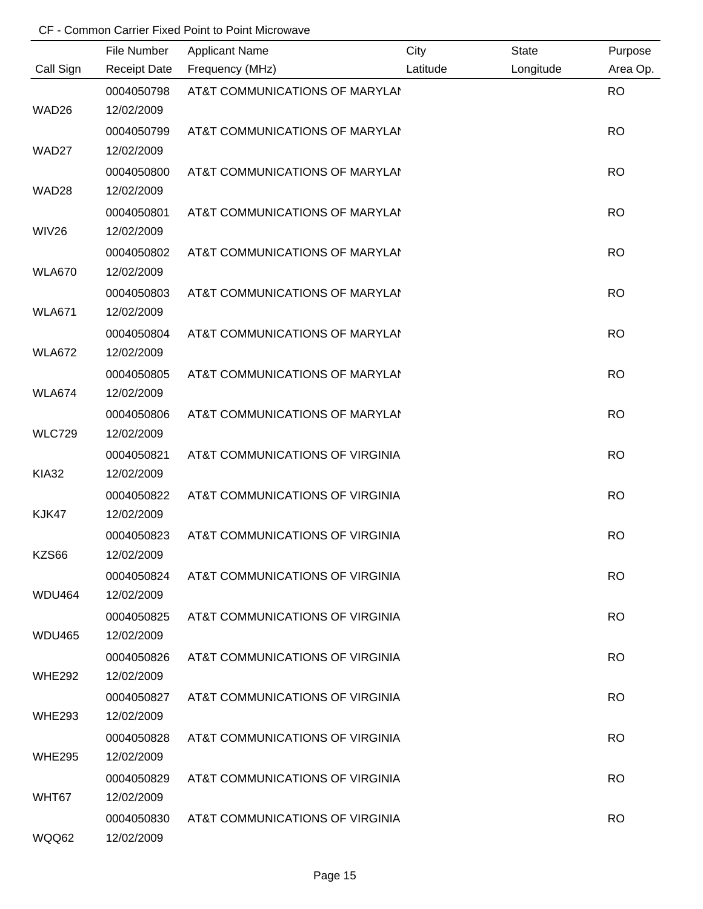CF - Common Carrier Fixed Point to Point Microwave

| Call Sign | File Number / Receipt Date | Applicant Name / Frequency (MHz) | City / Latitude | State / Longitude | Purpose / Area Op. |
|---|---|---|---|---|---|
| WAD26 | 0004050798 / 12/02/2009 | AT&T COMMUNICATIONS OF MARYLAN | | | RO |
| WAD27 | 0004050799 / 12/02/2009 | AT&T COMMUNICATIONS OF MARYLAN | | | RO |
| WAD28 | 0004050800 / 12/02/2009 | AT&T COMMUNICATIONS OF MARYLAN | | | RO |
| WIV26 | 0004050801 / 12/02/2009 | AT&T COMMUNICATIONS OF MARYLAN | | | RO |
| WLA670 | 0004050802 / 12/02/2009 | AT&T COMMUNICATIONS OF MARYLAN | | | RO |
| WLA671 | 0004050803 / 12/02/2009 | AT&T COMMUNICATIONS OF MARYLAN | | | RO |
| WLA672 | 0004050804 / 12/02/2009 | AT&T COMMUNICATIONS OF MARYLAN | | | RO |
| WLA674 | 0004050805 / 12/02/2009 | AT&T COMMUNICATIONS OF MARYLAN | | | RO |
| WLC729 | 0004050806 / 12/02/2009 | AT&T COMMUNICATIONS OF MARYLAN | | | RO |
| KIA32 | 0004050821 / 12/02/2009 | AT&T COMMUNICATIONS OF VIRGINIA | | | RO |
| KJK47 | 0004050822 / 12/02/2009 | AT&T COMMUNICATIONS OF VIRGINIA | | | RO |
| KZS66 | 0004050823 / 12/02/2009 | AT&T COMMUNICATIONS OF VIRGINIA | | | RO |
| WDU464 | 0004050824 / 12/02/2009 | AT&T COMMUNICATIONS OF VIRGINIA | | | RO |
| WDU465 | 0004050825 / 12/02/2009 | AT&T COMMUNICATIONS OF VIRGINIA | | | RO |
| WHE292 | 0004050826 / 12/02/2009 | AT&T COMMUNICATIONS OF VIRGINIA | | | RO |
| WHE293 | 0004050827 / 12/02/2009 | AT&T COMMUNICATIONS OF VIRGINIA | | | RO |
| WHE295 | 0004050828 / 12/02/2009 | AT&T COMMUNICATIONS OF VIRGINIA | | | RO |
| WHT67 | 0004050829 / 12/02/2009 | AT&T COMMUNICATIONS OF VIRGINIA | | | RO |
| WQQ62 | 0004050830 / 12/02/2009 | AT&T COMMUNICATIONS OF VIRGINIA | | | RO |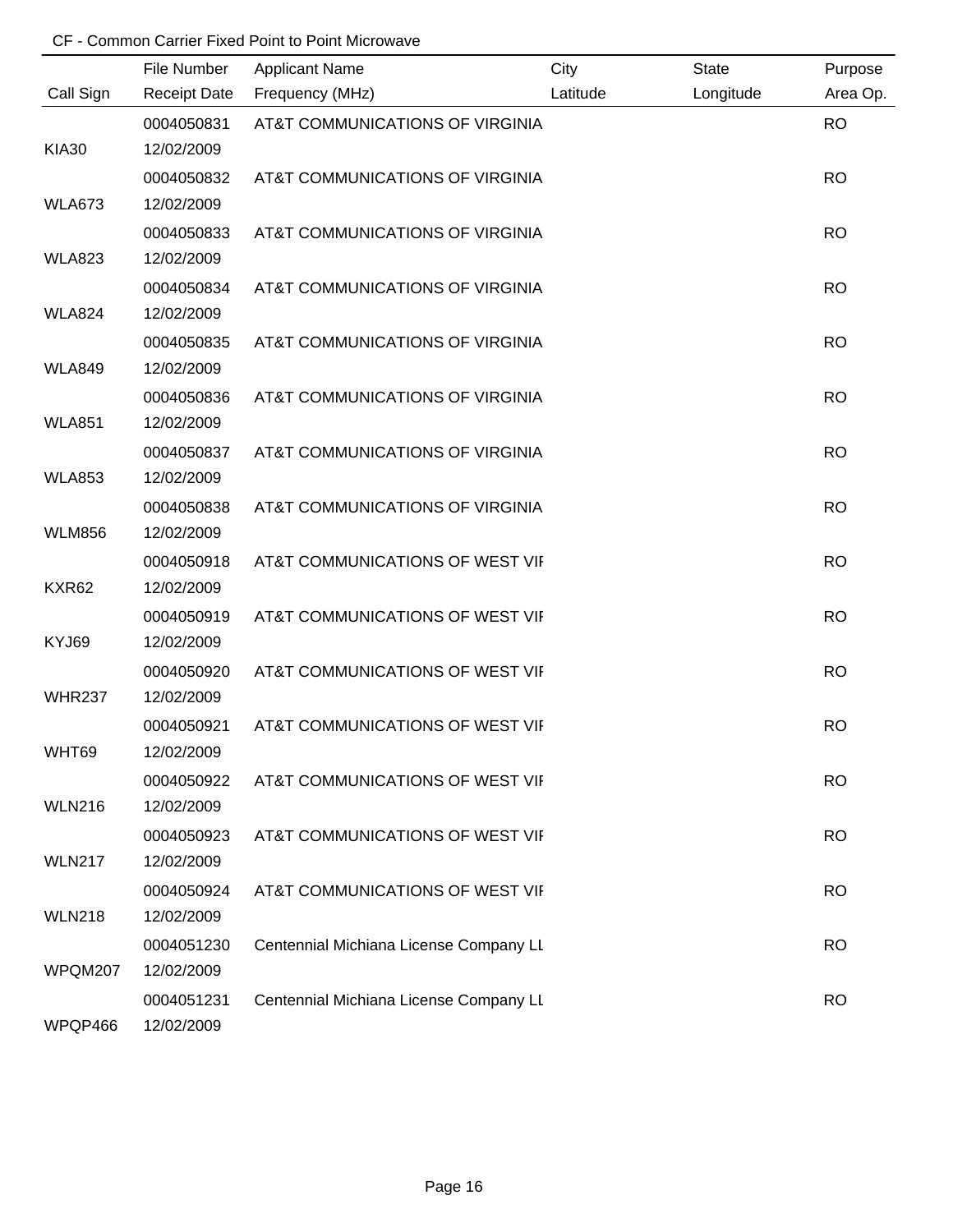CF - Common Carrier Fixed Point to Point Microwave

| Call Sign | File Number<br>Receipt Date | Applicant Name<br>Frequency (MHz) | City<br>Latitude | State<br>Longitude | Purpose<br>Area Op. |
|---|---|---|---|---|---|
| KIA30 | 0004050831<br>12/02/2009 | AT&T COMMUNICATIONS OF VIRGINIA | | | RO |
| WLA673 | 0004050832<br>12/02/2009 | AT&T COMMUNICATIONS OF VIRGINIA | | | RO |
| WLA823 | 0004050833<br>12/02/2009 | AT&T COMMUNICATIONS OF VIRGINIA | | | RO |
| WLA824 | 0004050834<br>12/02/2009 | AT&T COMMUNICATIONS OF VIRGINIA | | | RO |
| WLA849 | 0004050835<br>12/02/2009 | AT&T COMMUNICATIONS OF VIRGINIA | | | RO |
| WLA851 | 0004050836<br>12/02/2009 | AT&T COMMUNICATIONS OF VIRGINIA | | | RO |
| WLA853 | 0004050837<br>12/02/2009 | AT&T COMMUNICATIONS OF VIRGINIA | | | RO |
| WLM856 | 0004050838<br>12/02/2009 | AT&T COMMUNICATIONS OF VIRGINIA | | | RO |
| KXR62 | 0004050918<br>12/02/2009 | AT&T COMMUNICATIONS OF WEST VII | | | RO |
| KYJ69 | 0004050919<br>12/02/2009 | AT&T COMMUNICATIONS OF WEST VII | | | RO |
| WHR237 | 0004050920<br>12/02/2009 | AT&T COMMUNICATIONS OF WEST VII | | | RO |
| WHT69 | 0004050921<br>12/02/2009 | AT&T COMMUNICATIONS OF WEST VII | | | RO |
| WLN216 | 0004050922<br>12/02/2009 | AT&T COMMUNICATIONS OF WEST VII | | | RO |
| WLN217 | 0004050923<br>12/02/2009 | AT&T COMMUNICATIONS OF WEST VII | | | RO |
| WLN218 | 0004050924<br>12/02/2009 | AT&T COMMUNICATIONS OF WEST VII | | | RO |
| WPQM207 | 0004051230<br>12/02/2009 | Centennial Michiana License Company LL | | | RO |
| WPQP466 | 0004051231<br>12/02/2009 | Centennial Michiana License Company LL | | | RO |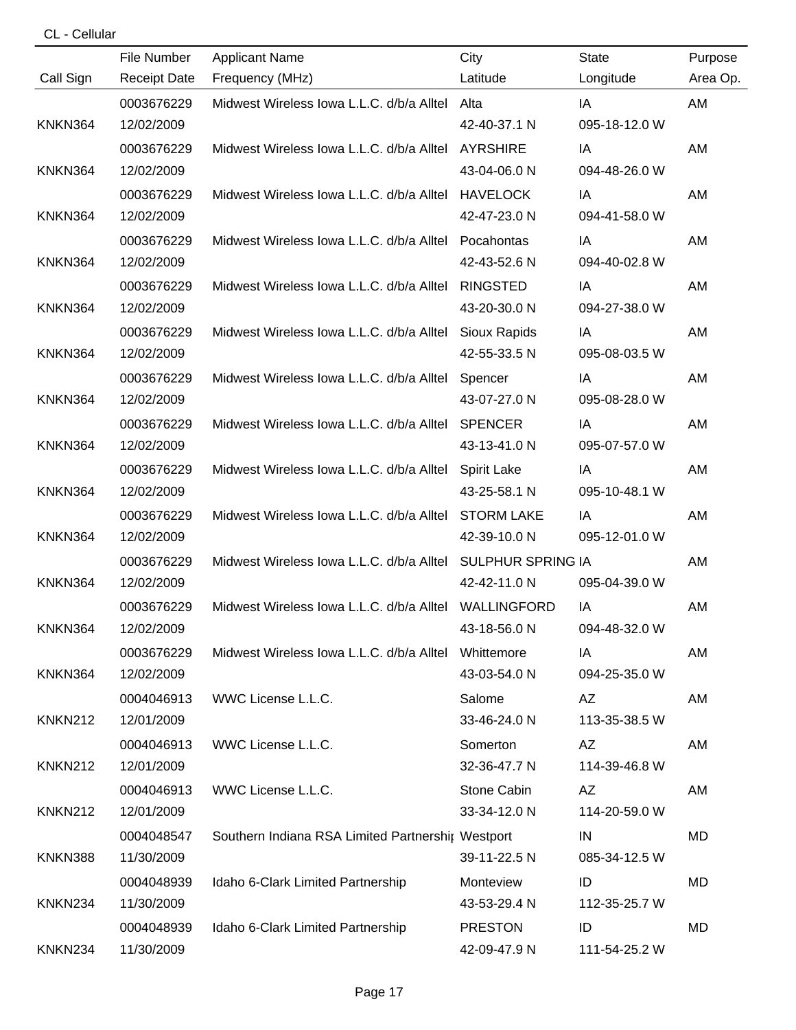CL - Cellular

| Call Sign | File Number / Receipt Date | Applicant Name / Frequency (MHz) | City / Latitude | State / Longitude | Purpose / Area Op. |
|---|---|---|---|---|---|
| KNKN364 | 0003676229 / 12/02/2009 | Midwest Wireless Iowa L.L.C. d/b/a Alltel | Alta / 42-40-37.1 N | IA / 095-18-12.0 W | AM |
| KNKN364 | 0003676229 / 12/02/2009 | Midwest Wireless Iowa L.L.C. d/b/a Alltel | AYRSHIRE / 43-04-06.0 N | IA / 094-48-26.0 W | AM |
| KNKN364 | 0003676229 / 12/02/2009 | Midwest Wireless Iowa L.L.C. d/b/a Alltel | HAVELOCK / 42-47-23.0 N | IA / 094-41-58.0 W | AM |
| KNKN364 | 0003676229 / 12/02/2009 | Midwest Wireless Iowa L.L.C. d/b/a Alltel | Pocahontas / 42-43-52.6 N | IA / 094-40-02.8 W | AM |
| KNKN364 | 0003676229 / 12/02/2009 | Midwest Wireless Iowa L.L.C. d/b/a Alltel | RINGSTED / 43-20-30.0 N | IA / 094-27-38.0 W | AM |
| KNKN364 | 0003676229 / 12/02/2009 | Midwest Wireless Iowa L.L.C. d/b/a Alltel | Sioux Rapids / 42-55-33.5 N | IA / 095-08-03.5 W | AM |
| KNKN364 | 0003676229 / 12/02/2009 | Midwest Wireless Iowa L.L.C. d/b/a Alltel | Spencer / 43-07-27.0 N | IA / 095-08-28.0 W | AM |
| KNKN364 | 0003676229 / 12/02/2009 | Midwest Wireless Iowa L.L.C. d/b/a Alltel | SPENCER / 43-13-41.0 N | IA / 095-07-57.0 W | AM |
| KNKN364 | 0003676229 / 12/02/2009 | Midwest Wireless Iowa L.L.C. d/b/a Alltel | Spirit Lake / 43-25-58.1 N | IA / 095-10-48.1 W | AM |
| KNKN364 | 0003676229 / 12/02/2009 | Midwest Wireless Iowa L.L.C. d/b/a Alltel | STORM LAKE / 42-39-10.0 N | IA / 095-12-01.0 W | AM |
| KNKN364 | 0003676229 / 12/02/2009 | Midwest Wireless Iowa L.L.C. d/b/a Alltel | SULPHUR SPRING / 42-42-11.0 N | IA / 095-04-39.0 W | AM |
| KNKN364 | 0003676229 / 12/02/2009 | Midwest Wireless Iowa L.L.C. d/b/a Alltel | WALLINGFORD / 43-18-56.0 N | IA / 094-48-32.0 W | AM |
| KNKN364 | 0003676229 / 12/02/2009 | Midwest Wireless Iowa L.L.C. d/b/a Alltel | Whittemore / 43-03-54.0 N | IA / 094-25-35.0 W | AM |
| KNKN212 | 0004046913 / 12/01/2009 | WWC License L.L.C. | Salome / 33-46-24.0 N | AZ / 113-35-38.5 W | AM |
| KNKN212 | 0004046913 / 12/01/2009 | WWC License L.L.C. | Somerton / 32-36-47.7 N | AZ / 114-39-46.8 W | AM |
| KNKN212 | 0004046913 / 12/01/2009 | WWC License L.L.C. | Stone Cabin / 33-34-12.0 N | AZ / 114-20-59.0 W | AM |
| KNKN388 | 0004048547 / 11/30/2009 | Southern Indiana RSA Limited Partnershi | Westport / 39-11-22.5 N | IN / 085-34-12.5 W | MD |
| KNKN234 | 0004048939 / 11/30/2009 | Idaho 6-Clark Limited Partnership | Monteview / 43-53-29.4 N | ID / 112-35-25.7 W | MD |
| KNKN234 | 0004048939 / 11/30/2009 | Idaho 6-Clark Limited Partnership | PRESTON / 42-09-47.9 N | ID / 111-54-25.2 W | MD |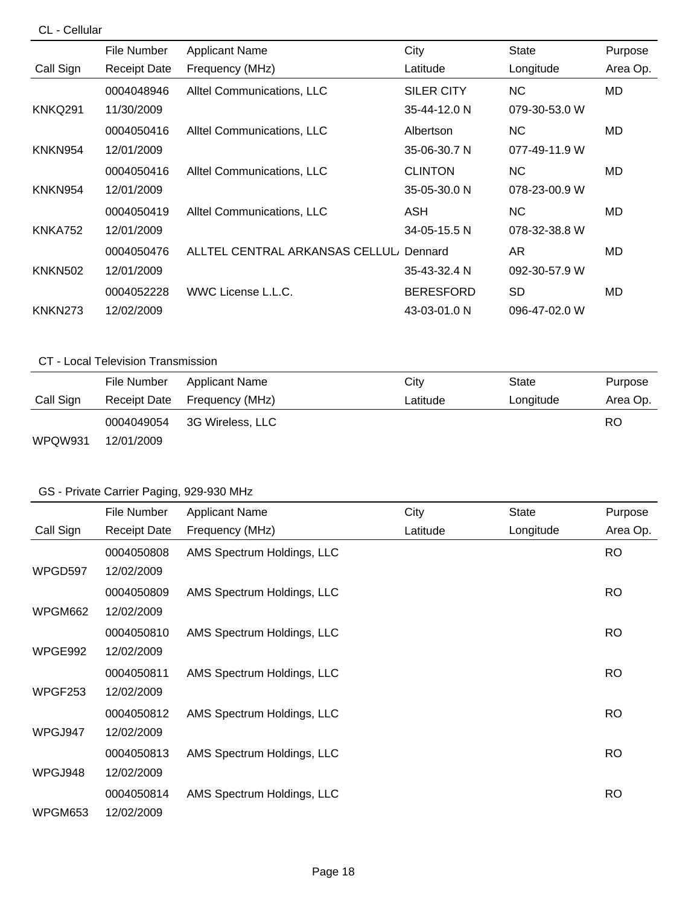CL - Cellular

| Call Sign | File Number<br>Receipt Date | Applicant Name<br>Frequency (MHz) | City<br>Latitude | State<br>Longitude | Purpose<br>Area Op. |
|---|---|---|---|---|---|
| KNKQ291 | 0004048946<br>11/30/2009 | Alltel Communications, LLC | SILER CITY<br>35-44-12.0 N | NC<br>079-30-53.0 W | MD |
| KNKN954 | 0004050416<br>12/01/2009 | Alltel Communications, LLC | Albertson<br>35-06-30.7 N | NC<br>077-49-11.9 W | MD |
| KNKN954 | 0004050416<br>12/01/2009 | Alltel Communications, LLC | CLINTON<br>35-05-30.0 N | NC<br>078-23-00.9 W | MD |
| KNKA752 | 0004050419<br>12/01/2009 | Alltel Communications, LLC | ASH<br>34-05-15.5 N | NC<br>078-32-38.8 W | MD |
| KNKN502 | 0004050476<br>12/01/2009 | ALLTEL CENTRAL ARKANSAS CELLUL/ | Dennard<br>35-43-32.4 N | AR<br>092-30-57.9 W | MD |
| KNKN273 | 0004052228<br>12/02/2009 | WWC License L.L.C. | BERESFORD<br>43-03-01.0 N | SD<br>096-47-02.0 W | MD |

CT - Local Television Transmission

| Call Sign | File Number<br>Receipt Date | Applicant Name<br>Frequency (MHz) | City<br>Latitude | State<br>Longitude | Purpose<br>Area Op. |
|---|---|---|---|---|---|
| WPQW931 | 0004049054<br>12/01/2009 | 3G Wireless, LLC | | | RO |

GS - Private Carrier Paging, 929-930 MHz

| Call Sign | File Number<br>Receipt Date | Applicant Name<br>Frequency (MHz) | City<br>Latitude | State<br>Longitude | Purpose<br>Area Op. |
|---|---|---|---|---|---|
| WPGD597 | 0004050808<br>12/02/2009 | AMS Spectrum Holdings, LLC | | | RO |
| WPGM662 | 0004050809<br>12/02/2009 | AMS Spectrum Holdings, LLC | | | RO |
| WPGE992 | 0004050810<br>12/02/2009 | AMS Spectrum Holdings, LLC | | | RO |
| WPGF253 | 0004050811<br>12/02/2009 | AMS Spectrum Holdings, LLC | | | RO |
| WPGJ947 | 0004050812<br>12/02/2009 | AMS Spectrum Holdings, LLC | | | RO |
| WPGJ948 | 0004050813<br>12/02/2009 | AMS Spectrum Holdings, LLC | | | RO |
| WPGM653 | 0004050814<br>12/02/2009 | AMS Spectrum Holdings, LLC | | | RO |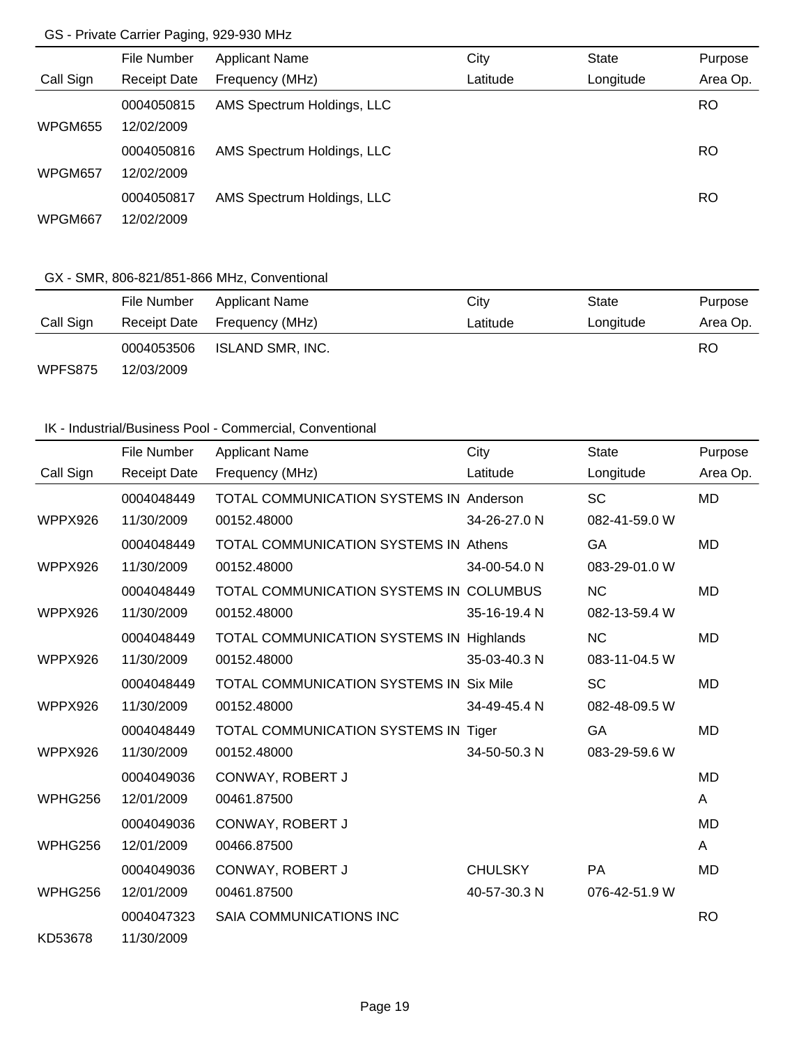GS - Private Carrier Paging, 929-930 MHz

| Call Sign | File Number<br>Receipt Date | Applicant Name<br>Frequency (MHz) | City<br>Latitude | State<br>Longitude | Purpose<br>Area Op. |
|---|---|---|---|---|---|
| WPGM655 | 0004050815<br>12/02/2009 | AMS Spectrum Holdings, LLC | | | RO |
| WPGM657 | 0004050816<br>12/02/2009 | AMS Spectrum Holdings, LLC | | | RO |
| WPGM667 | 0004050817<br>12/02/2009 | AMS Spectrum Holdings, LLC | | | RO |

GX - SMR, 806-821/851-866 MHz, Conventional

| Call Sign | File Number<br>Receipt Date | Applicant Name<br>Frequency (MHz) | City<br>Latitude | State<br>Longitude | Purpose<br>Area Op. |
|---|---|---|---|---|---|
| WPFS875 | 0004053506<br>12/03/2009 | ISLAND SMR, INC. | | | RO |

IK - Industrial/Business Pool - Commercial, Conventional

| Call Sign | File Number<br>Receipt Date | Applicant Name<br>Frequency (MHz) | City<br>Latitude | State<br>Longitude | Purpose<br>Area Op. |
|---|---|---|---|---|---|
| WPPX926 | 0004048449<br>11/30/2009 | TOTAL COMMUNICATION SYSTEMS IN<br>00152.48000 | Anderson<br>34-26-27.0 N | SC<br>082-41-59.0 W | MD |
| WPPX926 | 0004048449<br>11/30/2009 | TOTAL COMMUNICATION SYSTEMS IN<br>00152.48000 | Athens<br>34-00-54.0 N | GA<br>083-29-01.0 W | MD |
| WPPX926 | 0004048449<br>11/30/2009 | TOTAL COMMUNICATION SYSTEMS IN<br>00152.48000 | COLUMBUS<br>35-16-19.4 N | NC<br>082-13-59.4 W | MD |
| WPPX926 | 0004048449<br>11/30/2009 | TOTAL COMMUNICATION SYSTEMS IN<br>00152.48000 | Highlands<br>35-03-40.3 N | NC<br>083-11-04.5 W | MD |
| WPPX926 | 0004048449<br>11/30/2009 | TOTAL COMMUNICATION SYSTEMS IN<br>00152.48000 | Six Mile<br>34-49-45.4 N | SC<br>082-48-09.5 W | MD |
| WPPX926 | 0004048449<br>11/30/2009 | TOTAL COMMUNICATION SYSTEMS IN<br>00152.48000 | Tiger<br>34-50-50.3 N | GA<br>083-29-59.6 W | MD |
| WPHG256 | 0004049036<br>12/01/2009 | CONWAY, ROBERT J<br>00461.87500 | | | MD<br>A |
| WPHG256 | 0004049036<br>12/01/2009 | CONWAY, ROBERT J<br>00466.87500 | | | MD<br>A |
| WPHG256 | 0004049036<br>12/01/2009 | CONWAY, ROBERT J<br>00461.87500 | CHULSKY<br>40-57-30.3 N | PA<br>076-42-51.9 W | MD |
| KD53678 | 0004047323<br>11/30/2009 | SAIA COMMUNICATIONS INC | | | RO |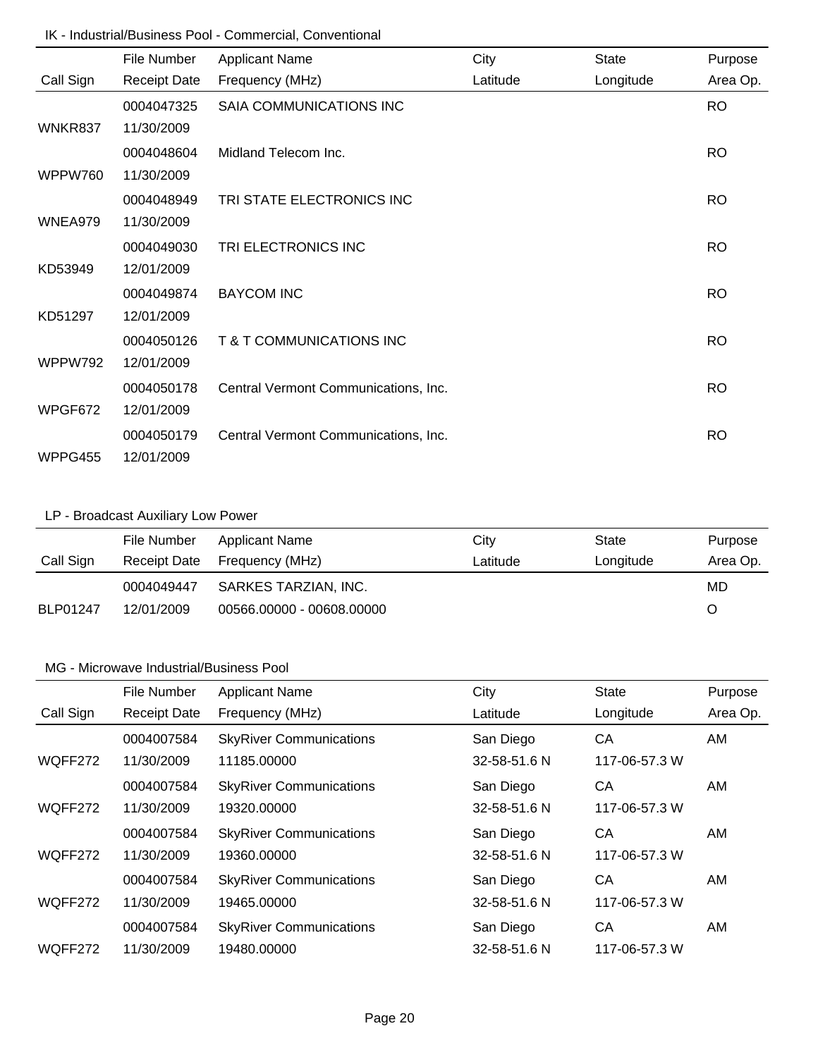IK - Industrial/Business Pool - Commercial, Conventional

| Call Sign | File Number / Receipt Date | Applicant Name / Frequency (MHz) | City / Latitude | State / Longitude | Purpose / Area Op. |
|---|---|---|---|---|---|
| WNKR837 | 0004047325 / 11/30/2009 | SAIA COMMUNICATIONS INC | | | RO |
| WPPW760 | 0004048604 / 11/30/2009 | Midland Telecom Inc. | | | RO |
| WNEA979 | 0004048949 / 11/30/2009 | TRI STATE ELECTRONICS INC | | | RO |
| KD53949 | 0004049030 / 12/01/2009 | TRI ELECTRONICS INC | | | RO |
| KD51297 | 0004049874 / 12/01/2009 | BAYCOM INC | | | RO |
| WPPW792 | 0004050126 / 12/01/2009 | T & T COMMUNICATIONS INC | | | RO |
| WPGF672 | 0004050178 / 12/01/2009 | Central Vermont Communications, Inc. | | | RO |
| WPPG455 | 0004050179 / 12/01/2009 | Central Vermont Communications, Inc. | | | RO |

LP - Broadcast Auxiliary Low Power

| Call Sign | File Number / Receipt Date | Applicant Name / Frequency (MHz) | City / Latitude | State / Longitude | Purpose / Area Op. |
|---|---|---|---|---|---|
| BLP01247 | 0004049447 / 12/01/2009 | SARKES TARZIAN, INC. / 00566.00000 - 00608.00000 | | | MD / O |

MG - Microwave Industrial/Business Pool

| Call Sign | File Number / Receipt Date | Applicant Name / Frequency (MHz) | City / Latitude | State / Longitude | Purpose / Area Op. |
|---|---|---|---|---|---|
| WQFF272 | 0004007584 / 11/30/2009 | SkyRiver Communications / 11185.00000 | San Diego / 32-58-51.6 N | CA / 117-06-57.3 W | AM |
| WQFF272 | 0004007584 / 11/30/2009 | SkyRiver Communications / 19320.00000 | San Diego / 32-58-51.6 N | CA / 117-06-57.3 W | AM |
| WQFF272 | 0004007584 / 11/30/2009 | SkyRiver Communications / 19360.00000 | San Diego / 32-58-51.6 N | CA / 117-06-57.3 W | AM |
| WQFF272 | 0004007584 / 11/30/2009 | SkyRiver Communications / 19465.00000 | San Diego / 32-58-51.6 N | CA / 117-06-57.3 W | AM |
| WQFF272 | 0004007584 / 11/30/2009 | SkyRiver Communications / 19480.00000 | San Diego / 32-58-51.6 N | CA / 117-06-57.3 W | AM |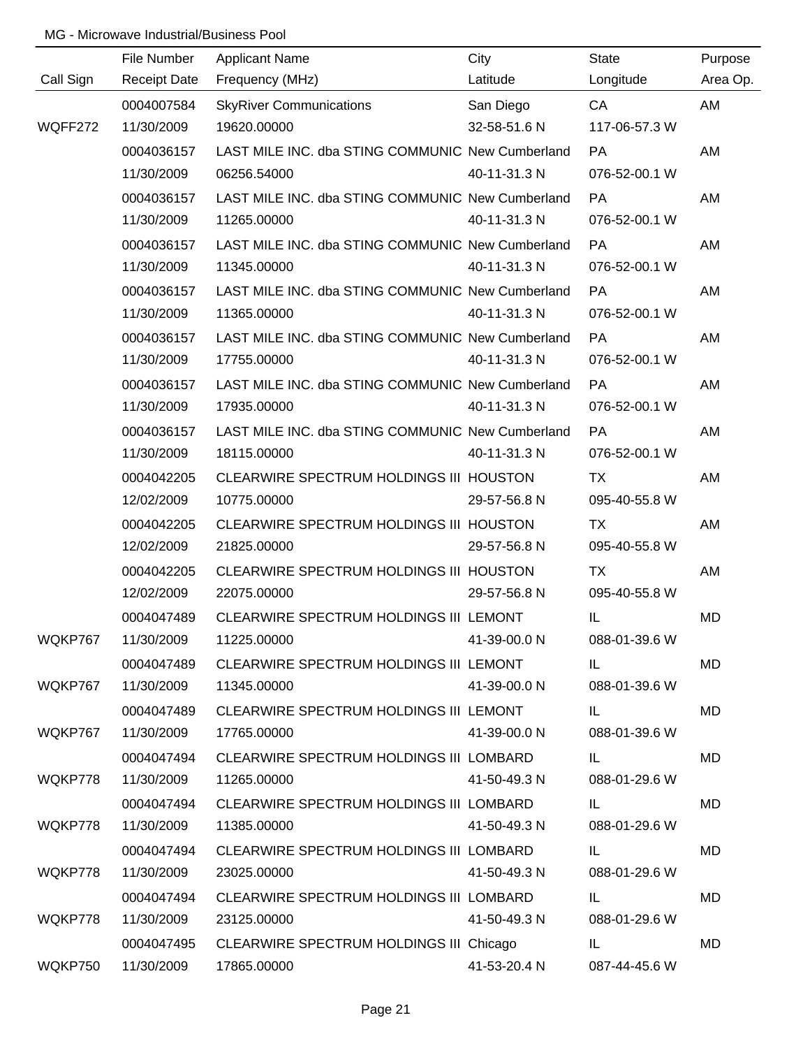MG - Microwave Industrial/Business Pool

| Call Sign | File Number<br>Receipt Date | Applicant Name<br>Frequency (MHz) | City<br>Latitude | State<br>Longitude | Purpose<br>Area Op. |
|---|---|---|---|---|---|
| WQFF272 | 0004007584<br>11/30/2009 | SkyRiver Communications<br>19620.00000 | San Diego<br>32-58-51.6 N | CA<br>117-06-57.3 W | AM |
| | 0004036157<br>11/30/2009 | LAST MILE INC. dba STING COMMUNIC<br>06256.54000 | New Cumberland<br>40-11-31.3 N | PA<br>076-52-00.1 W | AM |
| | 0004036157<br>11/30/2009 | LAST MILE INC. dba STING COMMUNIC<br>11265.00000 | New Cumberland<br>40-11-31.3 N | PA<br>076-52-00.1 W | AM |
| | 0004036157<br>11/30/2009 | LAST MILE INC. dba STING COMMUNIC<br>11345.00000 | New Cumberland<br>40-11-31.3 N | PA<br>076-52-00.1 W | AM |
| | 0004036157<br>11/30/2009 | LAST MILE INC. dba STING COMMUNIC<br>11365.00000 | New Cumberland<br>40-11-31.3 N | PA<br>076-52-00.1 W | AM |
| | 0004036157<br>11/30/2009 | LAST MILE INC. dba STING COMMUNIC<br>17755.00000 | New Cumberland<br>40-11-31.3 N | PA<br>076-52-00.1 W | AM |
| | 0004036157<br>11/30/2009 | LAST MILE INC. dba STING COMMUNIC<br>17935.00000 | New Cumberland<br>40-11-31.3 N | PA<br>076-52-00.1 W | AM |
| | 0004036157<br>11/30/2009 | LAST MILE INC. dba STING COMMUNIC<br>18115.00000 | New Cumberland<br>40-11-31.3 N | PA<br>076-52-00.1 W | AM |
| | 0004042205<br>12/02/2009 | CLEARWIRE SPECTRUM HOLDINGS III<br>10775.00000 | HOUSTON<br>29-57-56.8 N | TX<br>095-40-55.8 W | AM |
| | 0004042205<br>12/02/2009 | CLEARWIRE SPECTRUM HOLDINGS III<br>21825.00000 | HOUSTON<br>29-57-56.8 N | TX<br>095-40-55.8 W | AM |
| | 0004042205<br>12/02/2009 | CLEARWIRE SPECTRUM HOLDINGS III<br>22075.00000 | HOUSTON<br>29-57-56.8 N | TX<br>095-40-55.8 W | AM |
| WQKP767 | 0004047489<br>11/30/2009 | CLEARWIRE SPECTRUM HOLDINGS III<br>11225.00000 | LEMONT<br>41-39-00.0 N | IL<br>088-01-39.6 W | MD |
| WQKP767 | 0004047489<br>11/30/2009 | CLEARWIRE SPECTRUM HOLDINGS III<br>11345.00000 | LEMONT<br>41-39-00.0 N | IL<br>088-01-39.6 W | MD |
| WQKP767 | 0004047489<br>11/30/2009 | CLEARWIRE SPECTRUM HOLDINGS III<br>17765.00000 | LEMONT<br>41-39-00.0 N | IL<br>088-01-39.6 W | MD |
| WQKP778 | 0004047494<br>11/30/2009 | CLEARWIRE SPECTRUM HOLDINGS III<br>11265.00000 | LOMBARD<br>41-50-49.3 N | IL<br>088-01-29.6 W | MD |
| WQKP778 | 0004047494<br>11/30/2009 | CLEARWIRE SPECTRUM HOLDINGS III<br>11385.00000 | LOMBARD<br>41-50-49.3 N | IL<br>088-01-29.6 W | MD |
| WQKP778 | 0004047494<br>11/30/2009 | CLEARWIRE SPECTRUM HOLDINGS III<br>23025.00000 | LOMBARD<br>41-50-49.3 N | IL<br>088-01-29.6 W | MD |
| WQKP778 | 0004047494<br>11/30/2009 | CLEARWIRE SPECTRUM HOLDINGS III<br>23125.00000 | LOMBARD<br>41-50-49.3 N | IL<br>088-01-29.6 W | MD |
| WQKP750 | 0004047495<br>11/30/2009 | CLEARWIRE SPECTRUM HOLDINGS III<br>17865.00000 | Chicago<br>41-53-20.4 N | IL<br>087-44-45.6 W | MD |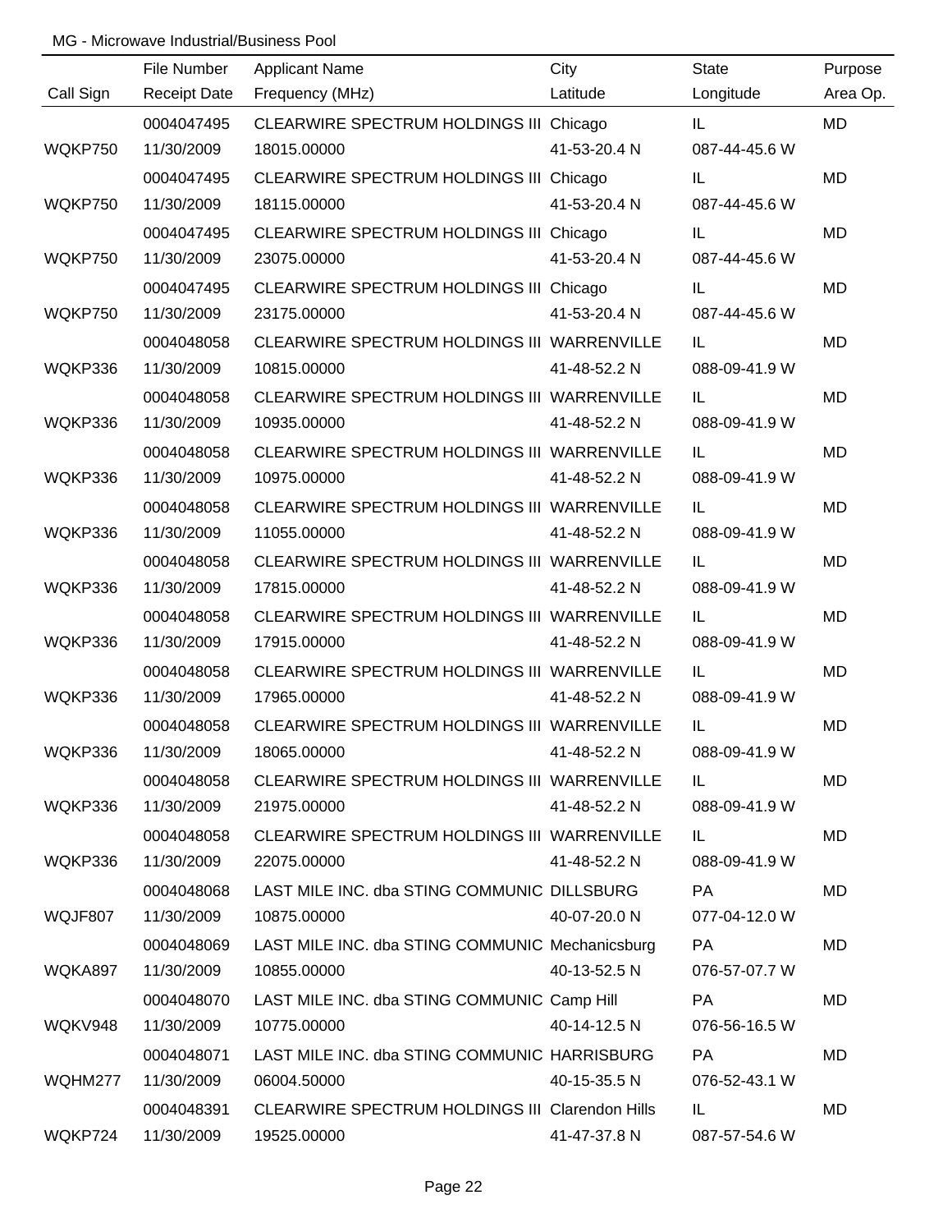MG - Microwave Industrial/Business Pool

| Call Sign | File Number<br>Receipt Date | Applicant Name<br>Frequency (MHz) | City<br>Latitude | State<br>Longitude | Purpose<br>Area Op. |
|---|---|---|---|---|---|
| WQKP750 | 0004047495<br>11/30/2009 | CLEARWIRE SPECTRUM HOLDINGS III<br>18015.00000 | Chicago<br>41-53-20.4 N | IL<br>087-44-45.6 W | MD |
| WQKP750 | 0004047495<br>11/30/2009 | CLEARWIRE SPECTRUM HOLDINGS III<br>18115.00000 | Chicago<br>41-53-20.4 N | IL<br>087-44-45.6 W | MD |
| WQKP750 | 0004047495<br>11/30/2009 | CLEARWIRE SPECTRUM HOLDINGS III<br>23075.00000 | Chicago<br>41-53-20.4 N | IL<br>087-44-45.6 W | MD |
| WQKP750 | 0004047495<br>11/30/2009 | CLEARWIRE SPECTRUM HOLDINGS III<br>23175.00000 | Chicago<br>41-53-20.4 N | IL<br>087-44-45.6 W | MD |
| WQKP336 | 0004048058<br>11/30/2009 | CLEARWIRE SPECTRUM HOLDINGS III<br>10815.00000 | WARRENVILLE<br>41-48-52.2 N | IL<br>088-09-41.9 W | MD |
| WQKP336 | 0004048058<br>11/30/2009 | CLEARWIRE SPECTRUM HOLDINGS III<br>10935.00000 | WARRENVILLE<br>41-48-52.2 N | IL<br>088-09-41.9 W | MD |
| WQKP336 | 0004048058<br>11/30/2009 | CLEARWIRE SPECTRUM HOLDINGS III<br>10975.00000 | WARRENVILLE<br>41-48-52.2 N | IL<br>088-09-41.9 W | MD |
| WQKP336 | 0004048058<br>11/30/2009 | CLEARWIRE SPECTRUM HOLDINGS III<br>11055.00000 | WARRENVILLE<br>41-48-52.2 N | IL<br>088-09-41.9 W | MD |
| WQKP336 | 0004048058<br>11/30/2009 | CLEARWIRE SPECTRUM HOLDINGS III<br>17815.00000 | WARRENVILLE<br>41-48-52.2 N | IL<br>088-09-41.9 W | MD |
| WQKP336 | 0004048058<br>11/30/2009 | CLEARWIRE SPECTRUM HOLDINGS III<br>17915.00000 | WARRENVILLE<br>41-48-52.2 N | IL<br>088-09-41.9 W | MD |
| WQKP336 | 0004048058<br>11/30/2009 | CLEARWIRE SPECTRUM HOLDINGS III<br>17965.00000 | WARRENVILLE<br>41-48-52.2 N | IL<br>088-09-41.9 W | MD |
| WQKP336 | 0004048058<br>11/30/2009 | CLEARWIRE SPECTRUM HOLDINGS III<br>18065.00000 | WARRENVILLE<br>41-48-52.2 N | IL<br>088-09-41.9 W | MD |
| WQKP336 | 0004048058<br>11/30/2009 | CLEARWIRE SPECTRUM HOLDINGS III<br>21975.00000 | WARRENVILLE<br>41-48-52.2 N | IL<br>088-09-41.9 W | MD |
| WQKP336 | 0004048058<br>11/30/2009 | CLEARWIRE SPECTRUM HOLDINGS III<br>22075.00000 | WARRENVILLE<br>41-48-52.2 N | IL<br>088-09-41.9 W | MD |
| WQJF807 | 0004048068<br>11/30/2009 | LAST MILE INC. dba STING COMMUNIC<br>10875.00000 | DILLSBURG<br>40-07-20.0 N | PA<br>077-04-12.0 W | MD |
| WQKA897 | 0004048069<br>11/30/2009 | LAST MILE INC. dba STING COMMUNIC<br>10855.00000 | Mechanicsburg<br>40-13-52.5 N | PA<br>076-57-07.7 W | MD |
| WQKV948 | 0004048070<br>11/30/2009 | LAST MILE INC. dba STING COMMUNIC<br>10775.00000 | Camp Hill<br>40-14-12.5 N | PA<br>076-56-16.5 W | MD |
| WQHM277 | 0004048071<br>11/30/2009 | LAST MILE INC. dba STING COMMUNIC<br>06004.50000 | HARRISBURG<br>40-15-35.5 N | PA<br>076-52-43.1 W | MD |
| WQKP724 | 0004048391<br>11/30/2009 | CLEARWIRE SPECTRUM HOLDINGS III<br>19525.00000 | Clarendon Hills<br>41-47-37.8 N | IL<br>087-57-54.6 W | MD |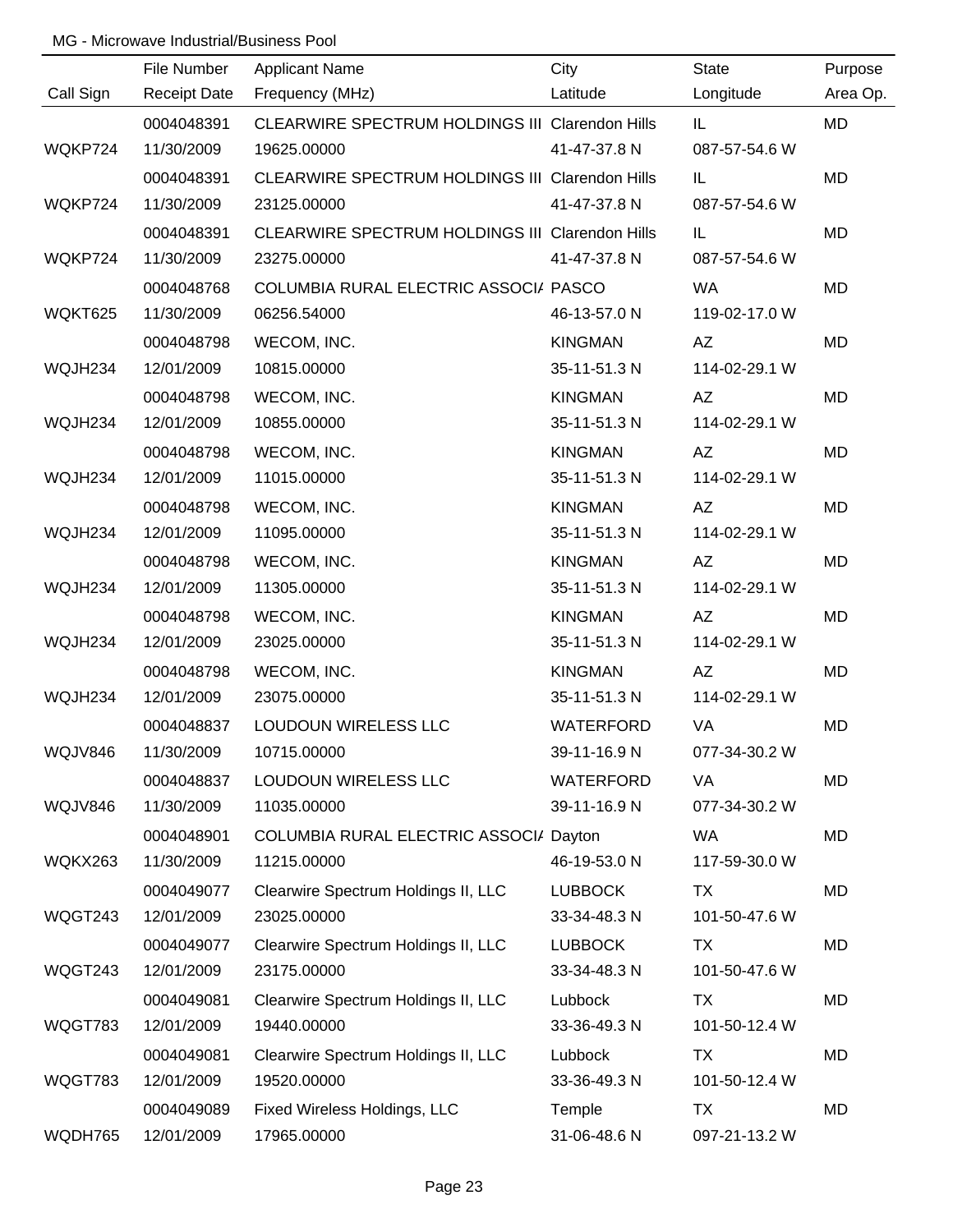MG - Microwave Industrial/Business Pool

| Call Sign | File Number<br>Receipt Date | Applicant Name<br>Frequency (MHz) | City<br>Latitude | State<br>Longitude | Purpose<br>Area Op. |
|---|---|---|---|---|---|
| WQKP724 | 0004048391<br>11/30/2009 | CLEARWIRE SPECTRUM HOLDINGS III<br>19625.00000 | Clarendon Hills<br>41-47-37.8 N | IL<br>087-57-54.6 W | MD |
| WQKP724 | 0004048391<br>11/30/2009 | CLEARWIRE SPECTRUM HOLDINGS III<br>23125.00000 | Clarendon Hills<br>41-47-37.8 N | IL<br>087-57-54.6 W | MD |
| WQKP724 | 0004048391<br>11/30/2009 | CLEARWIRE SPECTRUM HOLDINGS III<br>23275.00000 | Clarendon Hills<br>41-47-37.8 N | IL<br>087-57-54.6 W | MD |
| WQKT625 | 0004048768<br>11/30/2009 | COLUMBIA RURAL ELECTRIC ASSOCI/<br>06256.54000 | PASCO<br>46-13-57.0 N | WA<br>119-02-17.0 W | MD |
| WQJH234 | 0004048798<br>12/01/2009 | WECOM, INC.<br>10815.00000 | KINGMAN<br>35-11-51.3 N | AZ<br>114-02-29.1 W | MD |
| WQJH234 | 0004048798<br>12/01/2009 | WECOM, INC.<br>10855.00000 | KINGMAN<br>35-11-51.3 N | AZ<br>114-02-29.1 W | MD |
| WQJH234 | 0004048798<br>12/01/2009 | WECOM, INC.<br>11015.00000 | KINGMAN<br>35-11-51.3 N | AZ<br>114-02-29.1 W | MD |
| WQJH234 | 0004048798<br>12/01/2009 | WECOM, INC.<br>11095.00000 | KINGMAN<br>35-11-51.3 N | AZ<br>114-02-29.1 W | MD |
| WQJH234 | 0004048798<br>12/01/2009 | WECOM, INC.<br>11305.00000 | KINGMAN<br>35-11-51.3 N | AZ<br>114-02-29.1 W | MD |
| WQJH234 | 0004048798<br>12/01/2009 | WECOM, INC.<br>23025.00000 | KINGMAN<br>35-11-51.3 N | AZ<br>114-02-29.1 W | MD |
| WQJH234 | 0004048798<br>12/01/2009 | WECOM, INC.<br>23075.00000 | KINGMAN<br>35-11-51.3 N | AZ<br>114-02-29.1 W | MD |
| WQJV846 | 0004048837<br>11/30/2009 | LOUDOUN WIRELESS LLC<br>10715.00000 | WATERFORD<br>39-11-16.9 N | VA<br>077-34-30.2 W | MD |
| WQJV846 | 0004048837<br>11/30/2009 | LOUDOUN WIRELESS LLC<br>11035.00000 | WATERFORD<br>39-11-16.9 N | VA<br>077-34-30.2 W | MD |
| WQKX263 | 0004048901<br>11/30/2009 | COLUMBIA RURAL ELECTRIC ASSOCI/<br>11215.00000 | Dayton<br>46-19-53.0 N | WA<br>117-59-30.0 W | MD |
| WQGT243 | 0004049077<br>12/01/2009 | Clearwire Spectrum Holdings II, LLC<br>23025.00000 | LUBBOCK<br>33-34-48.3 N | TX<br>101-50-47.6 W | MD |
| WQGT243 | 0004049077<br>12/01/2009 | Clearwire Spectrum Holdings II, LLC<br>23175.00000 | LUBBOCK<br>33-34-48.3 N | TX<br>101-50-47.6 W | MD |
| WQGT783 | 0004049081<br>12/01/2009 | Clearwire Spectrum Holdings II, LLC<br>19440.00000 | Lubbock<br>33-36-49.3 N | TX<br>101-50-12.4 W | MD |
| WQGT783 | 0004049081<br>12/01/2009 | Clearwire Spectrum Holdings II, LLC<br>19520.00000 | Lubbock<br>33-36-49.3 N | TX<br>101-50-12.4 W | MD |
| WQDH765 | 0004049089<br>12/01/2009 | Fixed Wireless Holdings, LLC<br>17965.00000 | Temple<br>31-06-48.6 N | TX<br>097-21-13.2 W | MD |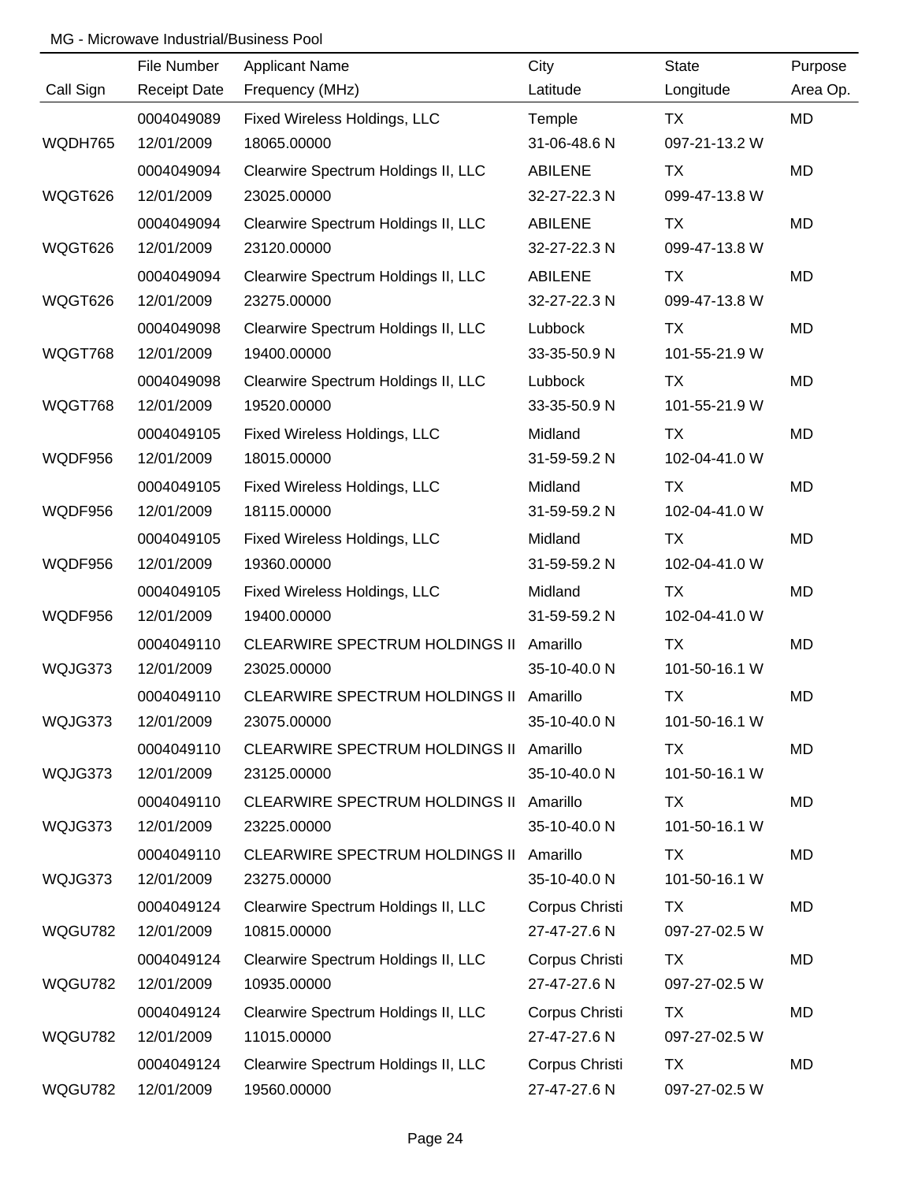MG - Microwave Industrial/Business Pool

| Call Sign | File Number<br>Receipt Date | Applicant Name<br>Frequency (MHz) | City<br>Latitude | State<br>Longitude | Purpose<br>Area Op. |
|---|---|---|---|---|---|
| WQDH765 | 0004049089<br>12/01/2009 | Fixed Wireless Holdings, LLC<br>18065.00000 | Temple<br>31-06-48.6 N | TX<br>097-21-13.2 W | MD |
| WQGT626 | 0004049094<br>12/01/2009 | Clearwire Spectrum Holdings II, LLC<br>23025.00000 | ABILENE<br>32-27-22.3 N | TX<br>099-47-13.8 W | MD |
| WQGT626 | 0004049094<br>12/01/2009 | Clearwire Spectrum Holdings II, LLC<br>23120.00000 | ABILENE<br>32-27-22.3 N | TX<br>099-47-13.8 W | MD |
| WQGT626 | 0004049094<br>12/01/2009 | Clearwire Spectrum Holdings II, LLC<br>23275.00000 | ABILENE<br>32-27-22.3 N | TX<br>099-47-13.8 W | MD |
| WQGT768 | 0004049098<br>12/01/2009 | Clearwire Spectrum Holdings II, LLC<br>19400.00000 | Lubbock<br>33-35-50.9 N | TX<br>101-55-21.9 W | MD |
| WQGT768 | 0004049098<br>12/01/2009 | Clearwire Spectrum Holdings II, LLC<br>19520.00000 | Lubbock<br>33-35-50.9 N | TX<br>101-55-21.9 W | MD |
| WQDF956 | 0004049105<br>12/01/2009 | Fixed Wireless Holdings, LLC<br>18015.00000 | Midland<br>31-59-59.2 N | TX<br>102-04-41.0 W | MD |
| WQDF956 | 0004049105<br>12/01/2009 | Fixed Wireless Holdings, LLC<br>18115.00000 | Midland<br>31-59-59.2 N | TX<br>102-04-41.0 W | MD |
| WQDF956 | 0004049105<br>12/01/2009 | Fixed Wireless Holdings, LLC<br>19360.00000 | Midland<br>31-59-59.2 N | TX<br>102-04-41.0 W | MD |
| WQDF956 | 0004049105<br>12/01/2009 | Fixed Wireless Holdings, LLC<br>19400.00000 | Midland<br>31-59-59.2 N | TX<br>102-04-41.0 W | MD |
| WQJG373 | 0004049110<br>12/01/2009 | CLEARWIRE SPECTRUM HOLDINGS II<br>23025.00000 | Amarillo<br>35-10-40.0 N | TX<br>101-50-16.1 W | MD |
| WQJG373 | 0004049110<br>12/01/2009 | CLEARWIRE SPECTRUM HOLDINGS II<br>23075.00000 | Amarillo<br>35-10-40.0 N | TX<br>101-50-16.1 W | MD |
| WQJG373 | 0004049110<br>12/01/2009 | CLEARWIRE SPECTRUM HOLDINGS II<br>23125.00000 | Amarillo<br>35-10-40.0 N | TX<br>101-50-16.1 W | MD |
| WQJG373 | 0004049110<br>12/01/2009 | CLEARWIRE SPECTRUM HOLDINGS II<br>23225.00000 | Amarillo<br>35-10-40.0 N | TX<br>101-50-16.1 W | MD |
| WQJG373 | 0004049110<br>12/01/2009 | CLEARWIRE SPECTRUM HOLDINGS II<br>23275.00000 | Amarillo<br>35-10-40.0 N | TX<br>101-50-16.1 W | MD |
| WQGU782 | 0004049124<br>12/01/2009 | Clearwire Spectrum Holdings II, LLC<br>10815.00000 | Corpus Christi<br>27-47-27.6 N | TX<br>097-27-02.5 W | MD |
| WQGU782 | 0004049124<br>12/01/2009 | Clearwire Spectrum Holdings II, LLC<br>10935.00000 | Corpus Christi<br>27-47-27.6 N | TX<br>097-27-02.5 W | MD |
| WQGU782 | 0004049124<br>12/01/2009 | Clearwire Spectrum Holdings II, LLC<br>11015.00000 | Corpus Christi<br>27-47-27.6 N | TX<br>097-27-02.5 W | MD |
| WQGU782 | 0004049124<br>12/01/2009 | Clearwire Spectrum Holdings II, LLC<br>19560.00000 | Corpus Christi<br>27-47-27.6 N | TX<br>097-27-02.5 W | MD |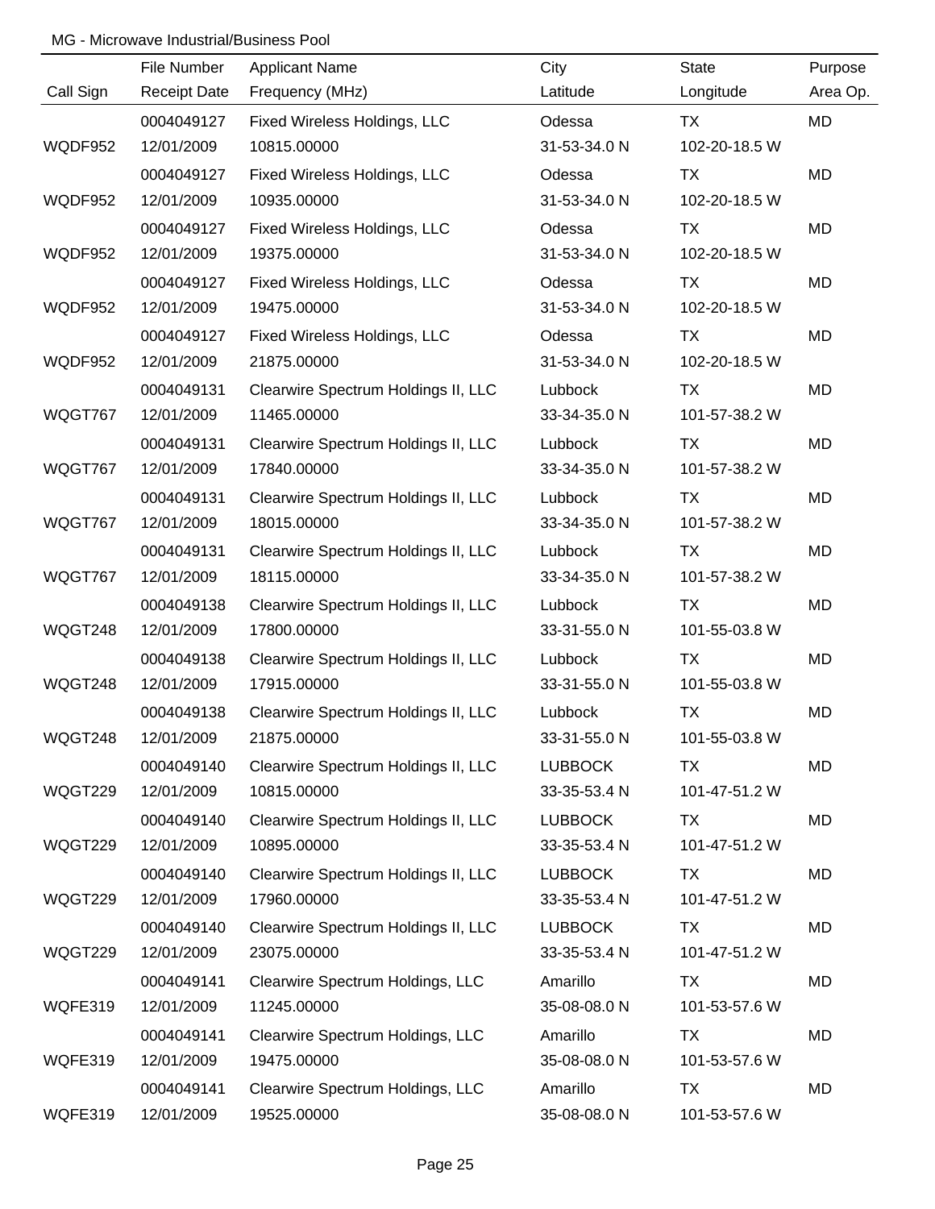MG - Microwave Industrial/Business Pool

| Call Sign | File Number<br>Receipt Date | Applicant Name<br>Frequency (MHz) | City<br>Latitude | State<br>Longitude | Purpose<br>Area Op. |
|---|---|---|---|---|---|
| WQDF952 | 0004049127<br>12/01/2009 | Fixed Wireless Holdings, LLC<br>10815.00000 | Odessa<br>31-53-34.0 N | TX<br>102-20-18.5 W | MD |
| WQDF952 | 0004049127<br>12/01/2009 | Fixed Wireless Holdings, LLC<br>10935.00000 | Odessa<br>31-53-34.0 N | TX<br>102-20-18.5 W | MD |
| WQDF952 | 0004049127<br>12/01/2009 | Fixed Wireless Holdings, LLC<br>19375.00000 | Odessa<br>31-53-34.0 N | TX<br>102-20-18.5 W | MD |
| WQDF952 | 0004049127<br>12/01/2009 | Fixed Wireless Holdings, LLC<br>19475.00000 | Odessa<br>31-53-34.0 N | TX<br>102-20-18.5 W | MD |
| WQDF952 | 0004049127<br>12/01/2009 | Fixed Wireless Holdings, LLC<br>21875.00000 | Odessa<br>31-53-34.0 N | TX<br>102-20-18.5 W | MD |
| WQGT767 | 0004049131<br>12/01/2009 | Clearwire Spectrum Holdings II, LLC<br>11465.00000 | Lubbock<br>33-34-35.0 N | TX<br>101-57-38.2 W | MD |
| WQGT767 | 0004049131<br>12/01/2009 | Clearwire Spectrum Holdings II, LLC<br>17840.00000 | Lubbock<br>33-34-35.0 N | TX<br>101-57-38.2 W | MD |
| WQGT767 | 0004049131<br>12/01/2009 | Clearwire Spectrum Holdings II, LLC<br>18015.00000 | Lubbock<br>33-34-35.0 N | TX<br>101-57-38.2 W | MD |
| WQGT767 | 0004049131<br>12/01/2009 | Clearwire Spectrum Holdings II, LLC<br>18115.00000 | Lubbock<br>33-34-35.0 N | TX<br>101-57-38.2 W | MD |
| WQGT248 | 0004049138<br>12/01/2009 | Clearwire Spectrum Holdings II, LLC<br>17800.00000 | Lubbock<br>33-31-55.0 N | TX<br>101-55-03.8 W | MD |
| WQGT248 | 0004049138<br>12/01/2009 | Clearwire Spectrum Holdings II, LLC<br>17915.00000 | Lubbock<br>33-31-55.0 N | TX<br>101-55-03.8 W | MD |
| WQGT248 | 0004049138<br>12/01/2009 | Clearwire Spectrum Holdings II, LLC<br>21875.00000 | Lubbock<br>33-31-55.0 N | TX<br>101-55-03.8 W | MD |
| WQGT229 | 0004049140<br>12/01/2009 | Clearwire Spectrum Holdings II, LLC<br>10815.00000 | LUBBOCK<br>33-35-53.4 N | TX<br>101-47-51.2 W | MD |
| WQGT229 | 0004049140<br>12/01/2009 | Clearwire Spectrum Holdings II, LLC<br>10895.00000 | LUBBOCK<br>33-35-53.4 N | TX<br>101-47-51.2 W | MD |
| WQGT229 | 0004049140<br>12/01/2009 | Clearwire Spectrum Holdings II, LLC<br>17960.00000 | LUBBOCK<br>33-35-53.4 N | TX<br>101-47-51.2 W | MD |
| WQGT229 | 0004049140<br>12/01/2009 | Clearwire Spectrum Holdings II, LLC<br>23075.00000 | LUBBOCK<br>33-35-53.4 N | TX<br>101-47-51.2 W | MD |
| WQFE319 | 0004049141<br>12/01/2009 | Clearwire Spectrum Holdings, LLC<br>11245.00000 | Amarillo<br>35-08-08.0 N | TX<br>101-53-57.6 W | MD |
| WQFE319 | 0004049141<br>12/01/2009 | Clearwire Spectrum Holdings, LLC<br>19475.00000 | Amarillo<br>35-08-08.0 N | TX<br>101-53-57.6 W | MD |
| WQFE319 | 0004049141<br>12/01/2009 | Clearwire Spectrum Holdings, LLC<br>19525.00000 | Amarillo<br>35-08-08.0 N | TX<br>101-53-57.6 W | MD |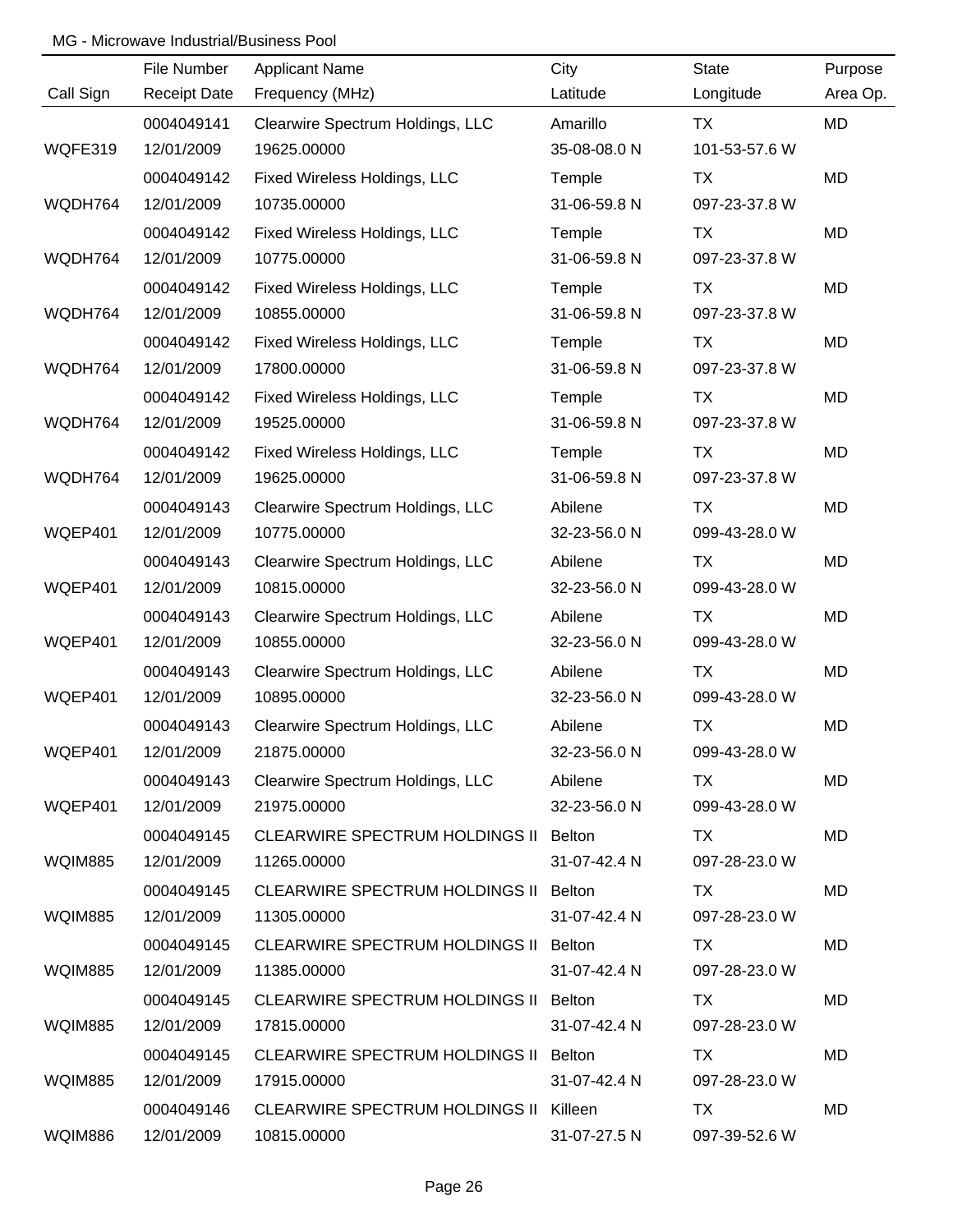MG - Microwave Industrial/Business Pool

| Call Sign | File Number<br>Receipt Date | Applicant Name<br>Frequency (MHz) | City<br>Latitude | State<br>Longitude | Purpose<br>Area Op. |
|---|---|---|---|---|---|
| WQFE319 | 0004049141<br>12/01/2009 | Clearwire Spectrum Holdings, LLC<br>19625.00000 | Amarillo<br>35-08-08.0 N | TX<br>101-53-57.6 W | MD |
| WQDH764 | 0004049142<br>12/01/2009 | Fixed Wireless Holdings, LLC<br>10735.00000 | Temple<br>31-06-59.8 N | TX<br>097-23-37.8 W | MD |
| WQDH764 | 0004049142<br>12/01/2009 | Fixed Wireless Holdings, LLC<br>10775.00000 | Temple<br>31-06-59.8 N | TX<br>097-23-37.8 W | MD |
| WQDH764 | 0004049142<br>12/01/2009 | Fixed Wireless Holdings, LLC<br>10855.00000 | Temple<br>31-06-59.8 N | TX<br>097-23-37.8 W | MD |
| WQDH764 | 0004049142<br>12/01/2009 | Fixed Wireless Holdings, LLC<br>17800.00000 | Temple<br>31-06-59.8 N | TX<br>097-23-37.8 W | MD |
| WQDH764 | 0004049142<br>12/01/2009 | Fixed Wireless Holdings, LLC<br>19525.00000 | Temple<br>31-06-59.8 N | TX<br>097-23-37.8 W | MD |
| WQDH764 | 0004049142<br>12/01/2009 | Fixed Wireless Holdings, LLC<br>19625.00000 | Temple<br>31-06-59.8 N | TX<br>097-23-37.8 W | MD |
| WQEP401 | 0004049143<br>12/01/2009 | Clearwire Spectrum Holdings, LLC<br>10775.00000 | Abilene<br>32-23-56.0 N | TX<br>099-43-28.0 W | MD |
| WQEP401 | 0004049143<br>12/01/2009 | Clearwire Spectrum Holdings, LLC<br>10815.00000 | Abilene<br>32-23-56.0 N | TX<br>099-43-28.0 W | MD |
| WQEP401 | 0004049143<br>12/01/2009 | Clearwire Spectrum Holdings, LLC<br>10855.00000 | Abilene<br>32-23-56.0 N | TX<br>099-43-28.0 W | MD |
| WQEP401 | 0004049143<br>12/01/2009 | Clearwire Spectrum Holdings, LLC<br>10895.00000 | Abilene<br>32-23-56.0 N | TX<br>099-43-28.0 W | MD |
| WQEP401 | 0004049143<br>12/01/2009 | Clearwire Spectrum Holdings, LLC<br>21875.00000 | Abilene<br>32-23-56.0 N | TX<br>099-43-28.0 W | MD |
| WQEP401 | 0004049143<br>12/01/2009 | Clearwire Spectrum Holdings, LLC<br>21975.00000 | Abilene<br>32-23-56.0 N | TX<br>099-43-28.0 W | MD |
| WQIM885 | 0004049145<br>12/01/2009 | CLEARWIRE SPECTRUM HOLDINGS II<br>11265.00000 | Belton<br>31-07-42.4 N | TX<br>097-28-23.0 W | MD |
| WQIM885 | 0004049145<br>12/01/2009 | CLEARWIRE SPECTRUM HOLDINGS II<br>11305.00000 | Belton<br>31-07-42.4 N | TX<br>097-28-23.0 W | MD |
| WQIM885 | 0004049145<br>12/01/2009 | CLEARWIRE SPECTRUM HOLDINGS II<br>11385.00000 | Belton<br>31-07-42.4 N | TX<br>097-28-23.0 W | MD |
| WQIM885 | 0004049145<br>12/01/2009 | CLEARWIRE SPECTRUM HOLDINGS II<br>17815.00000 | Belton<br>31-07-42.4 N | TX<br>097-28-23.0 W | MD |
| WQIM885 | 0004049145<br>12/01/2009 | CLEARWIRE SPECTRUM HOLDINGS II<br>17915.00000 | Belton<br>31-07-42.4 N | TX<br>097-28-23.0 W | MD |
| WQIM886 | 0004049146<br>12/01/2009 | CLEARWIRE SPECTRUM HOLDINGS II<br>10815.00000 | Killeen<br>31-07-27.5 N | TX<br>097-39-52.6 W | MD |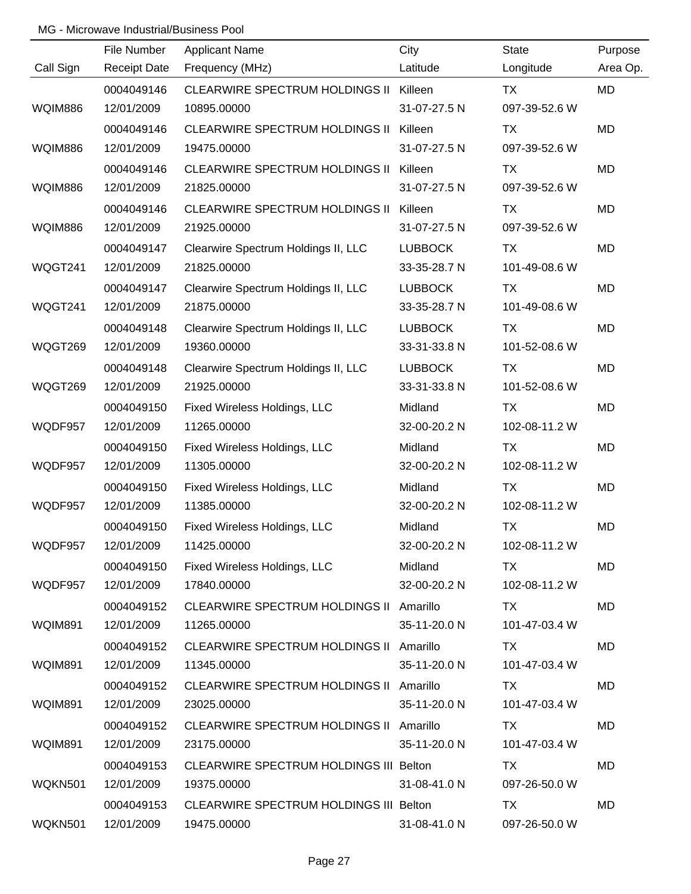MG - Microwave Industrial/Business Pool

| Call Sign | File Number / Receipt Date | Applicant Name / Frequency (MHz) | City / Latitude | State / Longitude | Purpose / Area Op. |
|---|---|---|---|---|---|
| WQIM886 | 0004049146<br>12/01/2009 | CLEARWIRE SPECTRUM HOLDINGS II<br>10895.00000 | Killeen<br>31-07-27.5 N | TX<br>097-39-52.6 W | MD |
| WQIM886 | 0004049146<br>12/01/2009 | CLEARWIRE SPECTRUM HOLDINGS II<br>19475.00000 | Killeen<br>31-07-27.5 N | TX<br>097-39-52.6 W | MD |
| WQIM886 | 0004049146<br>12/01/2009 | CLEARWIRE SPECTRUM HOLDINGS II<br>21825.00000 | Killeen<br>31-07-27.5 N | TX<br>097-39-52.6 W | MD |
| WQIM886 | 0004049146<br>12/01/2009 | CLEARWIRE SPECTRUM HOLDINGS II<br>21925.00000 | Killeen<br>31-07-27.5 N | TX<br>097-39-52.6 W | MD |
| WQGT241 | 0004049147<br>12/01/2009 | Clearwire Spectrum Holdings II, LLC<br>21825.00000 | LUBBOCK<br>33-35-28.7 N | TX<br>101-49-08.6 W | MD |
| WQGT241 | 0004049147<br>12/01/2009 | Clearwire Spectrum Holdings II, LLC<br>21875.00000 | LUBBOCK<br>33-35-28.7 N | TX<br>101-49-08.6 W | MD |
| WQGT269 | 0004049148<br>12/01/2009 | Clearwire Spectrum Holdings II, LLC<br>19360.00000 | LUBBOCK<br>33-31-33.8 N | TX<br>101-52-08.6 W | MD |
| WQGT269 | 0004049148<br>12/01/2009 | Clearwire Spectrum Holdings II, LLC<br>21925.00000 | LUBBOCK<br>33-31-33.8 N | TX<br>101-52-08.6 W | MD |
| WQDF957 | 0004049150<br>12/01/2009 | Fixed Wireless Holdings, LLC<br>11265.00000 | Midland<br>32-00-20.2 N | TX<br>102-08-11.2 W | MD |
| WQDF957 | 0004049150<br>12/01/2009 | Fixed Wireless Holdings, LLC<br>11305.00000 | Midland<br>32-00-20.2 N | TX<br>102-08-11.2 W | MD |
| WQDF957 | 0004049150<br>12/01/2009 | Fixed Wireless Holdings, LLC<br>11385.00000 | Midland<br>32-00-20.2 N | TX<br>102-08-11.2 W | MD |
| WQDF957 | 0004049150<br>12/01/2009 | Fixed Wireless Holdings, LLC<br>11425.00000 | Midland<br>32-00-20.2 N | TX<br>102-08-11.2 W | MD |
| WQDF957 | 0004049150<br>12/01/2009 | Fixed Wireless Holdings, LLC<br>17840.00000 | Midland<br>32-00-20.2 N | TX<br>102-08-11.2 W | MD |
| WQIM891 | 0004049152<br>12/01/2009 | CLEARWIRE SPECTRUM HOLDINGS II<br>11265.00000 | Amarillo<br>35-11-20.0 N | TX<br>101-47-03.4 W | MD |
| WQIM891 | 0004049152<br>12/01/2009 | CLEARWIRE SPECTRUM HOLDINGS II<br>11345.00000 | Amarillo<br>35-11-20.0 N | TX<br>101-47-03.4 W | MD |
| WQIM891 | 0004049152<br>12/01/2009 | CLEARWIRE SPECTRUM HOLDINGS II<br>23025.00000 | Amarillo<br>35-11-20.0 N | TX<br>101-47-03.4 W | MD |
| WQIM891 | 0004049152<br>12/01/2009 | CLEARWIRE SPECTRUM HOLDINGS II<br>23175.00000 | Amarillo<br>35-11-20.0 N | TX<br>101-47-03.4 W | MD |
| WQKN501 | 0004049153<br>12/01/2009 | CLEARWIRE SPECTRUM HOLDINGS III<br>19375.00000 | Belton<br>31-08-41.0 N | TX<br>097-26-50.0 W | MD |
| WQKN501 | 0004049153<br>12/01/2009 | CLEARWIRE SPECTRUM HOLDINGS III<br>19475.00000 | Belton<br>31-08-41.0 N | TX<br>097-26-50.0 W | MD |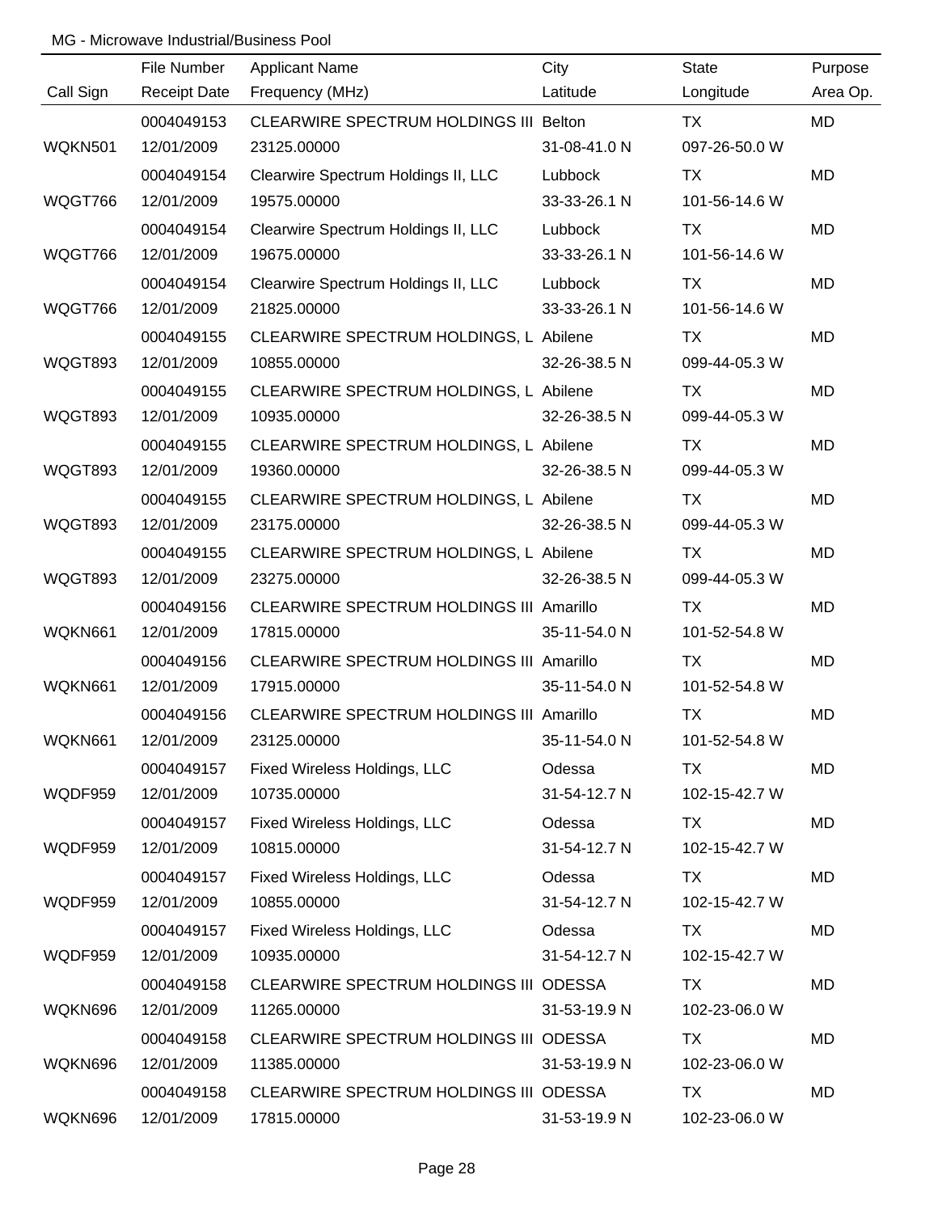MG - Microwave Industrial/Business Pool

| Call Sign | File Number / Receipt Date | Applicant Name / Frequency (MHz) | City / Latitude | State / Longitude | Purpose / Area Op. |
|---|---|---|---|---|---|
| WQKN501 | 0004049153<br>12/01/2009 | CLEARWIRE SPECTRUM HOLDINGS III<br>23125.00000 | Belton<br>31-08-41.0 N | TX<br>097-26-50.0 W | MD |
| WQGT766 | 0004049154<br>12/01/2009 | Clearwire Spectrum Holdings II, LLC<br>19575.00000 | Lubbock<br>33-33-26.1 N | TX<br>101-56-14.6 W | MD |
| WQGT766 | 0004049154<br>12/01/2009 | Clearwire Spectrum Holdings II, LLC<br>19675.00000 | Lubbock<br>33-33-26.1 N | TX<br>101-56-14.6 W | MD |
| WQGT766 | 0004049154<br>12/01/2009 | Clearwire Spectrum Holdings II, LLC<br>21825.00000 | Lubbock<br>33-33-26.1 N | TX<br>101-56-14.6 W | MD |
| WQGT893 | 0004049155<br>12/01/2009 | CLEARWIRE SPECTRUM HOLDINGS, L<br>10855.00000 | Abilene<br>32-26-38.5 N | TX<br>099-44-05.3 W | MD |
| WQGT893 | 0004049155<br>12/01/2009 | CLEARWIRE SPECTRUM HOLDINGS, L<br>10935.00000 | Abilene<br>32-26-38.5 N | TX<br>099-44-05.3 W | MD |
| WQGT893 | 0004049155<br>12/01/2009 | CLEARWIRE SPECTRUM HOLDINGS, L<br>19360.00000 | Abilene<br>32-26-38.5 N | TX<br>099-44-05.3 W | MD |
| WQGT893 | 0004049155<br>12/01/2009 | CLEARWIRE SPECTRUM HOLDINGS, L<br>23175.00000 | Abilene<br>32-26-38.5 N | TX<br>099-44-05.3 W | MD |
| WQGT893 | 0004049155<br>12/01/2009 | CLEARWIRE SPECTRUM HOLDINGS, L<br>23275.00000 | Abilene<br>32-26-38.5 N | TX<br>099-44-05.3 W | MD |
| WQKN661 | 0004049156<br>12/01/2009 | CLEARWIRE SPECTRUM HOLDINGS III<br>17815.00000 | Amarillo<br>35-11-54.0 N | TX<br>101-52-54.8 W | MD |
| WQKN661 | 0004049156<br>12/01/2009 | CLEARWIRE SPECTRUM HOLDINGS III<br>17915.00000 | Amarillo<br>35-11-54.0 N | TX<br>101-52-54.8 W | MD |
| WQKN661 | 0004049156<br>12/01/2009 | CLEARWIRE SPECTRUM HOLDINGS III<br>23125.00000 | Amarillo<br>35-11-54.0 N | TX<br>101-52-54.8 W | MD |
| WQDF959 | 0004049157<br>12/01/2009 | Fixed Wireless Holdings, LLC<br>10735.00000 | Odessa<br>31-54-12.7 N | TX<br>102-15-42.7 W | MD |
| WQDF959 | 0004049157<br>12/01/2009 | Fixed Wireless Holdings, LLC<br>10815.00000 | Odessa<br>31-54-12.7 N | TX<br>102-15-42.7 W | MD |
| WQDF959 | 0004049157<br>12/01/2009 | Fixed Wireless Holdings, LLC<br>10855.00000 | Odessa<br>31-54-12.7 N | TX<br>102-15-42.7 W | MD |
| WQDF959 | 0004049157<br>12/01/2009 | Fixed Wireless Holdings, LLC<br>10935.00000 | Odessa<br>31-54-12.7 N | TX<br>102-15-42.7 W | MD |
| WQKN696 | 0004049158<br>12/01/2009 | CLEARWIRE SPECTRUM HOLDINGS III<br>11265.00000 | ODESSA<br>31-53-19.9 N | TX<br>102-23-06.0 W | MD |
| WQKN696 | 0004049158<br>12/01/2009 | CLEARWIRE SPECTRUM HOLDINGS III<br>11385.00000 | ODESSA<br>31-53-19.9 N | TX<br>102-23-06.0 W | MD |
| WQKN696 | 0004049158<br>12/01/2009 | CLEARWIRE SPECTRUM HOLDINGS III<br>17815.00000 | ODESSA<br>31-53-19.9 N | TX<br>102-23-06.0 W | MD |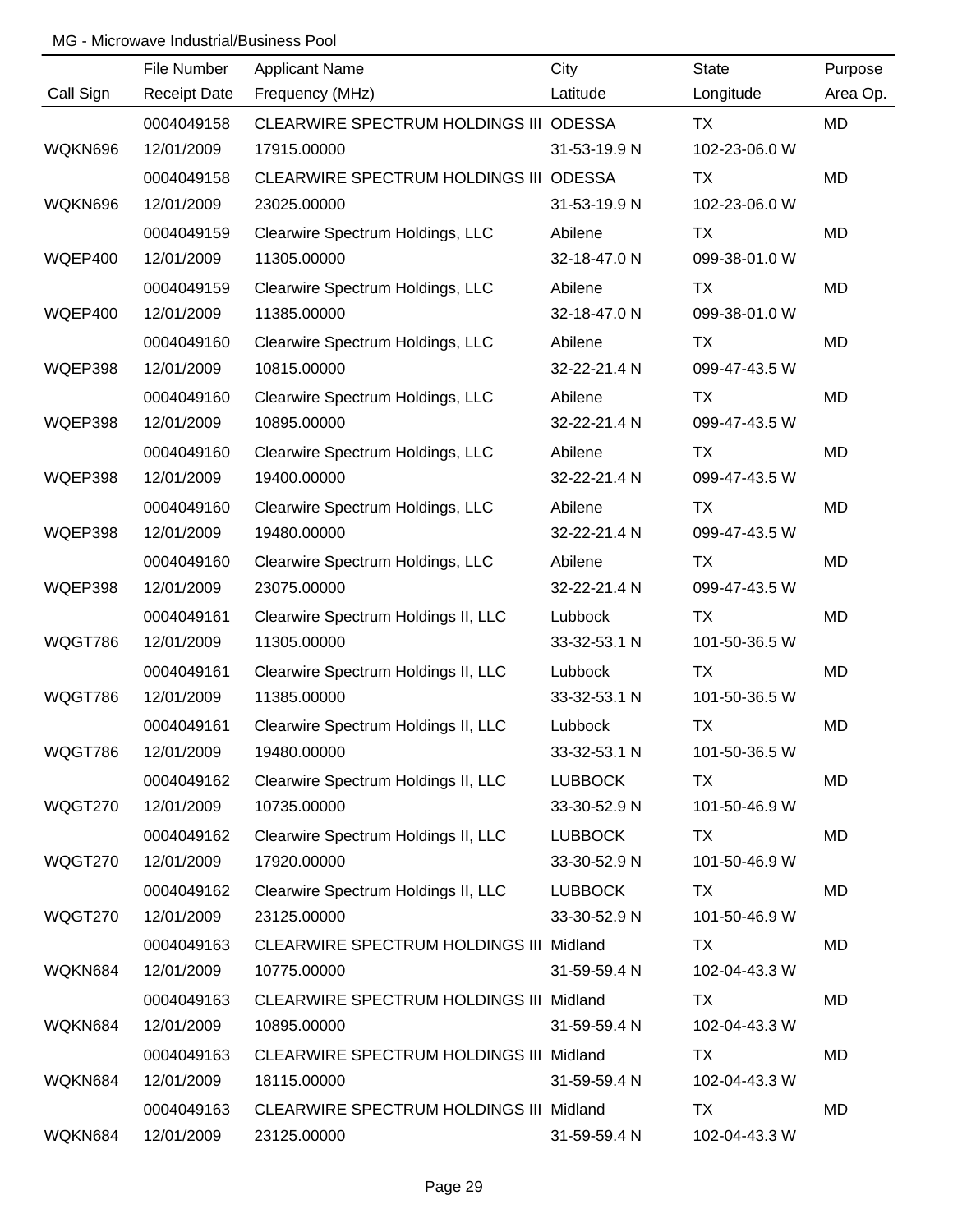MG - Microwave Industrial/Business Pool

| Call Sign | File Number<br>Receipt Date | Applicant Name<br>Frequency (MHz) | City<br>Latitude | State<br>Longitude | Purpose<br>Area Op. |
|---|---|---|---|---|---|
| WQKN696 | 0004049158<br>12/01/2009 | CLEARWIRE SPECTRUM HOLDINGS III<br>17915.00000 | ODESSA<br>31-53-19.9 N | TX<br>102-23-06.0 W | MD |
| WQKN696 | 0004049158<br>12/01/2009 | CLEARWIRE SPECTRUM HOLDINGS III<br>23025.00000 | ODESSA<br>31-53-19.9 N | TX<br>102-23-06.0 W | MD |
| WQEP400 | 0004049159<br>12/01/2009 | Clearwire Spectrum Holdings, LLC<br>11305.00000 | Abilene<br>32-18-47.0 N | TX<br>099-38-01.0 W | MD |
| WQEP400 | 0004049159<br>12/01/2009 | Clearwire Spectrum Holdings, LLC<br>11385.00000 | Abilene<br>32-18-47.0 N | TX<br>099-38-01.0 W | MD |
| WQEP398 | 0004049160<br>12/01/2009 | Clearwire Spectrum Holdings, LLC<br>10815.00000 | Abilene<br>32-22-21.4 N | TX<br>099-47-43.5 W | MD |
| WQEP398 | 0004049160<br>12/01/2009 | Clearwire Spectrum Holdings, LLC<br>10895.00000 | Abilene<br>32-22-21.4 N | TX<br>099-47-43.5 W | MD |
| WQEP398 | 0004049160<br>12/01/2009 | Clearwire Spectrum Holdings, LLC<br>19400.00000 | Abilene<br>32-22-21.4 N | TX<br>099-47-43.5 W | MD |
| WQEP398 | 0004049160<br>12/01/2009 | Clearwire Spectrum Holdings, LLC<br>19480.00000 | Abilene<br>32-22-21.4 N | TX<br>099-47-43.5 W | MD |
| WQEP398 | 0004049160<br>12/01/2009 | Clearwire Spectrum Holdings, LLC<br>23075.00000 | Abilene<br>32-22-21.4 N | TX<br>099-47-43.5 W | MD |
| WQGT786 | 0004049161<br>12/01/2009 | Clearwire Spectrum Holdings II, LLC<br>11305.00000 | Lubbock<br>33-32-53.1 N | TX<br>101-50-36.5 W | MD |
| WQGT786 | 0004049161<br>12/01/2009 | Clearwire Spectrum Holdings II, LLC<br>11385.00000 | Lubbock<br>33-32-53.1 N | TX<br>101-50-36.5 W | MD |
| WQGT786 | 0004049161<br>12/01/2009 | Clearwire Spectrum Holdings II, LLC<br>19480.00000 | Lubbock<br>33-32-53.1 N | TX<br>101-50-36.5 W | MD |
| WQGT270 | 0004049162<br>12/01/2009 | Clearwire Spectrum Holdings II, LLC<br>10735.00000 | LUBBOCK<br>33-30-52.9 N | TX<br>101-50-46.9 W | MD |
| WQGT270 | 0004049162<br>12/01/2009 | Clearwire Spectrum Holdings II, LLC<br>17920.00000 | LUBBOCK<br>33-30-52.9 N | TX<br>101-50-46.9 W | MD |
| WQGT270 | 0004049162<br>12/01/2009 | Clearwire Spectrum Holdings II, LLC<br>23125.00000 | LUBBOCK<br>33-30-52.9 N | TX<br>101-50-46.9 W | MD |
| WQKN684 | 0004049163<br>12/01/2009 | CLEARWIRE SPECTRUM HOLDINGS III<br>10775.00000 | Midland<br>31-59-59.4 N | TX<br>102-04-43.3 W | MD |
| WQKN684 | 0004049163<br>12/01/2009 | CLEARWIRE SPECTRUM HOLDINGS III<br>10895.00000 | Midland<br>31-59-59.4 N | TX<br>102-04-43.3 W | MD |
| WQKN684 | 0004049163<br>12/01/2009 | CLEARWIRE SPECTRUM HOLDINGS III<br>18115.00000 | Midland<br>31-59-59.4 N | TX<br>102-04-43.3 W | MD |
| WQKN684 | 0004049163<br>12/01/2009 | CLEARWIRE SPECTRUM HOLDINGS III<br>23125.00000 | Midland<br>31-59-59.4 N | TX<br>102-04-43.3 W | MD |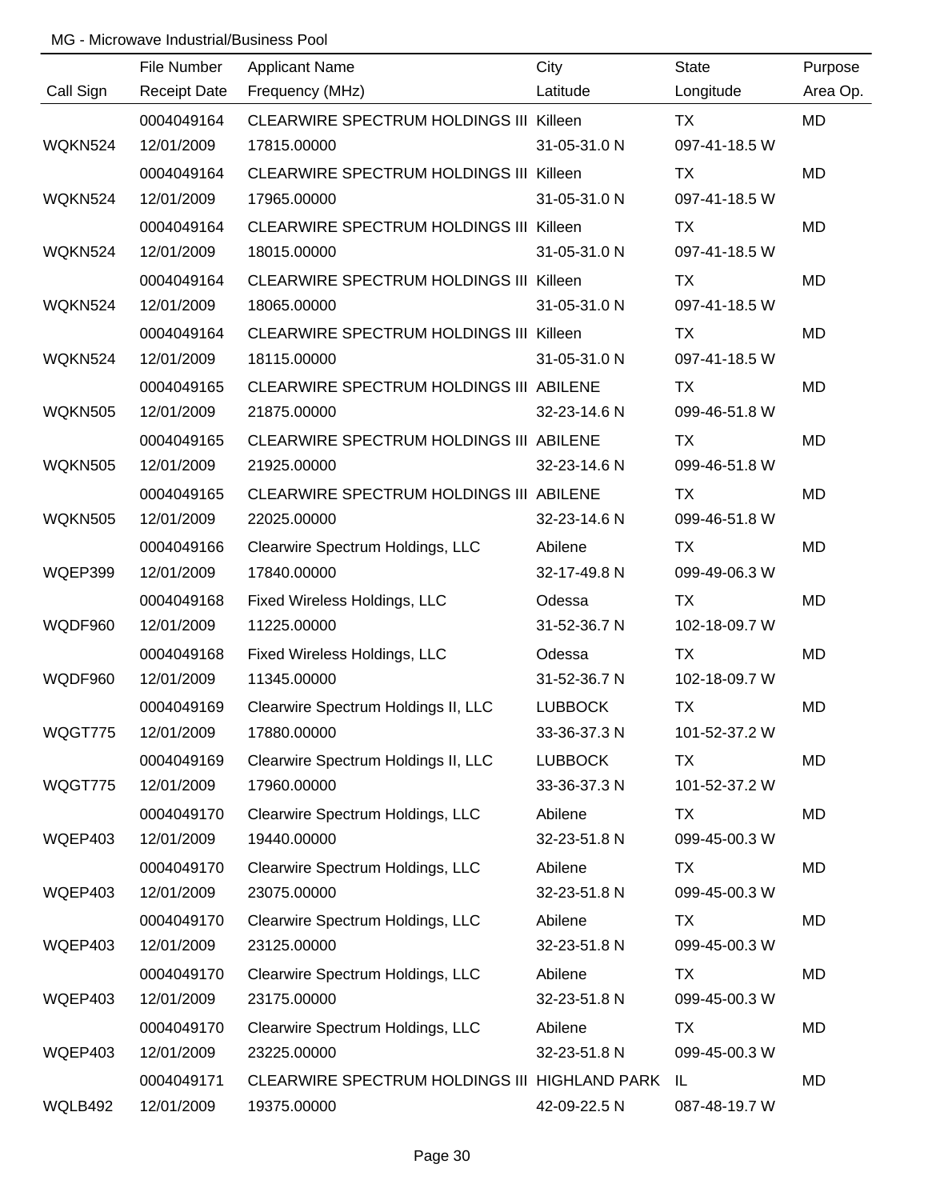MG - Microwave Industrial/Business Pool

| Call Sign | File Number<br>Receipt Date | Applicant Name<br>Frequency (MHz) | City<br>Latitude | State<br>Longitude | Purpose<br>Area Op. |
|---|---|---|---|---|---|
| WQKN524 | 0004049164<br>12/01/2009 | CLEARWIRE SPECTRUM HOLDINGS III<br>17815.00000 | Killeen<br>31-05-31.0 N | TX<br>097-41-18.5 W | MD |
| WQKN524 | 0004049164<br>12/01/2009 | CLEARWIRE SPECTRUM HOLDINGS III<br>17965.00000 | Killeen<br>31-05-31.0 N | TX<br>097-41-18.5 W | MD |
| WQKN524 | 0004049164<br>12/01/2009 | CLEARWIRE SPECTRUM HOLDINGS III<br>18015.00000 | Killeen<br>31-05-31.0 N | TX<br>097-41-18.5 W | MD |
| WQKN524 | 0004049164<br>12/01/2009 | CLEARWIRE SPECTRUM HOLDINGS III<br>18065.00000 | Killeen<br>31-05-31.0 N | TX<br>097-41-18.5 W | MD |
| WQKN524 | 0004049164<br>12/01/2009 | CLEARWIRE SPECTRUM HOLDINGS III<br>18115.00000 | Killeen<br>31-05-31.0 N | TX<br>097-41-18.5 W | MD |
| WQKN505 | 0004049165<br>12/01/2009 | CLEARWIRE SPECTRUM HOLDINGS III<br>21875.00000 | ABILENE<br>32-23-14.6 N | TX<br>099-46-51.8 W | MD |
| WQKN505 | 0004049165<br>12/01/2009 | CLEARWIRE SPECTRUM HOLDINGS III<br>21925.00000 | ABILENE<br>32-23-14.6 N | TX<br>099-46-51.8 W | MD |
| WQKN505 | 0004049165<br>12/01/2009 | CLEARWIRE SPECTRUM HOLDINGS III<br>22025.00000 | ABILENE<br>32-23-14.6 N | TX<br>099-46-51.8 W | MD |
| WQEP399 | 0004049166<br>12/01/2009 | Clearwire Spectrum Holdings, LLC<br>17840.00000 | Abilene<br>32-17-49.8 N | TX<br>099-49-06.3 W | MD |
| WQDF960 | 0004049168<br>12/01/2009 | Fixed Wireless Holdings, LLC<br>11225.00000 | Odessa<br>31-52-36.7 N | TX<br>102-18-09.7 W | MD |
| WQDF960 | 0004049168<br>12/01/2009 | Fixed Wireless Holdings, LLC<br>11345.00000 | Odessa<br>31-52-36.7 N | TX<br>102-18-09.7 W | MD |
| WQGT775 | 0004049169<br>12/01/2009 | Clearwire Spectrum Holdings II, LLC<br>17880.00000 | LUBBOCK<br>33-36-37.3 N | TX<br>101-52-37.2 W | MD |
| WQGT775 | 0004049169<br>12/01/2009 | Clearwire Spectrum Holdings II, LLC<br>17960.00000 | LUBBOCK<br>33-36-37.3 N | TX<br>101-52-37.2 W | MD |
| WQEP403 | 0004049170<br>12/01/2009 | Clearwire Spectrum Holdings, LLC<br>19440.00000 | Abilene<br>32-23-51.8 N | TX<br>099-45-00.3 W | MD |
| WQEP403 | 0004049170<br>12/01/2009 | Clearwire Spectrum Holdings, LLC<br>23075.00000 | Abilene<br>32-23-51.8 N | TX<br>099-45-00.3 W | MD |
| WQEP403 | 0004049170<br>12/01/2009 | Clearwire Spectrum Holdings, LLC<br>23125.00000 | Abilene<br>32-23-51.8 N | TX<br>099-45-00.3 W | MD |
| WQEP403 | 0004049170<br>12/01/2009 | Clearwire Spectrum Holdings, LLC<br>23175.00000 | Abilene<br>32-23-51.8 N | TX<br>099-45-00.3 W | MD |
| WQEP403 | 0004049170<br>12/01/2009 | Clearwire Spectrum Holdings, LLC<br>23225.00000 | Abilene<br>32-23-51.8 N | TX<br>099-45-00.3 W | MD |
| WQLB492 | 0004049171<br>12/01/2009 | CLEARWIRE SPECTRUM HOLDINGS III<br>19375.00000 | HIGHLAND PARK<br>42-09-22.5 N | IL<br>087-48-19.7 W | MD |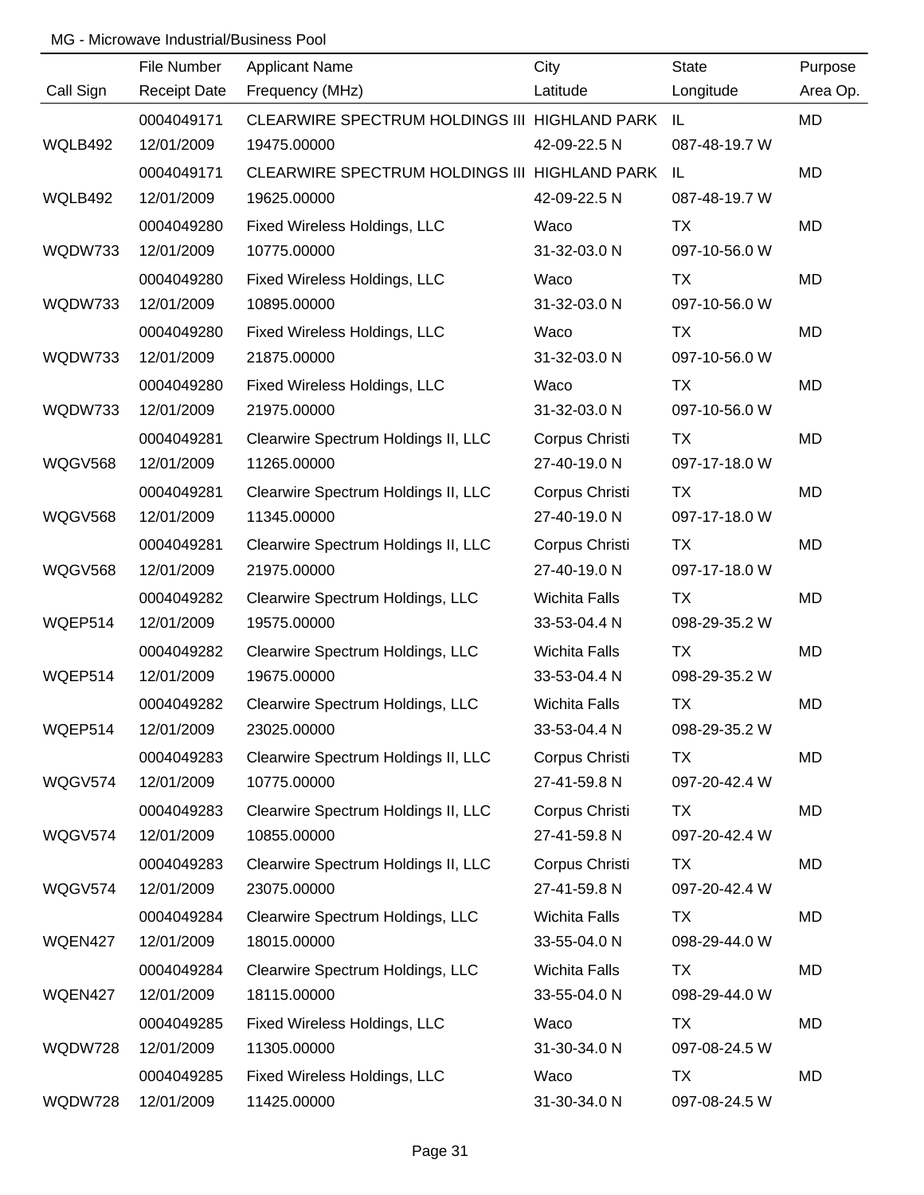MG - Microwave Industrial/Business Pool

| Call Sign | File Number<br>Receipt Date | Applicant Name<br>Frequency (MHz) | City<br>Latitude | State<br>Longitude | Purpose<br>Area Op. |
|---|---|---|---|---|---|
| WQLB492 | 0004049171<br>12/01/2009 | CLEARWIRE SPECTRUM HOLDINGS III<br>19475.00000 | HIGHLAND PARK<br>42-09-22.5 N | IL<br>087-48-19.7 W | MD |
| WQLB492 | 0004049171<br>12/01/2009 | CLEARWIRE SPECTRUM HOLDINGS III<br>19625.00000 | HIGHLAND PARK<br>42-09-22.5 N | IL<br>087-48-19.7 W | MD |
| WQDW733 | 0004049280<br>12/01/2009 | Fixed Wireless Holdings, LLC<br>10775.00000 | Waco<br>31-32-03.0 N | TX<br>097-10-56.0 W | MD |
| WQDW733 | 0004049280<br>12/01/2009 | Fixed Wireless Holdings, LLC<br>10895.00000 | Waco<br>31-32-03.0 N | TX<br>097-10-56.0 W | MD |
| WQDW733 | 0004049280<br>12/01/2009 | Fixed Wireless Holdings, LLC<br>21875.00000 | Waco<br>31-32-03.0 N | TX<br>097-10-56.0 W | MD |
| WQDW733 | 0004049280<br>12/01/2009 | Fixed Wireless Holdings, LLC<br>21975.00000 | Waco<br>31-32-03.0 N | TX<br>097-10-56.0 W | MD |
| WQGV568 | 0004049281<br>12/01/2009 | Clearwire Spectrum Holdings II, LLC<br>11265.00000 | Corpus Christi<br>27-40-19.0 N | TX<br>097-17-18.0 W | MD |
| WQGV568 | 0004049281<br>12/01/2009 | Clearwire Spectrum Holdings II, LLC<br>11345.00000 | Corpus Christi<br>27-40-19.0 N | TX<br>097-17-18.0 W | MD |
| WQGV568 | 0004049281<br>12/01/2009 | Clearwire Spectrum Holdings II, LLC<br>21975.00000 | Corpus Christi<br>27-40-19.0 N | TX<br>097-17-18.0 W | MD |
| WQEP514 | 0004049282<br>12/01/2009 | Clearwire Spectrum Holdings, LLC<br>19575.00000 | Wichita Falls<br>33-53-04.4 N | TX<br>098-29-35.2 W | MD |
| WQEP514 | 0004049282<br>12/01/2009 | Clearwire Spectrum Holdings, LLC<br>19675.00000 | Wichita Falls<br>33-53-04.4 N | TX<br>098-29-35.2 W | MD |
| WQEP514 | 0004049282<br>12/01/2009 | Clearwire Spectrum Holdings, LLC<br>23025.00000 | Wichita Falls<br>33-53-04.4 N | TX<br>098-29-35.2 W | MD |
| WQGV574 | 0004049283<br>12/01/2009 | Clearwire Spectrum Holdings II, LLC<br>10775.00000 | Corpus Christi<br>27-41-59.8 N | TX<br>097-20-42.4 W | MD |
| WQGV574 | 0004049283<br>12/01/2009 | Clearwire Spectrum Holdings II, LLC<br>10855.00000 | Corpus Christi<br>27-41-59.8 N | TX<br>097-20-42.4 W | MD |
| WQGV574 | 0004049283<br>12/01/2009 | Clearwire Spectrum Holdings II, LLC<br>23075.00000 | Corpus Christi<br>27-41-59.8 N | TX<br>097-20-42.4 W | MD |
| WQEN427 | 0004049284<br>12/01/2009 | Clearwire Spectrum Holdings, LLC<br>18015.00000 | Wichita Falls<br>33-55-04.0 N | TX<br>098-29-44.0 W | MD |
| WQEN427 | 0004049284<br>12/01/2009 | Clearwire Spectrum Holdings, LLC<br>18115.00000 | Wichita Falls<br>33-55-04.0 N | TX<br>098-29-44.0 W | MD |
| WQDW728 | 0004049285<br>12/01/2009 | Fixed Wireless Holdings, LLC<br>11305.00000 | Waco<br>31-30-34.0 N | TX<br>097-08-24.5 W | MD |
| WQDW728 | 0004049285<br>12/01/2009 | Fixed Wireless Holdings, LLC<br>11425.00000 | Waco<br>31-30-34.0 N | TX<br>097-08-24.5 W | MD |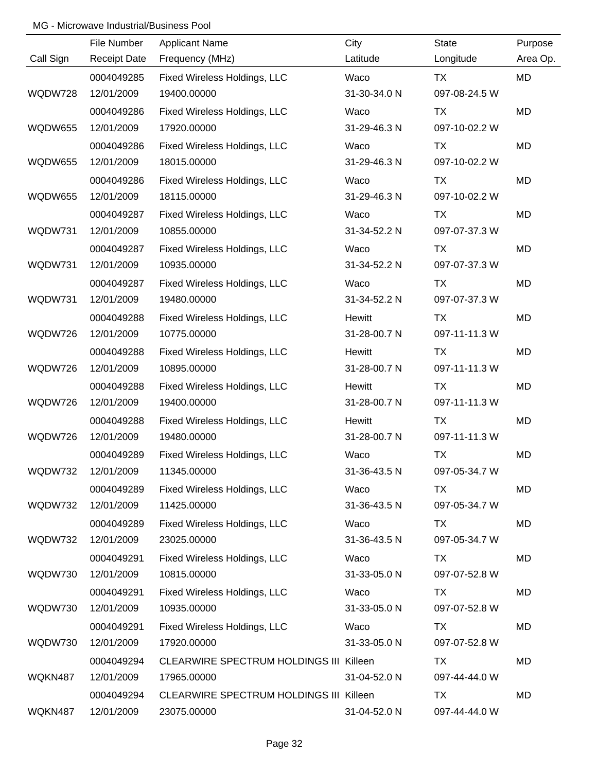MG - Microwave Industrial/Business Pool

| Call Sign | File Number<br>Receipt Date | Applicant Name<br>Frequency (MHz) | City<br>Latitude | State<br>Longitude | Purpose<br>Area Op. |
|---|---|---|---|---|---|
| WQDW728 | 0004049285<br>12/01/2009 | Fixed Wireless Holdings, LLC<br>19400.00000 | Waco<br>31-30-34.0 N | TX<br>097-08-24.5 W | MD |
| WQDW655 | 0004049286<br>12/01/2009 | Fixed Wireless Holdings, LLC<br>17920.00000 | Waco<br>31-29-46.3 N | TX<br>097-10-02.2 W | MD |
| WQDW655 | 0004049286<br>12/01/2009 | Fixed Wireless Holdings, LLC<br>18015.00000 | Waco<br>31-29-46.3 N | TX<br>097-10-02.2 W | MD |
| WQDW655 | 0004049286<br>12/01/2009 | Fixed Wireless Holdings, LLC<br>18115.00000 | Waco<br>31-29-46.3 N | TX<br>097-10-02.2 W | MD |
| WQDW731 | 0004049287<br>12/01/2009 | Fixed Wireless Holdings, LLC<br>10855.00000 | Waco<br>31-34-52.2 N | TX<br>097-07-37.3 W | MD |
| WQDW731 | 0004049287<br>12/01/2009 | Fixed Wireless Holdings, LLC<br>10935.00000 | Waco<br>31-34-52.2 N | TX<br>097-07-37.3 W | MD |
| WQDW731 | 0004049287<br>12/01/2009 | Fixed Wireless Holdings, LLC<br>19480.00000 | Waco<br>31-34-52.2 N | TX<br>097-07-37.3 W | MD |
| WQDW726 | 0004049288<br>12/01/2009 | Fixed Wireless Holdings, LLC<br>10775.00000 | Hewitt<br>31-28-00.7 N | TX<br>097-11-11.3 W | MD |
| WQDW726 | 0004049288<br>12/01/2009 | Fixed Wireless Holdings, LLC<br>10895.00000 | Hewitt<br>31-28-00.7 N | TX<br>097-11-11.3 W | MD |
| WQDW726 | 0004049288<br>12/01/2009 | Fixed Wireless Holdings, LLC<br>19400.00000 | Hewitt<br>31-28-00.7 N | TX<br>097-11-11.3 W | MD |
| WQDW726 | 0004049288<br>12/01/2009 | Fixed Wireless Holdings, LLC<br>19480.00000 | Hewitt<br>31-28-00.7 N | TX<br>097-11-11.3 W | MD |
| WQDW732 | 0004049289<br>12/01/2009 | Fixed Wireless Holdings, LLC<br>11345.00000 | Waco<br>31-36-43.5 N | TX<br>097-05-34.7 W | MD |
| WQDW732 | 0004049289<br>12/01/2009 | Fixed Wireless Holdings, LLC<br>11425.00000 | Waco<br>31-36-43.5 N | TX<br>097-05-34.7 W | MD |
| WQDW732 | 0004049289<br>12/01/2009 | Fixed Wireless Holdings, LLC<br>23025.00000 | Waco<br>31-36-43.5 N | TX<br>097-05-34.7 W | MD |
| WQDW730 | 0004049291<br>12/01/2009 | Fixed Wireless Holdings, LLC<br>10815.00000 | Waco<br>31-33-05.0 N | TX<br>097-07-52.8 W | MD |
| WQDW730 | 0004049291<br>12/01/2009 | Fixed Wireless Holdings, LLC<br>10935.00000 | Waco<br>31-33-05.0 N | TX<br>097-07-52.8 W | MD |
| WQDW730 | 0004049291<br>12/01/2009 | Fixed Wireless Holdings, LLC<br>17920.00000 | Waco<br>31-33-05.0 N | TX<br>097-07-52.8 W | MD |
| WQKN487 | 0004049294<br>12/01/2009 | CLEARWIRE SPECTRUM HOLDINGS III<br>17965.00000 | Killeen<br>31-04-52.0 N | TX<br>097-44-44.0 W | MD |
| WQKN487 | 0004049294<br>12/01/2009 | CLEARWIRE SPECTRUM HOLDINGS III<br>23075.00000 | Killeen<br>31-04-52.0 N | TX<br>097-44-44.0 W | MD |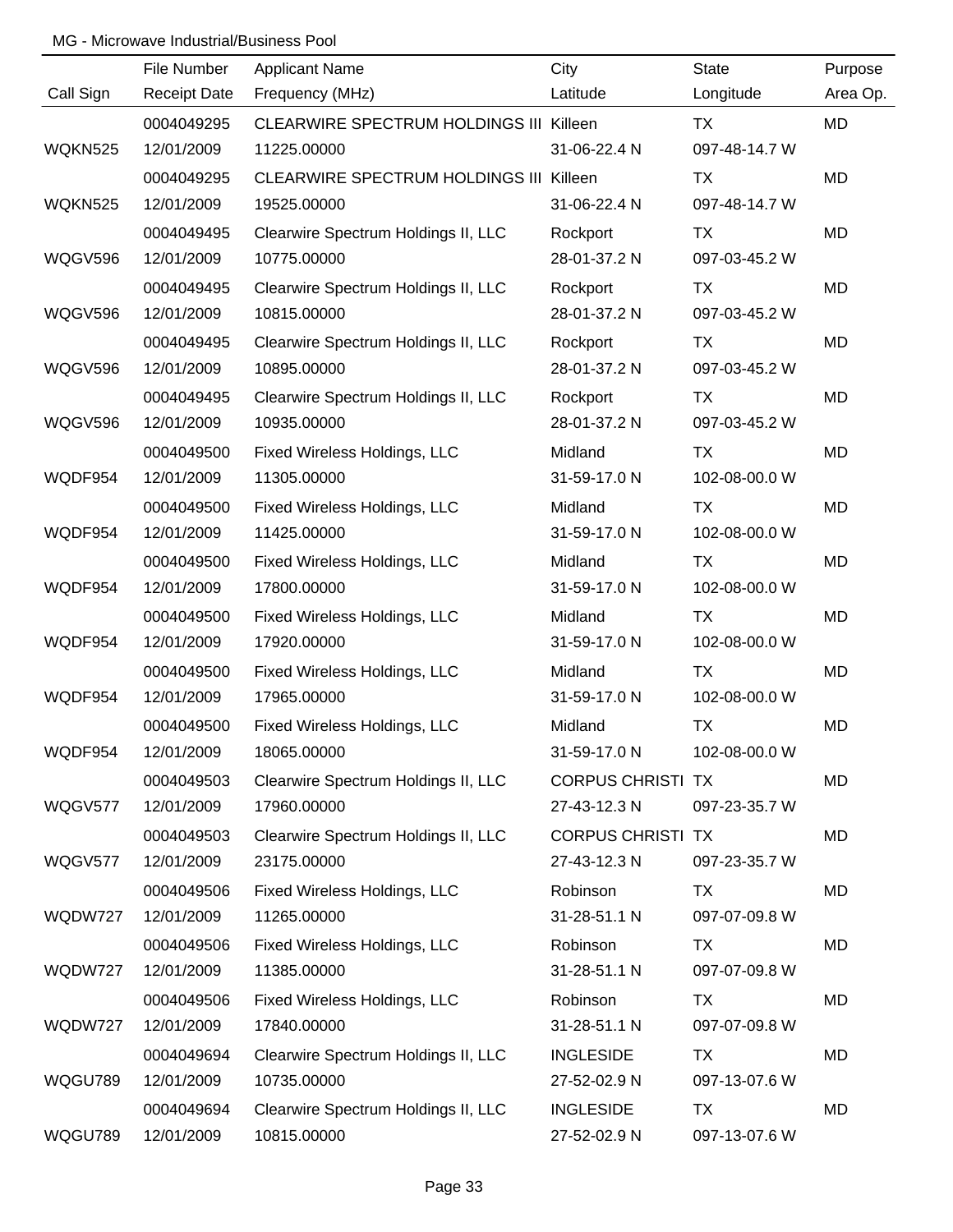MG - Microwave Industrial/Business Pool

| Call Sign | File Number<br>Receipt Date | Applicant Name<br>Frequency (MHz) | City<br>Latitude | State<br>Longitude | Purpose<br>Area Op. |
|---|---|---|---|---|---|
| WQKN525 | 0004049295<br>12/01/2009 | CLEARWIRE SPECTRUM HOLDINGS III<br>11225.00000 | Killeen<br>31-06-22.4 N | TX<br>097-48-14.7 W | MD |
| WQKN525 | 0004049295<br>12/01/2009 | CLEARWIRE SPECTRUM HOLDINGS III<br>19525.00000 | Killeen<br>31-06-22.4 N | TX<br>097-48-14.7 W | MD |
| WQGV596 | 0004049495<br>12/01/2009 | Clearwire Spectrum Holdings II, LLC<br>10775.00000 | Rockport<br>28-01-37.2 N | TX<br>097-03-45.2 W | MD |
| WQGV596 | 0004049495<br>12/01/2009 | Clearwire Spectrum Holdings II, LLC<br>10815.00000 | Rockport<br>28-01-37.2 N | TX<br>097-03-45.2 W | MD |
| WQGV596 | 0004049495<br>12/01/2009 | Clearwire Spectrum Holdings II, LLC<br>10895.00000 | Rockport<br>28-01-37.2 N | TX<br>097-03-45.2 W | MD |
| WQGV596 | 0004049495<br>12/01/2009 | Clearwire Spectrum Holdings II, LLC<br>10935.00000 | Rockport<br>28-01-37.2 N | TX<br>097-03-45.2 W | MD |
| WQDF954 | 0004049500<br>12/01/2009 | Fixed Wireless Holdings, LLC<br>11305.00000 | Midland<br>31-59-17.0 N | TX<br>102-08-00.0 W | MD |
| WQDF954 | 0004049500<br>12/01/2009 | Fixed Wireless Holdings, LLC<br>11425.00000 | Midland<br>31-59-17.0 N | TX<br>102-08-00.0 W | MD |
| WQDF954 | 0004049500<br>12/01/2009 | Fixed Wireless Holdings, LLC<br>17800.00000 | Midland<br>31-59-17.0 N | TX<br>102-08-00.0 W | MD |
| WQDF954 | 0004049500<br>12/01/2009 | Fixed Wireless Holdings, LLC<br>17920.00000 | Midland<br>31-59-17.0 N | TX<br>102-08-00.0 W | MD |
| WQDF954 | 0004049500<br>12/01/2009 | Fixed Wireless Holdings, LLC<br>17965.00000 | Midland<br>31-59-17.0 N | TX<br>102-08-00.0 W | MD |
| WQDF954 | 0004049500<br>12/01/2009 | Fixed Wireless Holdings, LLC<br>18065.00000 | Midland<br>31-59-17.0 N | TX<br>102-08-00.0 W | MD |
| WQGV577 | 0004049503<br>12/01/2009 | Clearwire Spectrum Holdings II, LLC<br>17960.00000 | CORPUS CHRISTI<br>27-43-12.3 N | TX<br>097-23-35.7 W | MD |
| WQGV577 | 0004049503<br>12/01/2009 | Clearwire Spectrum Holdings II, LLC<br>23175.00000 | CORPUS CHRISTI<br>27-43-12.3 N | TX<br>097-23-35.7 W | MD |
| WQDW727 | 0004049506<br>12/01/2009 | Fixed Wireless Holdings, LLC<br>11265.00000 | Robinson<br>31-28-51.1 N | TX<br>097-07-09.8 W | MD |
| WQDW727 | 0004049506<br>12/01/2009 | Fixed Wireless Holdings, LLC<br>11385.00000 | Robinson<br>31-28-51.1 N | TX<br>097-07-09.8 W | MD |
| WQDW727 | 0004049506<br>12/01/2009 | Fixed Wireless Holdings, LLC<br>17840.00000 | Robinson<br>31-28-51.1 N | TX<br>097-07-09.8 W | MD |
| WQGU789 | 0004049694<br>12/01/2009 | Clearwire Spectrum Holdings II, LLC<br>10735.00000 | INGLESIDE<br>27-52-02.9 N | TX<br>097-13-07.6 W | MD |
| WQGU789 | 0004049694<br>12/01/2009 | Clearwire Spectrum Holdings II, LLC<br>10815.00000 | INGLESIDE<br>27-52-02.9 N | TX<br>097-13-07.6 W | MD |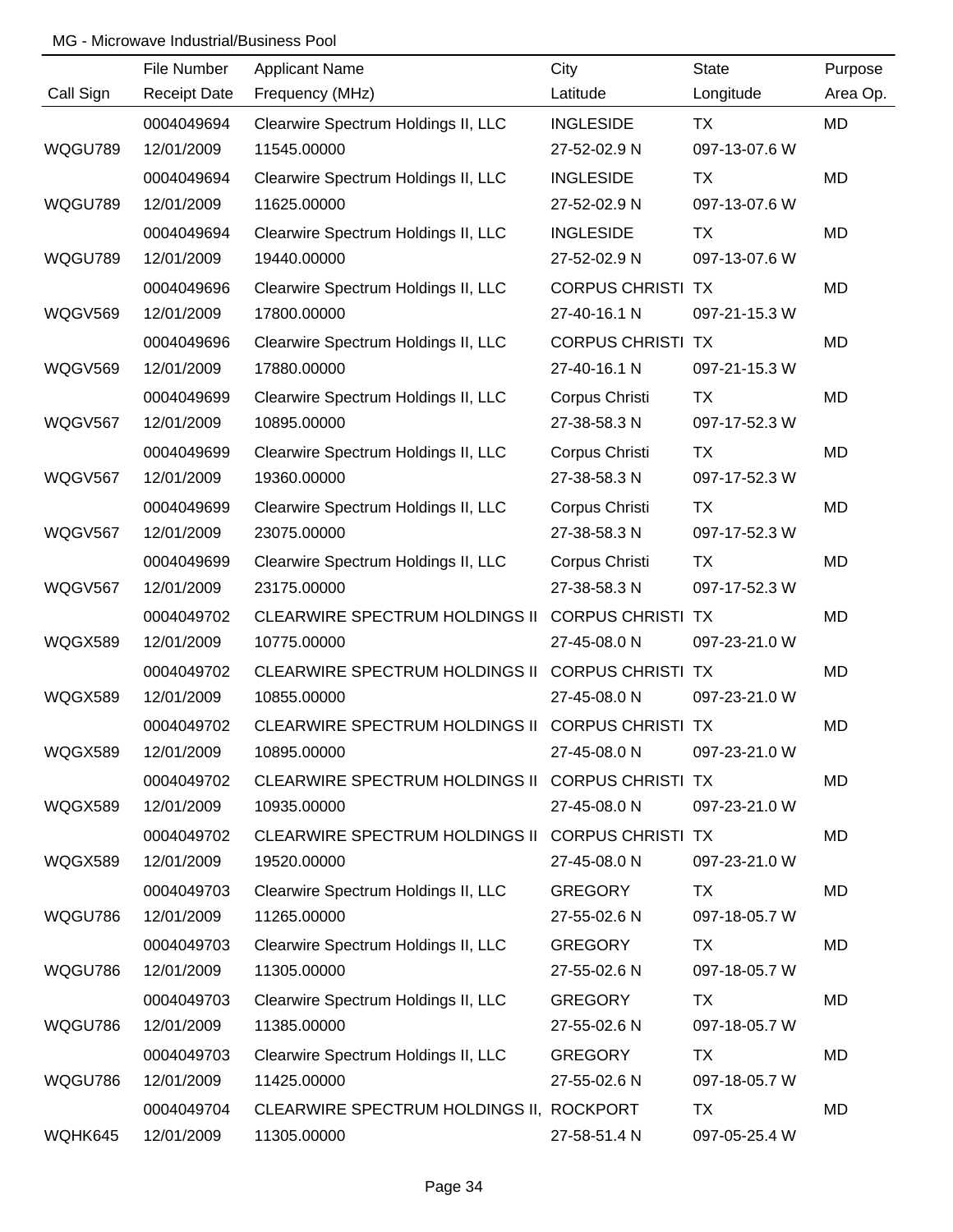MG - Microwave Industrial/Business Pool

| Call Sign | File Number<br>Receipt Date | Applicant Name<br>Frequency (MHz) | City<br>Latitude | State<br>Longitude | Purpose<br>Area Op. |
|---|---|---|---|---|---|
| WQGU789 | 0004049694<br>12/01/2009 | Clearwire Spectrum Holdings II, LLC<br>11545.00000 | INGLESIDE<br>27-52-02.9 N | TX<br>097-13-07.6 W | MD |
| WQGU789 | 0004049694<br>12/01/2009 | Clearwire Spectrum Holdings II, LLC<br>11625.00000 | INGLESIDE<br>27-52-02.9 N | TX<br>097-13-07.6 W | MD |
| WQGU789 | 0004049694<br>12/01/2009 | Clearwire Spectrum Holdings II, LLC<br>19440.00000 | INGLESIDE<br>27-52-02.9 N | TX<br>097-13-07.6 W | MD |
| WQGV569 | 0004049696<br>12/01/2009 | Clearwire Spectrum Holdings II, LLC<br>17800.00000 | CORPUS CHRISTI<br>27-40-16.1 N | TX<br>097-21-15.3 W | MD |
| WQGV569 | 0004049696<br>12/01/2009 | Clearwire Spectrum Holdings II, LLC<br>17880.00000 | CORPUS CHRISTI<br>27-40-16.1 N | TX<br>097-21-15.3 W | MD |
| WQGV567 | 0004049699<br>12/01/2009 | Clearwire Spectrum Holdings II, LLC<br>10895.00000 | Corpus Christi<br>27-38-58.3 N | TX<br>097-17-52.3 W | MD |
| WQGV567 | 0004049699<br>12/01/2009 | Clearwire Spectrum Holdings II, LLC<br>19360.00000 | Corpus Christi<br>27-38-58.3 N | TX<br>097-17-52.3 W | MD |
| WQGV567 | 0004049699<br>12/01/2009 | Clearwire Spectrum Holdings II, LLC<br>23075.00000 | Corpus Christi<br>27-38-58.3 N | TX<br>097-17-52.3 W | MD |
| WQGV567 | 0004049699<br>12/01/2009 | Clearwire Spectrum Holdings II, LLC<br>23175.00000 | Corpus Christi<br>27-38-58.3 N | TX<br>097-17-52.3 W | MD |
| WQGX589 | 0004049702<br>12/01/2009 | CLEARWIRE SPECTRUM HOLDINGS II<br>10775.00000 | CORPUS CHRISTI<br>27-45-08.0 N | TX<br>097-23-21.0 W | MD |
| WQGX589 | 0004049702<br>12/01/2009 | CLEARWIRE SPECTRUM HOLDINGS II<br>10855.00000 | CORPUS CHRISTI<br>27-45-08.0 N | TX<br>097-23-21.0 W | MD |
| WQGX589 | 0004049702<br>12/01/2009 | CLEARWIRE SPECTRUM HOLDINGS II<br>10895.00000 | CORPUS CHRISTI<br>27-45-08.0 N | TX<br>097-23-21.0 W | MD |
| WQGX589 | 0004049702<br>12/01/2009 | CLEARWIRE SPECTRUM HOLDINGS II<br>10935.00000 | CORPUS CHRISTI<br>27-45-08.0 N | TX<br>097-23-21.0 W | MD |
| WQGX589 | 0004049702<br>12/01/2009 | CLEARWIRE SPECTRUM HOLDINGS II<br>19520.00000 | CORPUS CHRISTI<br>27-45-08.0 N | TX<br>097-23-21.0 W | MD |
| WQGU786 | 0004049703<br>12/01/2009 | Clearwire Spectrum Holdings II, LLC<br>11265.00000 | GREGORY<br>27-55-02.6 N | TX<br>097-18-05.7 W | MD |
| WQGU786 | 0004049703<br>12/01/2009 | Clearwire Spectrum Holdings II, LLC<br>11305.00000 | GREGORY<br>27-55-02.6 N | TX<br>097-18-05.7 W | MD |
| WQGU786 | 0004049703<br>12/01/2009 | Clearwire Spectrum Holdings II, LLC<br>11385.00000 | GREGORY<br>27-55-02.6 N | TX<br>097-18-05.7 W | MD |
| WQGU786 | 0004049703<br>12/01/2009 | Clearwire Spectrum Holdings II, LLC<br>11425.00000 | GREGORY<br>27-55-02.6 N | TX<br>097-18-05.7 W | MD |
| WQHK645 | 0004049704<br>12/01/2009 | CLEARWIRE SPECTRUM HOLDINGS II,<br>11305.00000 | ROCKPORT<br>27-58-51.4 N | TX<br>097-05-25.4 W | MD |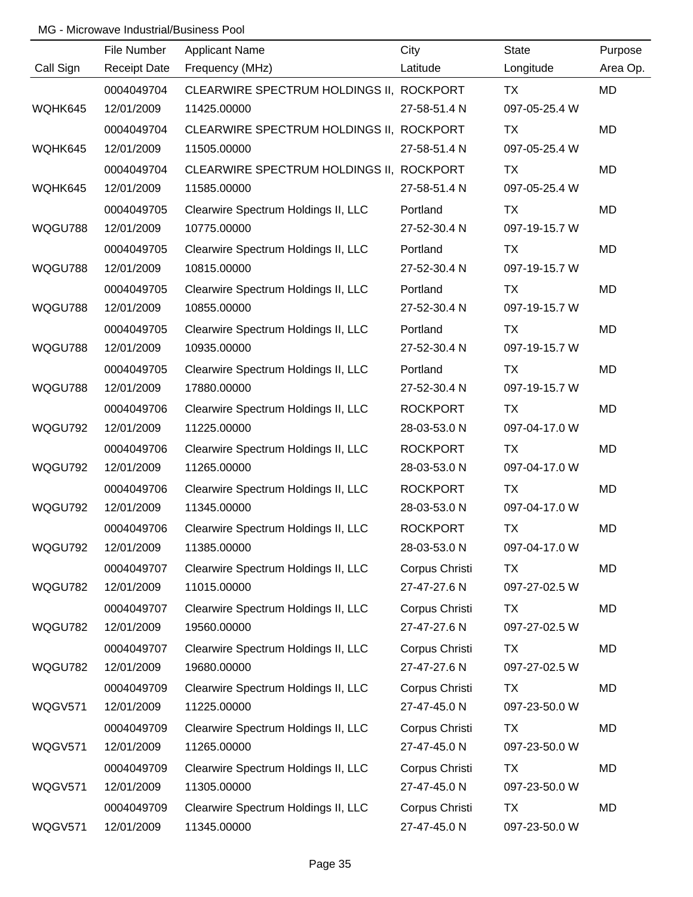MG - Microwave Industrial/Business Pool

| Call Sign | File Number<br>Receipt Date | Applicant Name<br>Frequency (MHz) | City<br>Latitude | State<br>Longitude | Purpose<br>Area Op. |
|---|---|---|---|---|---|
| WQHK645 | 0004049704<br>12/01/2009 | CLEARWIRE SPECTRUM HOLDINGS II,<br>11425.00000 | ROCKPORT<br>27-58-51.4 N | TX<br>097-05-25.4 W | MD |
| WQHK645 | 0004049704<br>12/01/2009 | CLEARWIRE SPECTRUM HOLDINGS II,<br>11505.00000 | ROCKPORT<br>27-58-51.4 N | TX<br>097-05-25.4 W | MD |
| WQHK645 | 0004049704<br>12/01/2009 | CLEARWIRE SPECTRUM HOLDINGS II,<br>11585.00000 | ROCKPORT<br>27-58-51.4 N | TX<br>097-05-25.4 W | MD |
| WQGU788 | 0004049705<br>12/01/2009 | Clearwire Spectrum Holdings II, LLC<br>10775.00000 | Portland<br>27-52-30.4 N | TX<br>097-19-15.7 W | MD |
| WQGU788 | 0004049705<br>12/01/2009 | Clearwire Spectrum Holdings II, LLC<br>10815.00000 | Portland<br>27-52-30.4 N | TX<br>097-19-15.7 W | MD |
| WQGU788 | 0004049705<br>12/01/2009 | Clearwire Spectrum Holdings II, LLC<br>10855.00000 | Portland<br>27-52-30.4 N | TX<br>097-19-15.7 W | MD |
| WQGU788 | 0004049705<br>12/01/2009 | Clearwire Spectrum Holdings II, LLC<br>10935.00000 | Portland<br>27-52-30.4 N | TX<br>097-19-15.7 W | MD |
| WQGU788 | 0004049705<br>12/01/2009 | Clearwire Spectrum Holdings II, LLC<br>17880.00000 | Portland<br>27-52-30.4 N | TX<br>097-19-15.7 W | MD |
| WQGU792 | 0004049706<br>12/01/2009 | Clearwire Spectrum Holdings II, LLC<br>11225.00000 | ROCKPORT<br>28-03-53.0 N | TX<br>097-04-17.0 W | MD |
| WQGU792 | 0004049706<br>12/01/2009 | Clearwire Spectrum Holdings II, LLC<br>11265.00000 | ROCKPORT<br>28-03-53.0 N | TX<br>097-04-17.0 W | MD |
| WQGU792 | 0004049706<br>12/01/2009 | Clearwire Spectrum Holdings II, LLC<br>11345.00000 | ROCKPORT<br>28-03-53.0 N | TX<br>097-04-17.0 W | MD |
| WQGU792 | 0004049706<br>12/01/2009 | Clearwire Spectrum Holdings II, LLC<br>11385.00000 | ROCKPORT<br>28-03-53.0 N | TX<br>097-04-17.0 W | MD |
| WQGU782 | 0004049707<br>12/01/2009 | Clearwire Spectrum Holdings II, LLC<br>11015.00000 | Corpus Christi<br>27-47-27.6 N | TX<br>097-27-02.5 W | MD |
| WQGU782 | 0004049707<br>12/01/2009 | Clearwire Spectrum Holdings II, LLC<br>19560.00000 | Corpus Christi<br>27-47-27.6 N | TX<br>097-27-02.5 W | MD |
| WQGU782 | 0004049707<br>12/01/2009 | Clearwire Spectrum Holdings II, LLC<br>19680.00000 | Corpus Christi<br>27-47-27.6 N | TX<br>097-27-02.5 W | MD |
| WQGV571 | 0004049709<br>12/01/2009 | Clearwire Spectrum Holdings II, LLC<br>11225.00000 | Corpus Christi<br>27-47-45.0 N | TX<br>097-23-50.0 W | MD |
| WQGV571 | 0004049709<br>12/01/2009 | Clearwire Spectrum Holdings II, LLC<br>11265.00000 | Corpus Christi<br>27-47-45.0 N | TX<br>097-23-50.0 W | MD |
| WQGV571 | 0004049709<br>12/01/2009 | Clearwire Spectrum Holdings II, LLC<br>11305.00000 | Corpus Christi<br>27-47-45.0 N | TX<br>097-23-50.0 W | MD |
| WQGV571 | 0004049709<br>12/01/2009 | Clearwire Spectrum Holdings II, LLC<br>11345.00000 | Corpus Christi<br>27-47-45.0 N | TX<br>097-23-50.0 W | MD |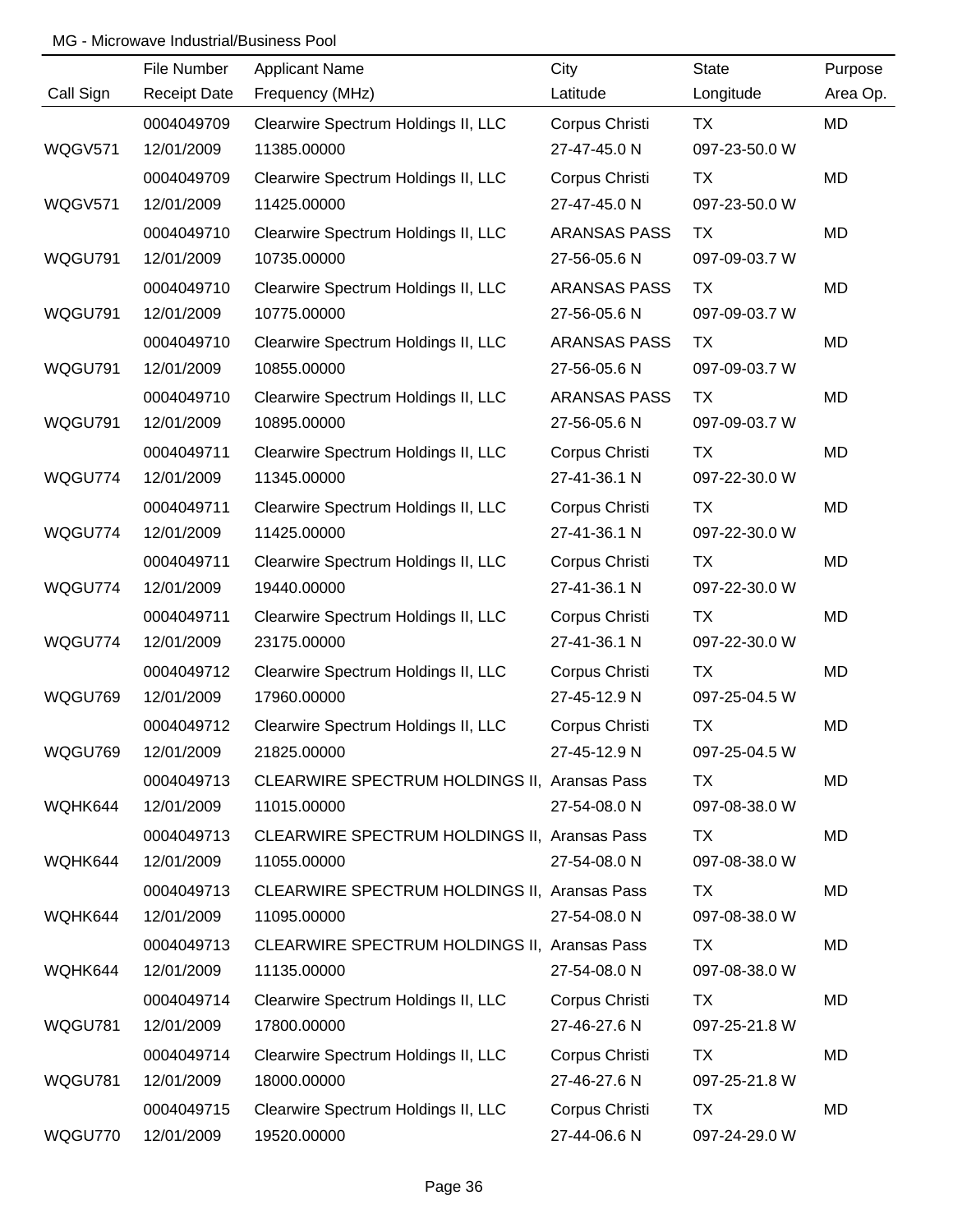MG - Microwave Industrial/Business Pool

| Call Sign | File Number<br>Receipt Date | Applicant Name<br>Frequency (MHz) | City<br>Latitude | State<br>Longitude | Purpose<br>Area Op. |
|---|---|---|---|---|---|
| WQGV571 | 0004049709<br>12/01/2009 | Clearwire Spectrum Holdings II, LLC<br>11385.00000 | Corpus Christi<br>27-47-45.0 N | TX<br>097-23-50.0 W | MD |
| WQGV571 | 0004049709<br>12/01/2009 | Clearwire Spectrum Holdings II, LLC<br>11425.00000 | Corpus Christi<br>27-47-45.0 N | TX<br>097-23-50.0 W | MD |
| WQGU791 | 0004049710<br>12/01/2009 | Clearwire Spectrum Holdings II, LLC<br>10735.00000 | ARANSAS PASS<br>27-56-05.6 N | TX<br>097-09-03.7 W | MD |
| WQGU791 | 0004049710<br>12/01/2009 | Clearwire Spectrum Holdings II, LLC<br>10775.00000 | ARANSAS PASS<br>27-56-05.6 N | TX<br>097-09-03.7 W | MD |
| WQGU791 | 0004049710<br>12/01/2009 | Clearwire Spectrum Holdings II, LLC<br>10855.00000 | ARANSAS PASS<br>27-56-05.6 N | TX<br>097-09-03.7 W | MD |
| WQGU791 | 0004049710<br>12/01/2009 | Clearwire Spectrum Holdings II, LLC<br>10895.00000 | ARANSAS PASS<br>27-56-05.6 N | TX<br>097-09-03.7 W | MD |
| WQGU774 | 0004049711<br>12/01/2009 | Clearwire Spectrum Holdings II, LLC<br>11345.00000 | Corpus Christi<br>27-41-36.1 N | TX<br>097-22-30.0 W | MD |
| WQGU774 | 0004049711<br>12/01/2009 | Clearwire Spectrum Holdings II, LLC<br>11425.00000 | Corpus Christi<br>27-41-36.1 N | TX<br>097-22-30.0 W | MD |
| WQGU774 | 0004049711<br>12/01/2009 | Clearwire Spectrum Holdings II, LLC<br>19440.00000 | Corpus Christi<br>27-41-36.1 N | TX<br>097-22-30.0 W | MD |
| WQGU774 | 0004049711<br>12/01/2009 | Clearwire Spectrum Holdings II, LLC<br>23175.00000 | Corpus Christi<br>27-41-36.1 N | TX<br>097-22-30.0 W | MD |
| WQGU769 | 0004049712<br>12/01/2009 | Clearwire Spectrum Holdings II, LLC<br>17960.00000 | Corpus Christi<br>27-45-12.9 N | TX<br>097-25-04.5 W | MD |
| WQGU769 | 0004049712<br>12/01/2009 | Clearwire Spectrum Holdings II, LLC<br>21825.00000 | Corpus Christi<br>27-45-12.9 N | TX<br>097-25-04.5 W | MD |
| WQHK644 | 0004049713<br>12/01/2009 | CLEARWIRE SPECTRUM HOLDINGS II,<br>11015.00000 | Aransas Pass<br>27-54-08.0 N | TX<br>097-08-38.0 W | MD |
| WQHK644 | 0004049713<br>12/01/2009 | CLEARWIRE SPECTRUM HOLDINGS II,<br>11055.00000 | Aransas Pass<br>27-54-08.0 N | TX<br>097-08-38.0 W | MD |
| WQHK644 | 0004049713<br>12/01/2009 | CLEARWIRE SPECTRUM HOLDINGS II,<br>11095.00000 | Aransas Pass<br>27-54-08.0 N | TX<br>097-08-38.0 W | MD |
| WQHK644 | 0004049713<br>12/01/2009 | CLEARWIRE SPECTRUM HOLDINGS II,<br>11135.00000 | Aransas Pass<br>27-54-08.0 N | TX<br>097-08-38.0 W | MD |
| WQGU781 | 0004049714<br>12/01/2009 | Clearwire Spectrum Holdings II, LLC<br>17800.00000 | Corpus Christi<br>27-46-27.6 N | TX<br>097-25-21.8 W | MD |
| WQGU781 | 0004049714<br>12/01/2009 | Clearwire Spectrum Holdings II, LLC<br>18000.00000 | Corpus Christi<br>27-46-27.6 N | TX<br>097-25-21.8 W | MD |
| WQGU770 | 0004049715<br>12/01/2009 | Clearwire Spectrum Holdings II, LLC<br>19520.00000 | Corpus Christi<br>27-44-06.6 N | TX<br>097-24-29.0 W | MD |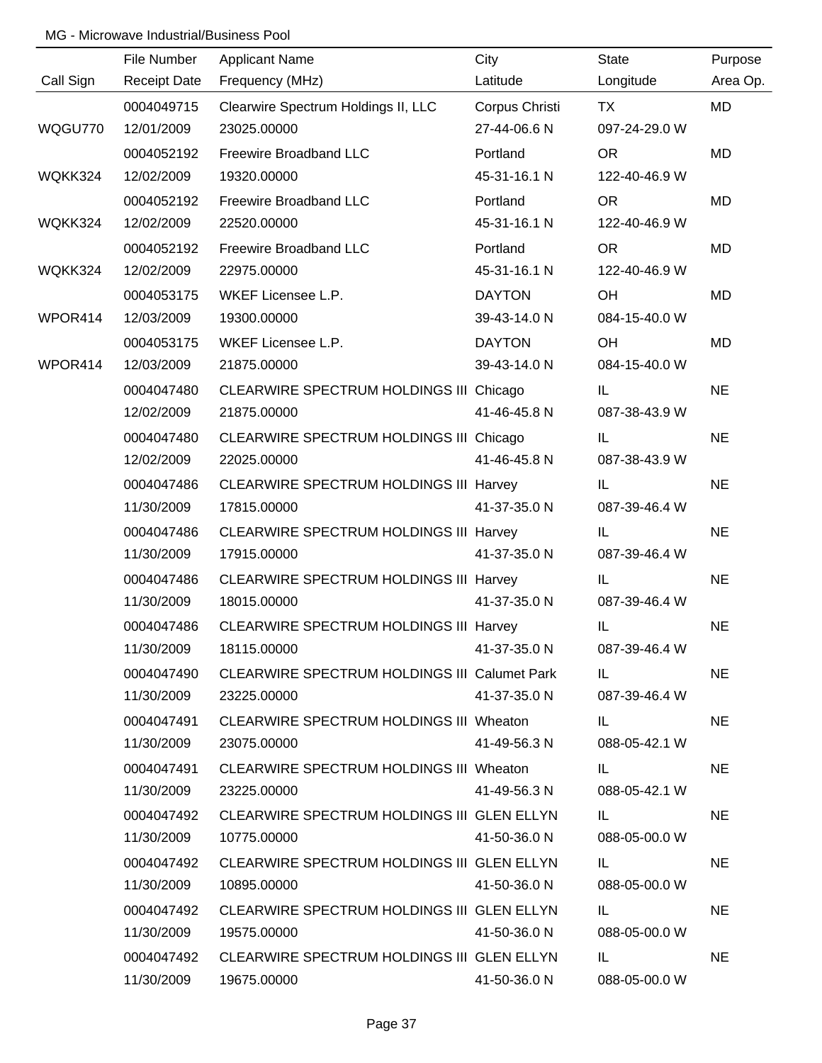MG - Microwave Industrial/Business Pool

| Call Sign | File Number<br>Receipt Date | Applicant Name<br>Frequency (MHz) | City<br>Latitude | State<br>Longitude | Purpose<br>Area Op. |
|---|---|---|---|---|---|
| WQGU770 | 0004049715<br>12/01/2009 | Clearwire Spectrum Holdings II, LLC<br>23025.00000 | Corpus Christi<br>27-44-06.6 N | TX<br>097-24-29.0 W | MD |
| WQKK324 | 0004052192<br>12/02/2009 | Freewire Broadband LLC<br>19320.00000 | Portland<br>45-31-16.1 N | OR<br>122-40-46.9 W | MD |
| WQKK324 | 0004052192<br>12/02/2009 | Freewire Broadband LLC<br>22520.00000 | Portland<br>45-31-16.1 N | OR<br>122-40-46.9 W | MD |
| WQKK324 | 0004052192<br>12/02/2009 | Freewire Broadband LLC<br>22975.00000 | Portland<br>45-31-16.1 N | OR<br>122-40-46.9 W | MD |
| WPOR414 | 0004053175<br>12/03/2009 | WKEF Licensee L.P.<br>19300.00000 | DAYTON<br>39-43-14.0 N | OH<br>084-15-40.0 W | MD |
| WPOR414 | 0004053175<br>12/03/2009 | WKEF Licensee L.P.<br>21875.00000 | DAYTON<br>39-43-14.0 N | OH<br>084-15-40.0 W | MD |
| | 0004047480<br>12/02/2009 | CLEARWIRE SPECTRUM HOLDINGS III<br>21875.00000 | Chicago<br>41-46-45.8 N | IL<br>087-38-43.9 W | NE |
| | 0004047480<br>12/02/2009 | CLEARWIRE SPECTRUM HOLDINGS III<br>22025.00000 | Chicago<br>41-46-45.8 N | IL<br>087-38-43.9 W | NE |
| | 0004047486<br>11/30/2009 | CLEARWIRE SPECTRUM HOLDINGS III<br>17815.00000 | Harvey<br>41-37-35.0 N | IL<br>087-39-46.4 W | NE |
| | 0004047486<br>11/30/2009 | CLEARWIRE SPECTRUM HOLDINGS III<br>17915.00000 | Harvey<br>41-37-35.0 N | IL<br>087-39-46.4 W | NE |
| | 0004047486<br>11/30/2009 | CLEARWIRE SPECTRUM HOLDINGS III<br>18015.00000 | Harvey<br>41-37-35.0 N | IL<br>087-39-46.4 W | NE |
| | 0004047486<br>11/30/2009 | CLEARWIRE SPECTRUM HOLDINGS III<br>18115.00000 | Harvey<br>41-37-35.0 N | IL<br>087-39-46.4 W | NE |
| | 0004047490<br>11/30/2009 | CLEARWIRE SPECTRUM HOLDINGS III<br>23225.00000 | Calumet Park<br>41-37-35.0 N | IL<br>087-39-46.4 W | NE |
| | 0004047491<br>11/30/2009 | CLEARWIRE SPECTRUM HOLDINGS III<br>23075.00000 | Wheaton<br>41-49-56.3 N | IL<br>088-05-42.1 W | NE |
| | 0004047491<br>11/30/2009 | CLEARWIRE SPECTRUM HOLDINGS III<br>23225.00000 | Wheaton<br>41-49-56.3 N | IL<br>088-05-42.1 W | NE |
| | 0004047492<br>11/30/2009 | CLEARWIRE SPECTRUM HOLDINGS III<br>10775.00000 | GLEN ELLYN<br>41-50-36.0 N | IL<br>088-05-00.0 W | NE |
| | 0004047492<br>11/30/2009 | CLEARWIRE SPECTRUM HOLDINGS III<br>10895.00000 | GLEN ELLYN<br>41-50-36.0 N | IL<br>088-05-00.0 W | NE |
| | 0004047492<br>11/30/2009 | CLEARWIRE SPECTRUM HOLDINGS III<br>19575.00000 | GLEN ELLYN<br>41-50-36.0 N | IL<br>088-05-00.0 W | NE |
| | 0004047492<br>11/30/2009 | CLEARWIRE SPECTRUM HOLDINGS III<br>19675.00000 | GLEN ELLYN<br>41-50-36.0 N | IL<br>088-05-00.0 W | NE |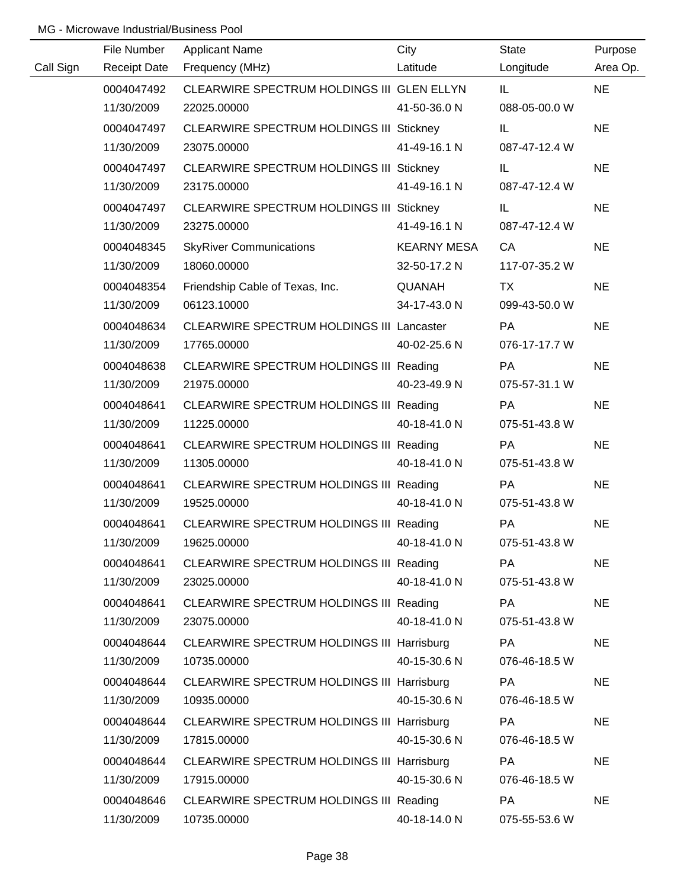MG - Microwave Industrial/Business Pool

| Call Sign | File Number / Receipt Date | Applicant Name / Frequency (MHz) | City / Latitude | State / Longitude | Purpose / Area Op. |
|---|---|---|---|---|---|
| | 0004047492 | CLEARWIRE SPECTRUM HOLDINGS III | GLEN ELLYN | IL | NE |
| | 11/30/2009 | 22025.00000 | 41-50-36.0 N | 088-05-00.0 W | |
| | 0004047497 | CLEARWIRE SPECTRUM HOLDINGS III | Stickney | IL | NE |
| | 11/30/2009 | 23075.00000 | 41-49-16.1 N | 087-47-12.4 W | |
| | 0004047497 | CLEARWIRE SPECTRUM HOLDINGS III | Stickney | IL | NE |
| | 11/30/2009 | 23175.00000 | 41-49-16.1 N | 087-47-12.4 W | |
| | 0004047497 | CLEARWIRE SPECTRUM HOLDINGS III | Stickney | IL | NE |
| | 11/30/2009 | 23275.00000 | 41-49-16.1 N | 087-47-12.4 W | |
| | 0004048345 | SkyRiver Communications | KEARNY MESA | CA | NE |
| | 11/30/2009 | 18060.00000 | 32-50-17.2 N | 117-07-35.2 W | |
| | 0004048354 | Friendship Cable of Texas, Inc. | QUANAH | TX | NE |
| | 11/30/2009 | 06123.10000 | 34-17-43.0 N | 099-43-50.0 W | |
| | 0004048634 | CLEARWIRE SPECTRUM HOLDINGS III | Lancaster | PA | NE |
| | 11/30/2009 | 17765.00000 | 40-02-25.6 N | 076-17-17.7 W | |
| | 0004048638 | CLEARWIRE SPECTRUM HOLDINGS III | Reading | PA | NE |
| | 11/30/2009 | 21975.00000 | 40-23-49.9 N | 075-57-31.1 W | |
| | 0004048641 | CLEARWIRE SPECTRUM HOLDINGS III | Reading | PA | NE |
| | 11/30/2009 | 11225.00000 | 40-18-41.0 N | 075-51-43.8 W | |
| | 0004048641 | CLEARWIRE SPECTRUM HOLDINGS III | Reading | PA | NE |
| | 11/30/2009 | 11305.00000 | 40-18-41.0 N | 075-51-43.8 W | |
| | 0004048641 | CLEARWIRE SPECTRUM HOLDINGS III | Reading | PA | NE |
| | 11/30/2009 | 19525.00000 | 40-18-41.0 N | 075-51-43.8 W | |
| | 0004048641 | CLEARWIRE SPECTRUM HOLDINGS III | Reading | PA | NE |
| | 11/30/2009 | 19625.00000 | 40-18-41.0 N | 075-51-43.8 W | |
| | 0004048641 | CLEARWIRE SPECTRUM HOLDINGS III | Reading | PA | NE |
| | 11/30/2009 | 23025.00000 | 40-18-41.0 N | 075-51-43.8 W | |
| | 0004048641 | CLEARWIRE SPECTRUM HOLDINGS III | Reading | PA | NE |
| | 11/30/2009 | 23075.00000 | 40-18-41.0 N | 075-51-43.8 W | |
| | 0004048644 | CLEARWIRE SPECTRUM HOLDINGS III | Harrisburg | PA | NE |
| | 11/30/2009 | 10735.00000 | 40-15-30.6 N | 076-46-18.5 W | |
| | 0004048644 | CLEARWIRE SPECTRUM HOLDINGS III | Harrisburg | PA | NE |
| | 11/30/2009 | 10935.00000 | 40-15-30.6 N | 076-46-18.5 W | |
| | 0004048644 | CLEARWIRE SPECTRUM HOLDINGS III | Harrisburg | PA | NE |
| | 11/30/2009 | 17815.00000 | 40-15-30.6 N | 076-46-18.5 W | |
| | 0004048644 | CLEARWIRE SPECTRUM HOLDINGS III | Harrisburg | PA | NE |
| | 11/30/2009 | 17915.00000 | 40-15-30.6 N | 076-46-18.5 W | |
| | 0004048646 | CLEARWIRE SPECTRUM HOLDINGS III | Reading | PA | NE |
| | 11/30/2009 | 10735.00000 | 40-18-14.0 N | 075-55-53.6 W | |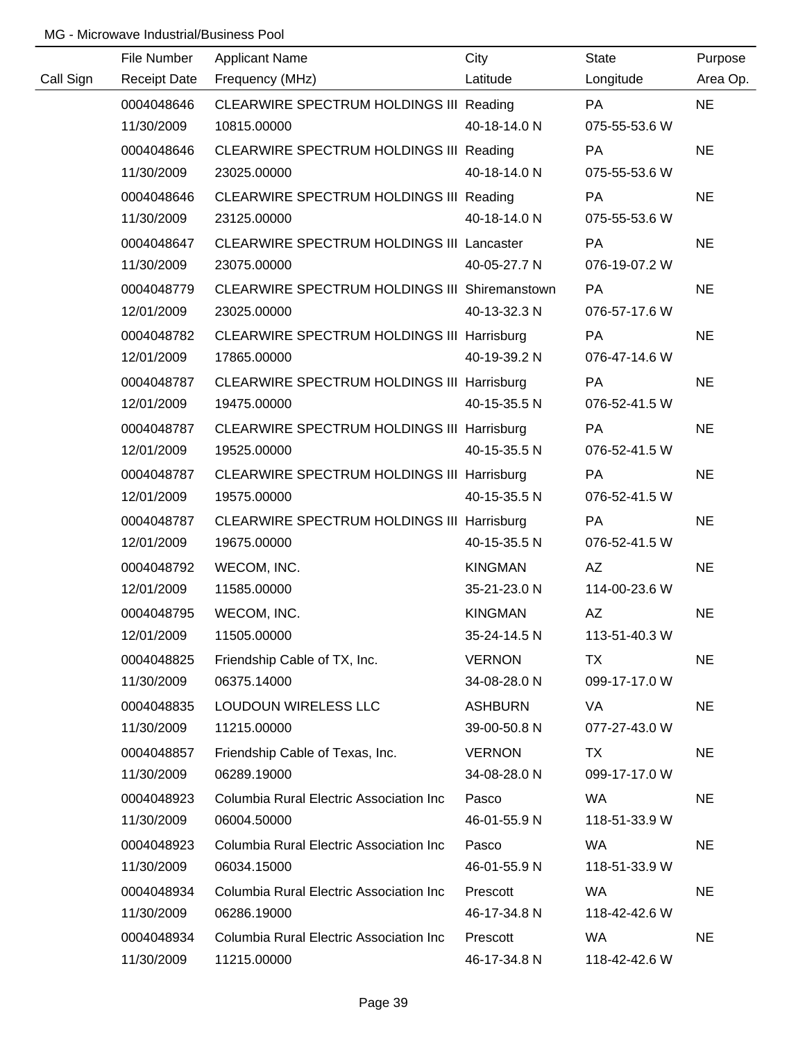MG - Microwave Industrial/Business Pool

| Call Sign | File Number<br>Receipt Date | Applicant Name<br>Frequency (MHz) | City<br>Latitude | State<br>Longitude | Purpose<br>Area Op. |
|---|---|---|---|---|---|
| | 0004048646<br>11/30/2009 | CLEARWIRE SPECTRUM HOLDINGS III<br>10815.00000 | Reading<br>40-18-14.0 N | PA<br>075-55-53.6 W | NE |
| | 0004048646<br>11/30/2009 | CLEARWIRE SPECTRUM HOLDINGS III<br>23025.00000 | Reading<br>40-18-14.0 N | PA<br>075-55-53.6 W | NE |
| | 0004048646<br>11/30/2009 | CLEARWIRE SPECTRUM HOLDINGS III<br>23125.00000 | Reading<br>40-18-14.0 N | PA<br>075-55-53.6 W | NE |
| | 0004048647<br>11/30/2009 | CLEARWIRE SPECTRUM HOLDINGS III<br>23075.00000 | Lancaster<br>40-05-27.7 N | PA<br>076-19-07.2 W | NE |
| | 0004048779<br>12/01/2009 | CLEARWIRE SPECTRUM HOLDINGS III<br>23025.00000 | Shiremanstown<br>40-13-32.3 N | PA<br>076-57-17.6 W | NE |
| | 0004048782<br>12/01/2009 | CLEARWIRE SPECTRUM HOLDINGS III<br>17865.00000 | Harrisburg<br>40-19-39.2 N | PA<br>076-47-14.6 W | NE |
| | 0004048787<br>12/01/2009 | CLEARWIRE SPECTRUM HOLDINGS III<br>19475.00000 | Harrisburg<br>40-15-35.5 N | PA<br>076-52-41.5 W | NE |
| | 0004048787<br>12/01/2009 | CLEARWIRE SPECTRUM HOLDINGS III<br>19525.00000 | Harrisburg<br>40-15-35.5 N | PA<br>076-52-41.5 W | NE |
| | 0004048787<br>12/01/2009 | CLEARWIRE SPECTRUM HOLDINGS III<br>19575.00000 | Harrisburg<br>40-15-35.5 N | PA<br>076-52-41.5 W | NE |
| | 0004048787<br>12/01/2009 | CLEARWIRE SPECTRUM HOLDINGS III<br>19675.00000 | Harrisburg<br>40-15-35.5 N | PA<br>076-52-41.5 W | NE |
| | 0004048792<br>12/01/2009 | WECOM, INC.<br>11585.00000 | KINGMAN<br>35-21-23.0 N | AZ<br>114-00-23.6 W | NE |
| | 0004048795<br>12/01/2009 | WECOM, INC.<br>11505.00000 | KINGMAN<br>35-24-14.5 N | AZ<br>113-51-40.3 W | NE |
| | 0004048825<br>11/30/2009 | Friendship Cable of TX, Inc.<br>06375.14000 | VERNON<br>34-08-28.0 N | TX<br>099-17-17.0 W | NE |
| | 0004048835<br>11/30/2009 | LOUDOUN WIRELESS LLC<br>11215.00000 | ASHBURN<br>39-00-50.8 N | VA<br>077-27-43.0 W | NE |
| | 0004048857<br>11/30/2009 | Friendship Cable of Texas, Inc.<br>06289.19000 | VERNON<br>34-08-28.0 N | TX<br>099-17-17.0 W | NE |
| | 0004048923<br>11/30/2009 | Columbia Rural Electric Association Inc<br>06004.50000 | Pasco<br>46-01-55.9 N | WA<br>118-51-33.9 W | NE |
| | 0004048923<br>11/30/2009 | Columbia Rural Electric Association Inc<br>06034.15000 | Pasco<br>46-01-55.9 N | WA<br>118-51-33.9 W | NE |
| | 0004048934<br>11/30/2009 | Columbia Rural Electric Association Inc<br>06286.19000 | Prescott<br>46-17-34.8 N | WA<br>118-42-42.6 W | NE |
| | 0004048934<br>11/30/2009 | Columbia Rural Electric Association Inc<br>11215.00000 | Prescott<br>46-17-34.8 N | WA<br>118-42-42.6 W | NE |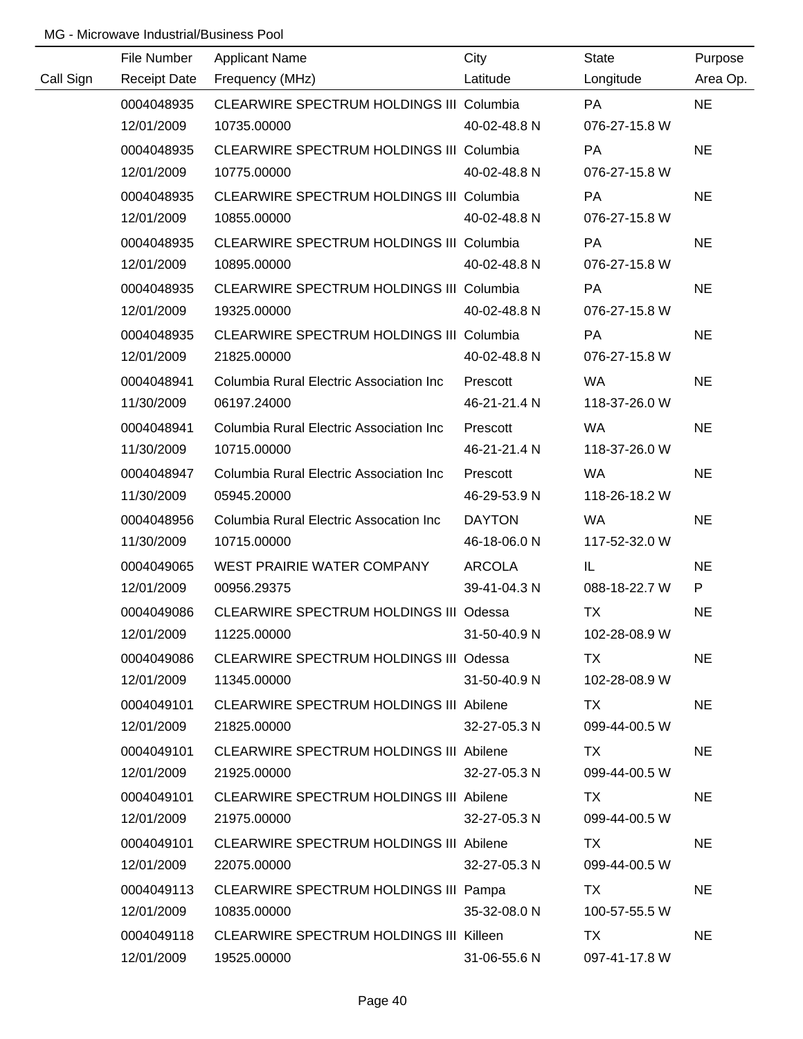MG - Microwave Industrial/Business Pool

| Call Sign | File Number<br>Receipt Date | Applicant Name<br>Frequency (MHz) | City<br>Latitude | State<br>Longitude | Purpose<br>Area Op. |
|---|---|---|---|---|---|
| | 0004048935<br>12/01/2009 | CLEARWIRE SPECTRUM HOLDINGS III<br>10735.00000 | Columbia<br>40-02-48.8 N | PA<br>076-27-15.8 W | NE |
| | 0004048935<br>12/01/2009 | CLEARWIRE SPECTRUM HOLDINGS III<br>10775.00000 | Columbia<br>40-02-48.8 N | PA<br>076-27-15.8 W | NE |
| | 0004048935<br>12/01/2009 | CLEARWIRE SPECTRUM HOLDINGS III<br>10855.00000 | Columbia<br>40-02-48.8 N | PA<br>076-27-15.8 W | NE |
| | 0004048935<br>12/01/2009 | CLEARWIRE SPECTRUM HOLDINGS III<br>10895.00000 | Columbia<br>40-02-48.8 N | PA<br>076-27-15.8 W | NE |
| | 0004048935<br>12/01/2009 | CLEARWIRE SPECTRUM HOLDINGS III<br>19325.00000 | Columbia<br>40-02-48.8 N | PA<br>076-27-15.8 W | NE |
| | 0004048935<br>12/01/2009 | CLEARWIRE SPECTRUM HOLDINGS III<br>21825.00000 | Columbia<br>40-02-48.8 N | PA<br>076-27-15.8 W | NE |
| | 0004048941<br>11/30/2009 | Columbia Rural Electric Association Inc<br>06197.24000 | Prescott<br>46-21-21.4 N | WA<br>118-37-26.0 W | NE |
| | 0004048941<br>11/30/2009 | Columbia Rural Electric Association Inc<br>10715.00000 | Prescott<br>46-21-21.4 N | WA<br>118-37-26.0 W | NE |
| | 0004048947<br>11/30/2009 | Columbia Rural Electric Association Inc<br>05945.20000 | Prescott<br>46-29-53.9 N | WA<br>118-26-18.2 W | NE |
| | 0004048956<br>11/30/2009 | Columbia Rural Electric Assocation Inc<br>10715.00000 | DAYTON<br>46-18-06.0 N | WA<br>117-52-32.0 W | NE |
| | 0004049065<br>12/01/2009 | WEST PRAIRIE WATER COMPANY<br>00956.29375 | ARCOLA<br>39-41-04.3 N | IL<br>088-18-22.7 W | NE<br>P |
| | 0004049086<br>12/01/2009 | CLEARWIRE SPECTRUM HOLDINGS III<br>11225.00000 | Odessa<br>31-50-40.9 N | TX<br>102-28-08.9 W | NE |
| | 0004049086<br>12/01/2009 | CLEARWIRE SPECTRUM HOLDINGS III<br>11345.00000 | Odessa<br>31-50-40.9 N | TX<br>102-28-08.9 W | NE |
| | 0004049101<br>12/01/2009 | CLEARWIRE SPECTRUM HOLDINGS III<br>21825.00000 | Abilene<br>32-27-05.3 N | TX<br>099-44-00.5 W | NE |
| | 0004049101<br>12/01/2009 | CLEARWIRE SPECTRUM HOLDINGS III<br>21925.00000 | Abilene<br>32-27-05.3 N | TX<br>099-44-00.5 W | NE |
| | 0004049101<br>12/01/2009 | CLEARWIRE SPECTRUM HOLDINGS III<br>21975.00000 | Abilene<br>32-27-05.3 N | TX<br>099-44-00.5 W | NE |
| | 0004049101<br>12/01/2009 | CLEARWIRE SPECTRUM HOLDINGS III<br>22075.00000 | Abilene<br>32-27-05.3 N | TX<br>099-44-00.5 W | NE |
| | 0004049113<br>12/01/2009 | CLEARWIRE SPECTRUM HOLDINGS III<br>10835.00000 | Pampa<br>35-32-08.0 N | TX<br>100-57-55.5 W | NE |
| | 0004049118<br>12/01/2009 | CLEARWIRE SPECTRUM HOLDINGS III<br>19525.00000 | Killeen<br>31-06-55.6 N | TX<br>097-41-17.8 W | NE |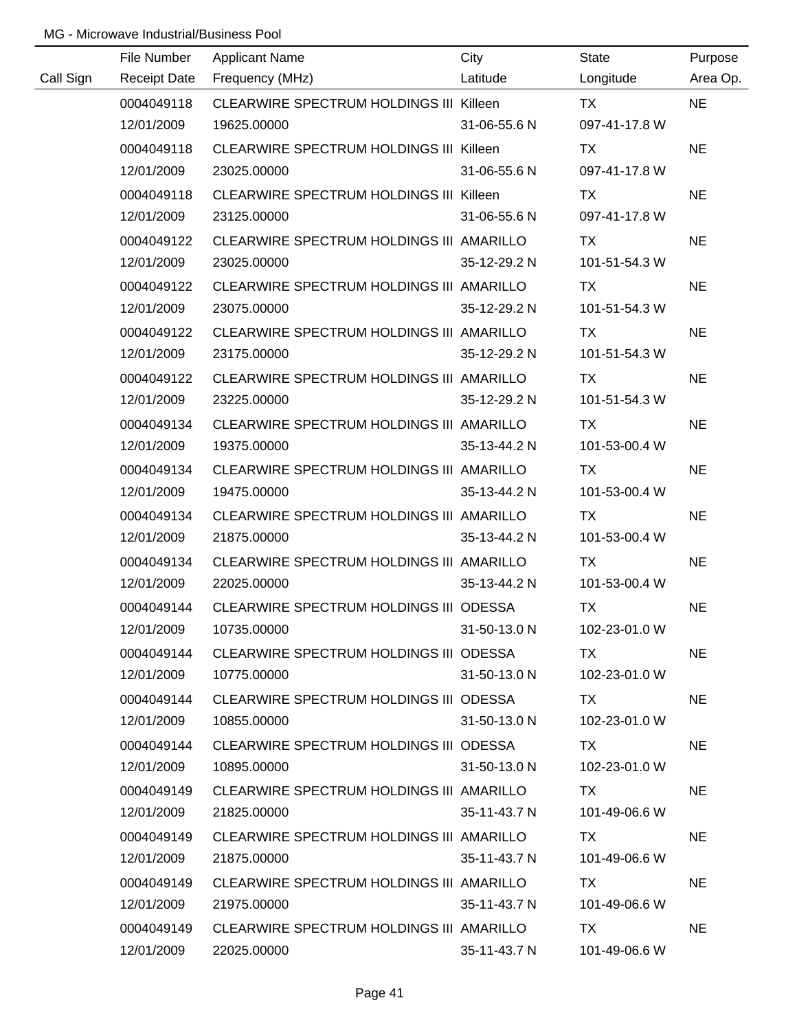MG - Microwave Industrial/Business Pool

| Call Sign | File Number<br>Receipt Date | Applicant Name<br>Frequency (MHz) | City<br>Latitude | State<br>Longitude | Purpose<br>Area Op. |
|---|---|---|---|---|---|
| | 0004049118<br>12/01/2009 | CLEARWIRE SPECTRUM HOLDINGS III<br>19625.00000 | Killeen<br>31-06-55.6 N | TX<br>097-41-17.8 W | NE |
| | 0004049118<br>12/01/2009 | CLEARWIRE SPECTRUM HOLDINGS III<br>23025.00000 | Killeen<br>31-06-55.6 N | TX<br>097-41-17.8 W | NE |
| | 0004049118<br>12/01/2009 | CLEARWIRE SPECTRUM HOLDINGS III<br>23125.00000 | Killeen<br>31-06-55.6 N | TX<br>097-41-17.8 W | NE |
| | 0004049122<br>12/01/2009 | CLEARWIRE SPECTRUM HOLDINGS III<br>23025.00000 | AMARILLO<br>35-12-29.2 N | TX<br>101-51-54.3 W | NE |
| | 0004049122<br>12/01/2009 | CLEARWIRE SPECTRUM HOLDINGS III<br>23075.00000 | AMARILLO<br>35-12-29.2 N | TX<br>101-51-54.3 W | NE |
| | 0004049122<br>12/01/2009 | CLEARWIRE SPECTRUM HOLDINGS III<br>23175.00000 | AMARILLO<br>35-12-29.2 N | TX<br>101-51-54.3 W | NE |
| | 0004049122<br>12/01/2009 | CLEARWIRE SPECTRUM HOLDINGS III<br>23225.00000 | AMARILLO<br>35-12-29.2 N | TX<br>101-51-54.3 W | NE |
| | 0004049134<br>12/01/2009 | CLEARWIRE SPECTRUM HOLDINGS III<br>19375.00000 | AMARILLO<br>35-13-44.2 N | TX<br>101-53-00.4 W | NE |
| | 0004049134<br>12/01/2009 | CLEARWIRE SPECTRUM HOLDINGS III<br>19475.00000 | AMARILLO<br>35-13-44.2 N | TX<br>101-53-00.4 W | NE |
| | 0004049134<br>12/01/2009 | CLEARWIRE SPECTRUM HOLDINGS III<br>21875.00000 | AMARILLO<br>35-13-44.2 N | TX<br>101-53-00.4 W | NE |
| | 0004049134<br>12/01/2009 | CLEARWIRE SPECTRUM HOLDINGS III<br>22025.00000 | AMARILLO<br>35-13-44.2 N | TX<br>101-53-00.4 W | NE |
| | 0004049144<br>12/01/2009 | CLEARWIRE SPECTRUM HOLDINGS III<br>10735.00000 | ODESSA<br>31-50-13.0 N | TX<br>102-23-01.0 W | NE |
| | 0004049144<br>12/01/2009 | CLEARWIRE SPECTRUM HOLDINGS III<br>10775.00000 | ODESSA<br>31-50-13.0 N | TX<br>102-23-01.0 W | NE |
| | 0004049144<br>12/01/2009 | CLEARWIRE SPECTRUM HOLDINGS III<br>10855.00000 | ODESSA<br>31-50-13.0 N | TX<br>102-23-01.0 W | NE |
| | 0004049144<br>12/01/2009 | CLEARWIRE SPECTRUM HOLDINGS III<br>10895.00000 | ODESSA<br>31-50-13.0 N | TX<br>102-23-01.0 W | NE |
| | 0004049149<br>12/01/2009 | CLEARWIRE SPECTRUM HOLDINGS III<br>21825.00000 | AMARILLO<br>35-11-43.7 N | TX<br>101-49-06.6 W | NE |
| | 0004049149<br>12/01/2009 | CLEARWIRE SPECTRUM HOLDINGS III<br>21875.00000 | AMARILLO<br>35-11-43.7 N | TX<br>101-49-06.6 W | NE |
| | 0004049149<br>12/01/2009 | CLEARWIRE SPECTRUM HOLDINGS III<br>21975.00000 | AMARILLO<br>35-11-43.7 N | TX<br>101-49-06.6 W | NE |
| | 0004049149<br>12/01/2009 | CLEARWIRE SPECTRUM HOLDINGS III<br>22025.00000 | AMARILLO<br>35-11-43.7 N | TX<br>101-49-06.6 W | NE |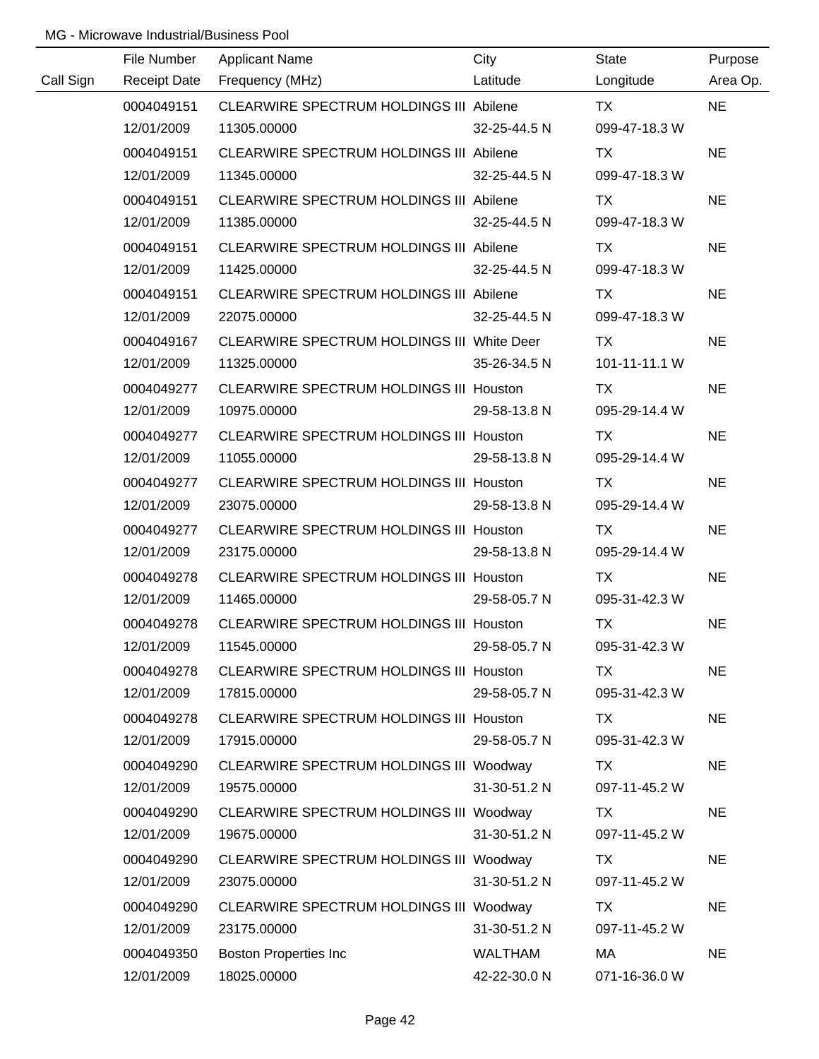MG - Microwave Industrial/Business Pool

| Call Sign | File Number / Receipt Date | Applicant Name / Frequency (MHz) | City / Latitude | State / Longitude | Purpose / Area Op. |
|---|---|---|---|---|---|
| | 0004049151 | CLEARWIRE SPECTRUM HOLDINGS III | Abilene | TX | NE |
| | 12/01/2009 | 11305.00000 | 32-25-44.5 N | 099-47-18.3 W | |
| | 0004049151 | CLEARWIRE SPECTRUM HOLDINGS III | Abilene | TX | NE |
| | 12/01/2009 | 11345.00000 | 32-25-44.5 N | 099-47-18.3 W | |
| | 0004049151 | CLEARWIRE SPECTRUM HOLDINGS III | Abilene | TX | NE |
| | 12/01/2009 | 11385.00000 | 32-25-44.5 N | 099-47-18.3 W | |
| | 0004049151 | CLEARWIRE SPECTRUM HOLDINGS III | Abilene | TX | NE |
| | 12/01/2009 | 11425.00000 | 32-25-44.5 N | 099-47-18.3 W | |
| | 0004049151 | CLEARWIRE SPECTRUM HOLDINGS III | Abilene | TX | NE |
| | 12/01/2009 | 22075.00000 | 32-25-44.5 N | 099-47-18.3 W | |
| | 0004049167 | CLEARWIRE SPECTRUM HOLDINGS III | White Deer | TX | NE |
| | 12/01/2009 | 11325.00000 | 35-26-34.5 N | 101-11-11.1 W | |
| | 0004049277 | CLEARWIRE SPECTRUM HOLDINGS III | Houston | TX | NE |
| | 12/01/2009 | 10975.00000 | 29-58-13.8 N | 095-29-14.4 W | |
| | 0004049277 | CLEARWIRE SPECTRUM HOLDINGS III | Houston | TX | NE |
| | 12/01/2009 | 11055.00000 | 29-58-13.8 N | 095-29-14.4 W | |
| | 0004049277 | CLEARWIRE SPECTRUM HOLDINGS III | Houston | TX | NE |
| | 12/01/2009 | 23075.00000 | 29-58-13.8 N | 095-29-14.4 W | |
| | 0004049277 | CLEARWIRE SPECTRUM HOLDINGS III | Houston | TX | NE |
| | 12/01/2009 | 23175.00000 | 29-58-13.8 N | 095-29-14.4 W | |
| | 0004049278 | CLEARWIRE SPECTRUM HOLDINGS III | Houston | TX | NE |
| | 12/01/2009 | 11465.00000 | 29-58-05.7 N | 095-31-42.3 W | |
| | 0004049278 | CLEARWIRE SPECTRUM HOLDINGS III | Houston | TX | NE |
| | 12/01/2009 | 11545.00000 | 29-58-05.7 N | 095-31-42.3 W | |
| | 0004049278 | CLEARWIRE SPECTRUM HOLDINGS III | Houston | TX | NE |
| | 12/01/2009 | 17815.00000 | 29-58-05.7 N | 095-31-42.3 W | |
| | 0004049278 | CLEARWIRE SPECTRUM HOLDINGS III | Houston | TX | NE |
| | 12/01/2009 | 17915.00000 | 29-58-05.7 N | 095-31-42.3 W | |
| | 0004049290 | CLEARWIRE SPECTRUM HOLDINGS III | Woodway | TX | NE |
| | 12/01/2009 | 19575.00000 | 31-30-51.2 N | 097-11-45.2 W | |
| | 0004049290 | CLEARWIRE SPECTRUM HOLDINGS III | Woodway | TX | NE |
| | 12/01/2009 | 19675.00000 | 31-30-51.2 N | 097-11-45.2 W | |
| | 0004049290 | CLEARWIRE SPECTRUM HOLDINGS III | Woodway | TX | NE |
| | 12/01/2009 | 23075.00000 | 31-30-51.2 N | 097-11-45.2 W | |
| | 0004049290 | CLEARWIRE SPECTRUM HOLDINGS III | Woodway | TX | NE |
| | 12/01/2009 | 23175.00000 | 31-30-51.2 N | 097-11-45.2 W | |
| | 0004049350 | Boston Properties Inc | WALTHAM | MA | NE |
| | 12/01/2009 | 18025.00000 | 42-22-30.0 N | 071-16-36.0 W | |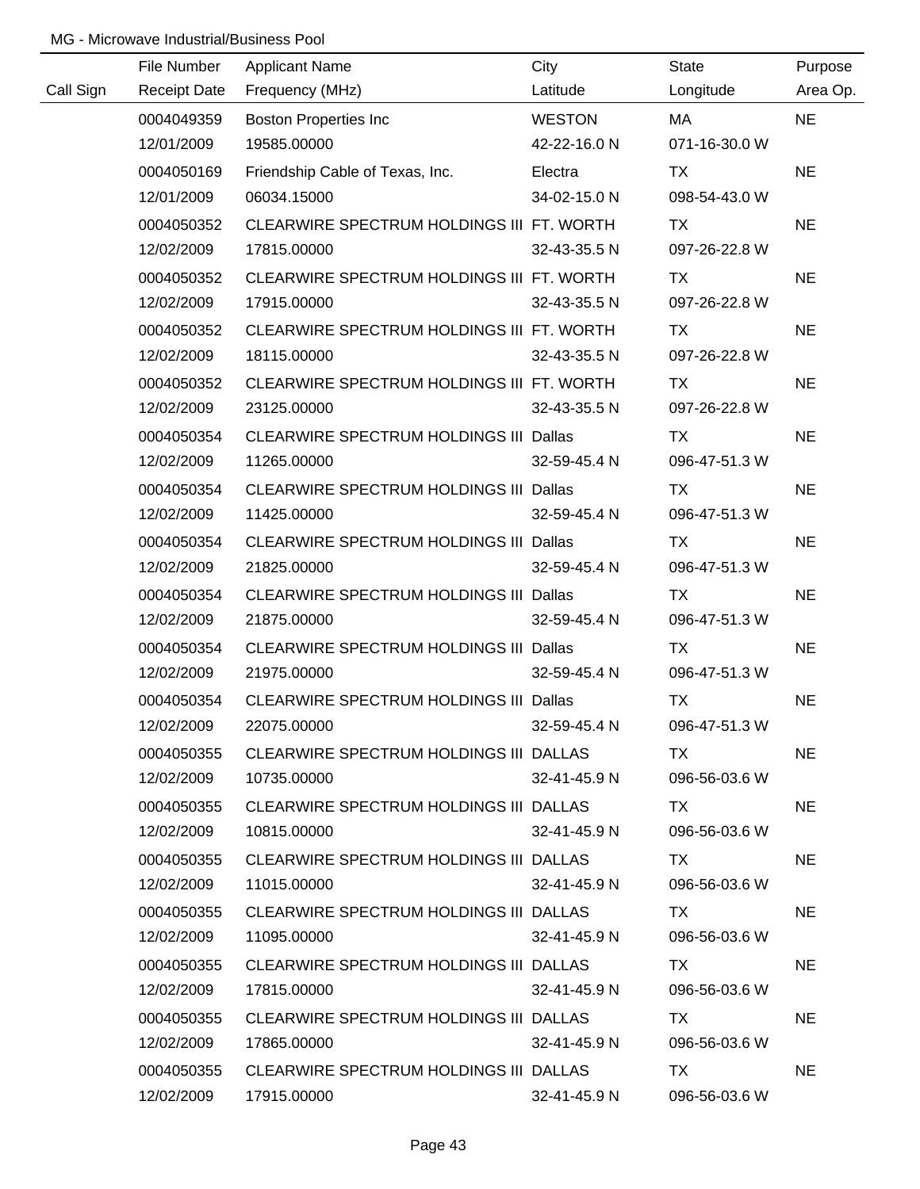MG - Microwave Industrial/Business Pool

| Call Sign | File Number<br>Receipt Date | Applicant Name<br>Frequency (MHz) | City<br>Latitude | State<br>Longitude | Purpose<br>Area Op. |
|---|---|---|---|---|---|
| | 0004049359<br>12/01/2009 | Boston Properties Inc<br>19585.00000 | WESTON<br>42-22-16.0 N | MA<br>071-16-30.0 W | NE |
| | 0004050169<br>12/01/2009 | Friendship Cable of Texas, Inc.<br>06034.15000 | Electra<br>34-02-15.0 N | TX<br>098-54-43.0 W | NE |
| | 0004050352<br>12/02/2009 | CLEARWIRE SPECTRUM HOLDINGS III<br>17815.00000 | FT. WORTH<br>32-43-35.5 N | TX<br>097-26-22.8 W | NE |
| | 0004050352<br>12/02/2009 | CLEARWIRE SPECTRUM HOLDINGS III<br>17915.00000 | FT. WORTH<br>32-43-35.5 N | TX<br>097-26-22.8 W | NE |
| | 0004050352<br>12/02/2009 | CLEARWIRE SPECTRUM HOLDINGS III<br>18115.00000 | FT. WORTH<br>32-43-35.5 N | TX<br>097-26-22.8 W | NE |
| | 0004050352<br>12/02/2009 | CLEARWIRE SPECTRUM HOLDINGS III<br>23125.00000 | FT. WORTH<br>32-43-35.5 N | TX<br>097-26-22.8 W | NE |
| | 0004050354<br>12/02/2009 | CLEARWIRE SPECTRUM HOLDINGS III<br>11265.00000 | Dallas<br>32-59-45.4 N | TX<br>096-47-51.3 W | NE |
| | 0004050354<br>12/02/2009 | CLEARWIRE SPECTRUM HOLDINGS III<br>11425.00000 | Dallas<br>32-59-45.4 N | TX<br>096-47-51.3 W | NE |
| | 0004050354<br>12/02/2009 | CLEARWIRE SPECTRUM HOLDINGS III<br>21825.00000 | Dallas<br>32-59-45.4 N | TX<br>096-47-51.3 W | NE |
| | 0004050354<br>12/02/2009 | CLEARWIRE SPECTRUM HOLDINGS III<br>21875.00000 | Dallas<br>32-59-45.4 N | TX<br>096-47-51.3 W | NE |
| | 0004050354<br>12/02/2009 | CLEARWIRE SPECTRUM HOLDINGS III<br>21975.00000 | Dallas<br>32-59-45.4 N | TX<br>096-47-51.3 W | NE |
| | 0004050354<br>12/02/2009 | CLEARWIRE SPECTRUM HOLDINGS III<br>22075.00000 | Dallas<br>32-59-45.4 N | TX<br>096-47-51.3 W | NE |
| | 0004050355<br>12/02/2009 | CLEARWIRE SPECTRUM HOLDINGS III<br>10735.00000 | DALLAS<br>32-41-45.9 N | TX<br>096-56-03.6 W | NE |
| | 0004050355<br>12/02/2009 | CLEARWIRE SPECTRUM HOLDINGS III<br>10815.00000 | DALLAS<br>32-41-45.9 N | TX<br>096-56-03.6 W | NE |
| | 0004050355<br>12/02/2009 | CLEARWIRE SPECTRUM HOLDINGS III<br>11015.00000 | DALLAS<br>32-41-45.9 N | TX<br>096-56-03.6 W | NE |
| | 0004050355<br>12/02/2009 | CLEARWIRE SPECTRUM HOLDINGS III<br>11095.00000 | DALLAS<br>32-41-45.9 N | TX<br>096-56-03.6 W | NE |
| | 0004050355<br>12/02/2009 | CLEARWIRE SPECTRUM HOLDINGS III<br>17815.00000 | DALLAS<br>32-41-45.9 N | TX<br>096-56-03.6 W | NE |
| | 0004050355<br>12/02/2009 | CLEARWIRE SPECTRUM HOLDINGS III<br>17865.00000 | DALLAS<br>32-41-45.9 N | TX<br>096-56-03.6 W | NE |
| | 0004050355<br>12/02/2009 | CLEARWIRE SPECTRUM HOLDINGS III<br>17915.00000 | DALLAS<br>32-41-45.9 N | TX<br>096-56-03.6 W | NE |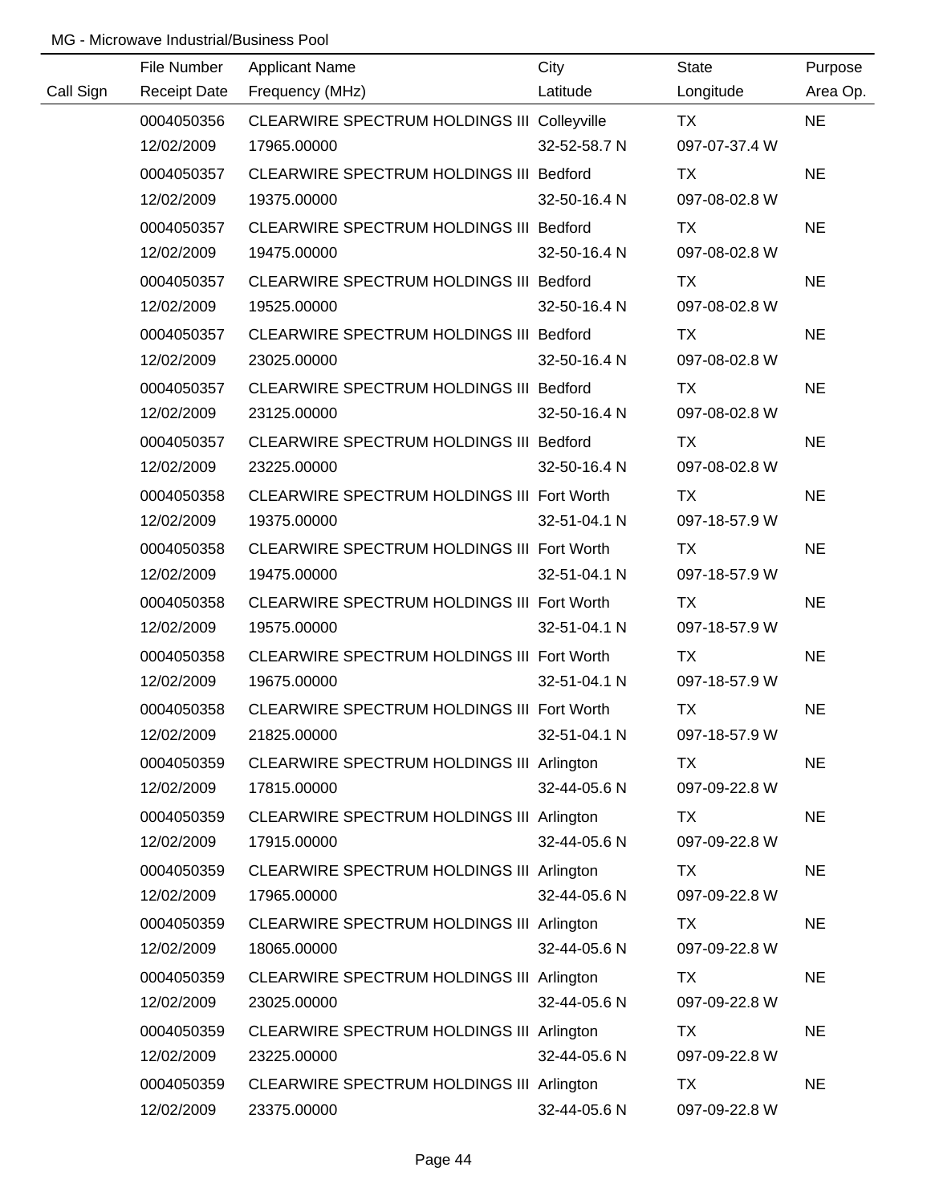MG - Microwave Industrial/Business Pool

| Call Sign | File Number<br>Receipt Date | Applicant Name<br>Frequency (MHz) | City<br>Latitude | State<br>Longitude | Purpose<br>Area Op. |
|---|---|---|---|---|---|
| | 0004050356<br>12/02/2009 | CLEARWIRE SPECTRUM HOLDINGS III<br>17965.00000 | Colleyville<br>32-52-58.7 N | TX<br>097-07-37.4 W | NE |
| | 0004050357<br>12/02/2009 | CLEARWIRE SPECTRUM HOLDINGS III<br>19375.00000 | Bedford<br>32-50-16.4 N | TX<br>097-08-02.8 W | NE |
| | 0004050357<br>12/02/2009 | CLEARWIRE SPECTRUM HOLDINGS III<br>19475.00000 | Bedford<br>32-50-16.4 N | TX<br>097-08-02.8 W | NE |
| | 0004050357<br>12/02/2009 | CLEARWIRE SPECTRUM HOLDINGS III<br>19525.00000 | Bedford<br>32-50-16.4 N | TX<br>097-08-02.8 W | NE |
| | 0004050357<br>12/02/2009 | CLEARWIRE SPECTRUM HOLDINGS III<br>23025.00000 | Bedford<br>32-50-16.4 N | TX<br>097-08-02.8 W | NE |
| | 0004050357<br>12/02/2009 | CLEARWIRE SPECTRUM HOLDINGS III<br>23125.00000 | Bedford<br>32-50-16.4 N | TX<br>097-08-02.8 W | NE |
| | 0004050357<br>12/02/2009 | CLEARWIRE SPECTRUM HOLDINGS III<br>23225.00000 | Bedford<br>32-50-16.4 N | TX<br>097-08-02.8 W | NE |
| | 0004050358<br>12/02/2009 | CLEARWIRE SPECTRUM HOLDINGS III<br>19375.00000 | Fort Worth<br>32-51-04.1 N | TX<br>097-18-57.9 W | NE |
| | 0004050358<br>12/02/2009 | CLEARWIRE SPECTRUM HOLDINGS III<br>19475.00000 | Fort Worth<br>32-51-04.1 N | TX<br>097-18-57.9 W | NE |
| | 0004050358<br>12/02/2009 | CLEARWIRE SPECTRUM HOLDINGS III<br>19575.00000 | Fort Worth<br>32-51-04.1 N | TX<br>097-18-57.9 W | NE |
| | 0004050358<br>12/02/2009 | CLEARWIRE SPECTRUM HOLDINGS III<br>19675.00000 | Fort Worth<br>32-51-04.1 N | TX<br>097-18-57.9 W | NE |
| | 0004050358<br>12/02/2009 | CLEARWIRE SPECTRUM HOLDINGS III<br>21825.00000 | Fort Worth<br>32-51-04.1 N | TX<br>097-18-57.9 W | NE |
| | 0004050359<br>12/02/2009 | CLEARWIRE SPECTRUM HOLDINGS III<br>17815.00000 | Arlington<br>32-44-05.6 N | TX<br>097-09-22.8 W | NE |
| | 0004050359<br>12/02/2009 | CLEARWIRE SPECTRUM HOLDINGS III<br>17915.00000 | Arlington<br>32-44-05.6 N | TX<br>097-09-22.8 W | NE |
| | 0004050359<br>12/02/2009 | CLEARWIRE SPECTRUM HOLDINGS III<br>17965.00000 | Arlington<br>32-44-05.6 N | TX<br>097-09-22.8 W | NE |
| | 0004050359<br>12/02/2009 | CLEARWIRE SPECTRUM HOLDINGS III<br>18065.00000 | Arlington<br>32-44-05.6 N | TX<br>097-09-22.8 W | NE |
| | 0004050359<br>12/02/2009 | CLEARWIRE SPECTRUM HOLDINGS III<br>23025.00000 | Arlington<br>32-44-05.6 N | TX<br>097-09-22.8 W | NE |
| | 0004050359<br>12/02/2009 | CLEARWIRE SPECTRUM HOLDINGS III<br>23225.00000 | Arlington<br>32-44-05.6 N | TX<br>097-09-22.8 W | NE |
| | 0004050359<br>12/02/2009 | CLEARWIRE SPECTRUM HOLDINGS III<br>23375.00000 | Arlington<br>32-44-05.6 N | TX<br>097-09-22.8 W | NE |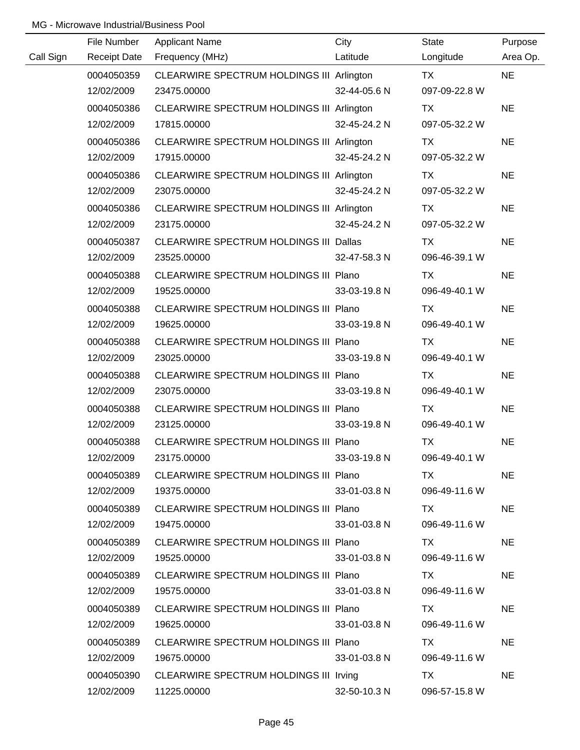MG - Microwave Industrial/Business Pool

| Call Sign | File Number<br>Receipt Date | Applicant Name<br>Frequency (MHz) | City<br>Latitude | State<br>Longitude | Purpose<br>Area Op. |
|---|---|---|---|---|---|
| | 0004050359<br>12/02/2009 | CLEARWIRE SPECTRUM HOLDINGS III<br>23475.00000 | Arlington<br>32-44-05.6 N | TX<br>097-09-22.8 W | NE |
| | 0004050386<br>12/02/2009 | CLEARWIRE SPECTRUM HOLDINGS III<br>17815.00000 | Arlington<br>32-45-24.2 N | TX<br>097-05-32.2 W | NE |
| | 0004050386<br>12/02/2009 | CLEARWIRE SPECTRUM HOLDINGS III<br>17915.00000 | Arlington<br>32-45-24.2 N | TX<br>097-05-32.2 W | NE |
| | 0004050386<br>12/02/2009 | CLEARWIRE SPECTRUM HOLDINGS III<br>23075.00000 | Arlington<br>32-45-24.2 N | TX<br>097-05-32.2 W | NE |
| | 0004050386<br>12/02/2009 | CLEARWIRE SPECTRUM HOLDINGS III<br>23175.00000 | Arlington<br>32-45-24.2 N | TX<br>097-05-32.2 W | NE |
| | 0004050387<br>12/02/2009 | CLEARWIRE SPECTRUM HOLDINGS III<br>23525.00000 | Dallas<br>32-47-58.3 N | TX<br>096-46-39.1 W | NE |
| | 0004050388<br>12/02/2009 | CLEARWIRE SPECTRUM HOLDINGS III<br>19525.00000 | Plano<br>33-03-19.8 N | TX<br>096-49-40.1 W | NE |
| | 0004050388<br>12/02/2009 | CLEARWIRE SPECTRUM HOLDINGS III<br>19625.00000 | Plano<br>33-03-19.8 N | TX<br>096-49-40.1 W | NE |
| | 0004050388<br>12/02/2009 | CLEARWIRE SPECTRUM HOLDINGS III<br>23025.00000 | Plano<br>33-03-19.8 N | TX<br>096-49-40.1 W | NE |
| | 0004050388<br>12/02/2009 | CLEARWIRE SPECTRUM HOLDINGS III<br>23075.00000 | Plano<br>33-03-19.8 N | TX<br>096-49-40.1 W | NE |
| | 0004050388<br>12/02/2009 | CLEARWIRE SPECTRUM HOLDINGS III<br>23125.00000 | Plano<br>33-03-19.8 N | TX<br>096-49-40.1 W | NE |
| | 0004050388<br>12/02/2009 | CLEARWIRE SPECTRUM HOLDINGS III<br>23175.00000 | Plano<br>33-03-19.8 N | TX<br>096-49-40.1 W | NE |
| | 0004050389<br>12/02/2009 | CLEARWIRE SPECTRUM HOLDINGS III<br>19375.00000 | Plano<br>33-01-03.8 N | TX<br>096-49-11.6 W | NE |
| | 0004050389<br>12/02/2009 | CLEARWIRE SPECTRUM HOLDINGS III<br>19475.00000 | Plano<br>33-01-03.8 N | TX<br>096-49-11.6 W | NE |
| | 0004050389<br>12/02/2009 | CLEARWIRE SPECTRUM HOLDINGS III<br>19525.00000 | Plano<br>33-01-03.8 N | TX<br>096-49-11.6 W | NE |
| | 0004050389<br>12/02/2009 | CLEARWIRE SPECTRUM HOLDINGS III<br>19575.00000 | Plano<br>33-01-03.8 N | TX<br>096-49-11.6 W | NE |
| | 0004050389<br>12/02/2009 | CLEARWIRE SPECTRUM HOLDINGS III<br>19625.00000 | Plano<br>33-01-03.8 N | TX<br>096-49-11.6 W | NE |
| | 0004050389<br>12/02/2009 | CLEARWIRE SPECTRUM HOLDINGS III<br>19675.00000 | Plano<br>33-01-03.8 N | TX<br>096-49-11.6 W | NE |
| | 0004050390<br>12/02/2009 | CLEARWIRE SPECTRUM HOLDINGS III<br>11225.00000 | Irving<br>32-50-10.3 N | TX<br>096-57-15.8 W | NE |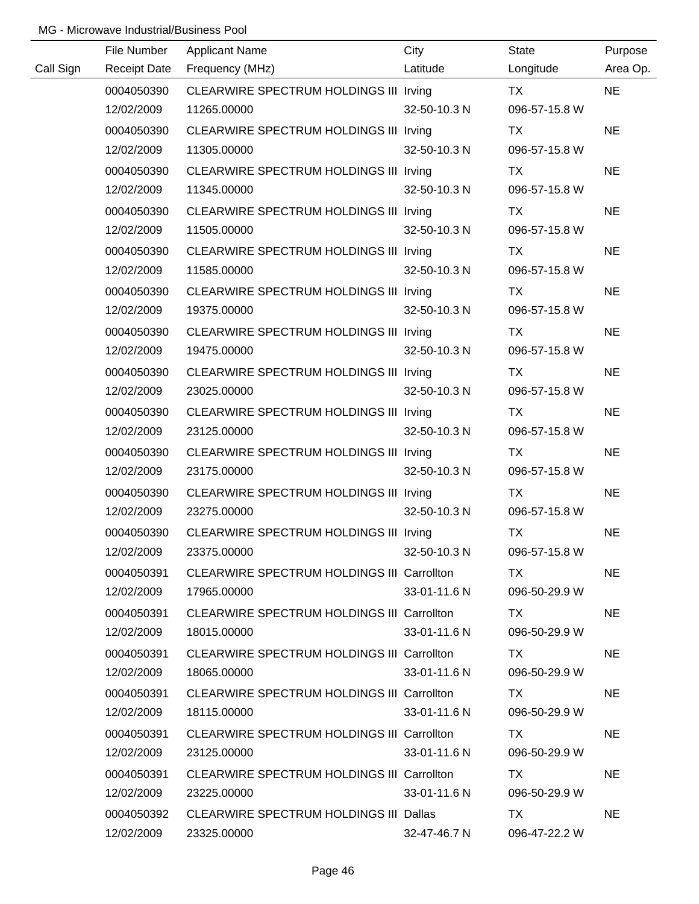MG - Microwave Industrial/Business Pool

| Call Sign | File Number<br>Receipt Date | Applicant Name<br>Frequency (MHz) | City<br>Latitude | State<br>Longitude | Purpose<br>Area Op. |
|---|---|---|---|---|---|
| | 0004050390<br>12/02/2009 | CLEARWIRE SPECTRUM HOLDINGS III<br>11265.00000 | Irving<br>32-50-10.3 N | TX<br>096-57-15.8 W | NE |
| | 0004050390<br>12/02/2009 | CLEARWIRE SPECTRUM HOLDINGS III<br>11305.00000 | Irving<br>32-50-10.3 N | TX<br>096-57-15.8 W | NE |
| | 0004050390<br>12/02/2009 | CLEARWIRE SPECTRUM HOLDINGS III<br>11345.00000 | Irving<br>32-50-10.3 N | TX<br>096-57-15.8 W | NE |
| | 0004050390<br>12/02/2009 | CLEARWIRE SPECTRUM HOLDINGS III<br>11505.00000 | Irving<br>32-50-10.3 N | TX<br>096-57-15.8 W | NE |
| | 0004050390<br>12/02/2009 | CLEARWIRE SPECTRUM HOLDINGS III<br>11585.00000 | Irving<br>32-50-10.3 N | TX<br>096-57-15.8 W | NE |
| | 0004050390<br>12/02/2009 | CLEARWIRE SPECTRUM HOLDINGS III<br>19375.00000 | Irving<br>32-50-10.3 N | TX<br>096-57-15.8 W | NE |
| | 0004050390<br>12/02/2009 | CLEARWIRE SPECTRUM HOLDINGS III<br>19475.00000 | Irving<br>32-50-10.3 N | TX<br>096-57-15.8 W | NE |
| | 0004050390<br>12/02/2009 | CLEARWIRE SPECTRUM HOLDINGS III<br>23025.00000 | Irving<br>32-50-10.3 N | TX<br>096-57-15.8 W | NE |
| | 0004050390<br>12/02/2009 | CLEARWIRE SPECTRUM HOLDINGS III<br>23125.00000 | Irving<br>32-50-10.3 N | TX<br>096-57-15.8 W | NE |
| | 0004050390<br>12/02/2009 | CLEARWIRE SPECTRUM HOLDINGS III<br>23175.00000 | Irving<br>32-50-10.3 N | TX<br>096-57-15.8 W | NE |
| | 0004050390<br>12/02/2009 | CLEARWIRE SPECTRUM HOLDINGS III<br>23275.00000 | Irving<br>32-50-10.3 N | TX<br>096-57-15.8 W | NE |
| | 0004050390<br>12/02/2009 | CLEARWIRE SPECTRUM HOLDINGS III<br>23375.00000 | Irving<br>32-50-10.3 N | TX<br>096-57-15.8 W | NE |
| | 0004050391<br>12/02/2009 | CLEARWIRE SPECTRUM HOLDINGS III<br>17965.00000 | Carrollton<br>33-01-11.6 N | TX<br>096-50-29.9 W | NE |
| | 0004050391<br>12/02/2009 | CLEARWIRE SPECTRUM HOLDINGS III<br>18015.00000 | Carrollton<br>33-01-11.6 N | TX<br>096-50-29.9 W | NE |
| | 0004050391<br>12/02/2009 | CLEARWIRE SPECTRUM HOLDINGS III<br>18065.00000 | Carrollton<br>33-01-11.6 N | TX<br>096-50-29.9 W | NE |
| | 0004050391<br>12/02/2009 | CLEARWIRE SPECTRUM HOLDINGS III<br>18115.00000 | Carrollton<br>33-01-11.6 N | TX<br>096-50-29.9 W | NE |
| | 0004050391<br>12/02/2009 | CLEARWIRE SPECTRUM HOLDINGS III<br>23125.00000 | Carrollton<br>33-01-11.6 N | TX<br>096-50-29.9 W | NE |
| | 0004050391<br>12/02/2009 | CLEARWIRE SPECTRUM HOLDINGS III<br>23225.00000 | Carrollton<br>33-01-11.6 N | TX<br>096-50-29.9 W | NE |
| | 0004050392<br>12/02/2009 | CLEARWIRE SPECTRUM HOLDINGS III<br>23325.00000 | Dallas<br>32-47-46.7 N | TX<br>096-47-22.2 W | NE |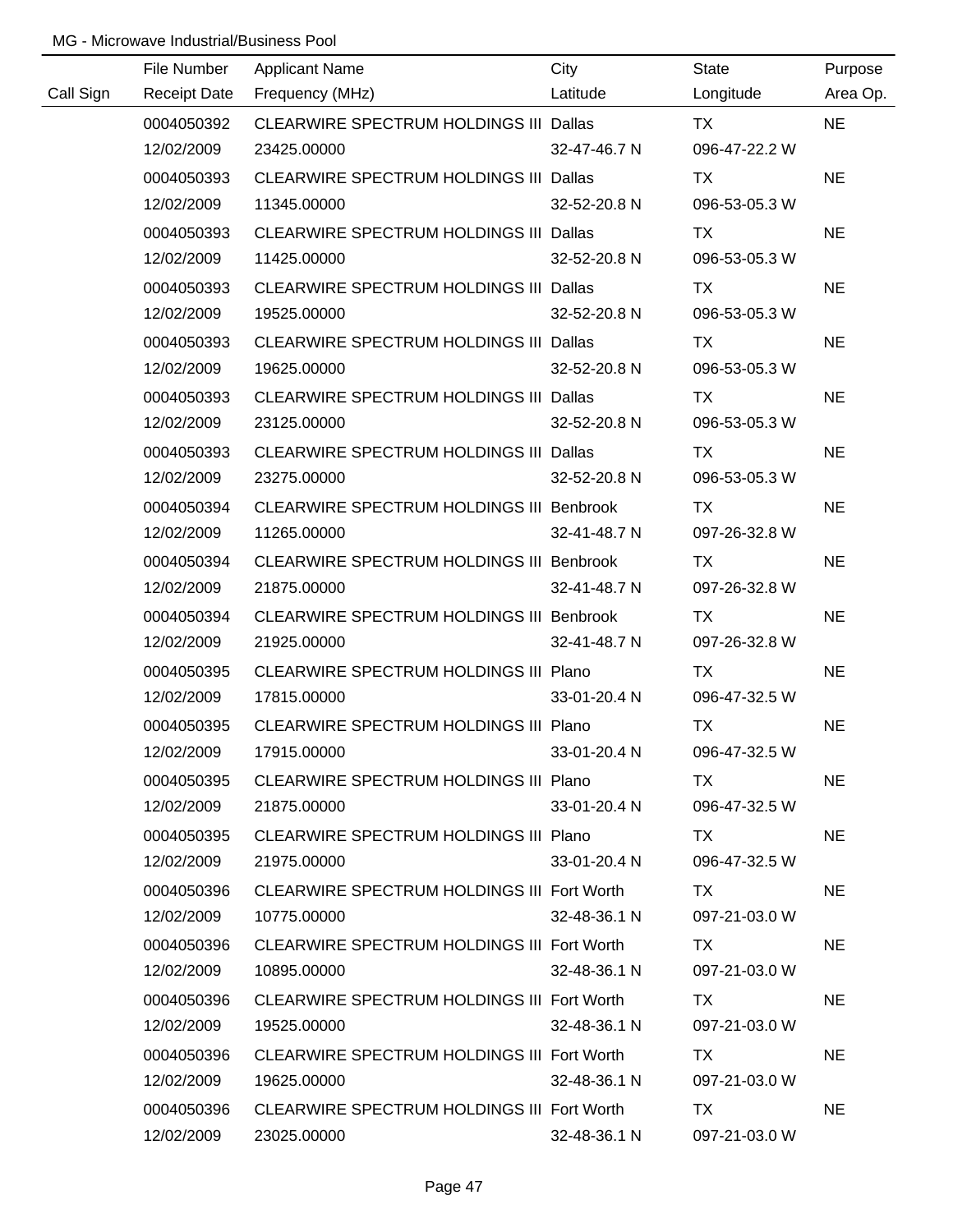MG - Microwave Industrial/Business Pool

| Call Sign | File Number<br>Receipt Date | Applicant Name<br>Frequency (MHz) | City<br>Latitude | State<br>Longitude | Purpose<br>Area Op. |
|---|---|---|---|---|---|
| | 0004050392<br>12/02/2009 | CLEARWIRE SPECTRUM HOLDINGS III<br>23425.00000 | Dallas<br>32-47-46.7 N | TX<br>096-47-22.2 W | NE |
| | 0004050393<br>12/02/2009 | CLEARWIRE SPECTRUM HOLDINGS III<br>11345.00000 | Dallas<br>32-52-20.8 N | TX<br>096-53-05.3 W | NE |
| | 0004050393<br>12/02/2009 | CLEARWIRE SPECTRUM HOLDINGS III<br>11425.00000 | Dallas<br>32-52-20.8 N | TX<br>096-53-05.3 W | NE |
| | 0004050393<br>12/02/2009 | CLEARWIRE SPECTRUM HOLDINGS III<br>19525.00000 | Dallas<br>32-52-20.8 N | TX<br>096-53-05.3 W | NE |
| | 0004050393<br>12/02/2009 | CLEARWIRE SPECTRUM HOLDINGS III<br>19625.00000 | Dallas<br>32-52-20.8 N | TX<br>096-53-05.3 W | NE |
| | 0004050393<br>12/02/2009 | CLEARWIRE SPECTRUM HOLDINGS III<br>23125.00000 | Dallas<br>32-52-20.8 N | TX<br>096-53-05.3 W | NE |
| | 0004050393<br>12/02/2009 | CLEARWIRE SPECTRUM HOLDINGS III<br>23275.00000 | Dallas<br>32-52-20.8 N | TX<br>096-53-05.3 W | NE |
| | 0004050394<br>12/02/2009 | CLEARWIRE SPECTRUM HOLDINGS III<br>11265.00000 | Benbrook<br>32-41-48.7 N | TX<br>097-26-32.8 W | NE |
| | 0004050394<br>12/02/2009 | CLEARWIRE SPECTRUM HOLDINGS III<br>21875.00000 | Benbrook<br>32-41-48.7 N | TX<br>097-26-32.8 W | NE |
| | 0004050394<br>12/02/2009 | CLEARWIRE SPECTRUM HOLDINGS III<br>21925.00000 | Benbrook<br>32-41-48.7 N | TX<br>097-26-32.8 W | NE |
| | 0004050395<br>12/02/2009 | CLEARWIRE SPECTRUM HOLDINGS III<br>17815.00000 | Plano<br>33-01-20.4 N | TX<br>096-47-32.5 W | NE |
| | 0004050395<br>12/02/2009 | CLEARWIRE SPECTRUM HOLDINGS III<br>17915.00000 | Plano<br>33-01-20.4 N | TX<br>096-47-32.5 W | NE |
| | 0004050395<br>12/02/2009 | CLEARWIRE SPECTRUM HOLDINGS III<br>21875.00000 | Plano<br>33-01-20.4 N | TX<br>096-47-32.5 W | NE |
| | 0004050395<br>12/02/2009 | CLEARWIRE SPECTRUM HOLDINGS III<br>21975.00000 | Plano<br>33-01-20.4 N | TX<br>096-47-32.5 W | NE |
| | 0004050396<br>12/02/2009 | CLEARWIRE SPECTRUM HOLDINGS III<br>10775.00000 | Fort Worth<br>32-48-36.1 N | TX<br>097-21-03.0 W | NE |
| | 0004050396<br>12/02/2009 | CLEARWIRE SPECTRUM HOLDINGS III<br>10895.00000 | Fort Worth<br>32-48-36.1 N | TX<br>097-21-03.0 W | NE |
| | 0004050396<br>12/02/2009 | CLEARWIRE SPECTRUM HOLDINGS III<br>19525.00000 | Fort Worth<br>32-48-36.1 N | TX<br>097-21-03.0 W | NE |
| | 0004050396<br>12/02/2009 | CLEARWIRE SPECTRUM HOLDINGS III<br>19625.00000 | Fort Worth<br>32-48-36.1 N | TX<br>097-21-03.0 W | NE |
| | 0004050396<br>12/02/2009 | CLEARWIRE SPECTRUM HOLDINGS III<br>23025.00000 | Fort Worth<br>32-48-36.1 N | TX<br>097-21-03.0 W | NE |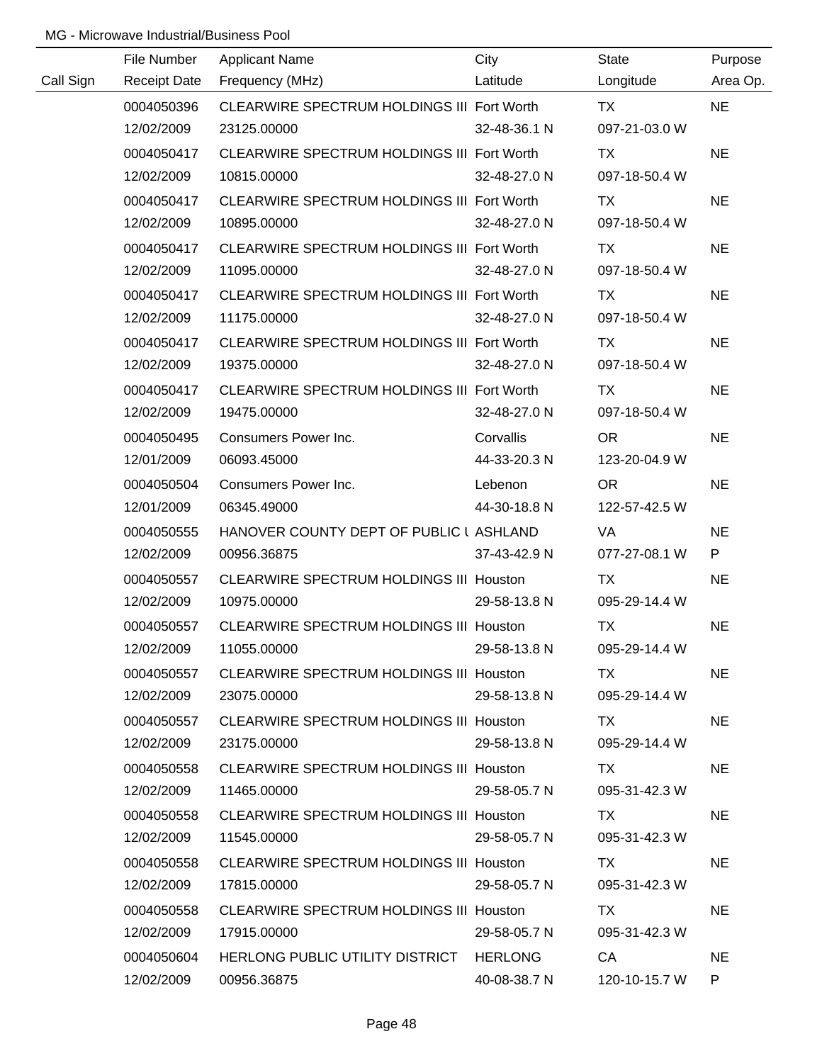MG - Microwave Industrial/Business Pool

| Call Sign | File Number<br>Receipt Date | Applicant Name<br>Frequency (MHz) | City<br>Latitude | State<br>Longitude | Purpose<br>Area Op. |
|---|---|---|---|---|---|
| | 0004050396<br>12/02/2009 | CLEARWIRE SPECTRUM HOLDINGS III<br>23125.00000 | Fort Worth<br>32-48-36.1 N | TX<br>097-21-03.0 W | NE |
| | 0004050417<br>12/02/2009 | CLEARWIRE SPECTRUM HOLDINGS III<br>10815.00000 | Fort Worth<br>32-48-27.0 N | TX<br>097-18-50.4 W | NE |
| | 0004050417<br>12/02/2009 | CLEARWIRE SPECTRUM HOLDINGS III<br>10895.00000 | Fort Worth<br>32-48-27.0 N | TX<br>097-18-50.4 W | NE |
| | 0004050417<br>12/02/2009 | CLEARWIRE SPECTRUM HOLDINGS III<br>11095.00000 | Fort Worth<br>32-48-27.0 N | TX<br>097-18-50.4 W | NE |
| | 0004050417<br>12/02/2009 | CLEARWIRE SPECTRUM HOLDINGS III<br>11175.00000 | Fort Worth<br>32-48-27.0 N | TX<br>097-18-50.4 W | NE |
| | 0004050417<br>12/02/2009 | CLEARWIRE SPECTRUM HOLDINGS III<br>19375.00000 | Fort Worth<br>32-48-27.0 N | TX<br>097-18-50.4 W | NE |
| | 0004050417<br>12/02/2009 | CLEARWIRE SPECTRUM HOLDINGS III<br>19475.00000 | Fort Worth<br>32-48-27.0 N | TX<br>097-18-50.4 W | NE |
| | 0004050495<br>12/01/2009 | Consumers Power Inc.<br>06093.45000 | Corvallis<br>44-33-20.3 N | OR<br>123-20-04.9 W | NE |
| | 0004050504<br>12/01/2009 | Consumers Power Inc.<br>06345.49000 | Lebenon<br>44-30-18.8 N | OR<br>122-57-42.5 W | NE |
| | 0004050555<br>12/02/2009 | HANOVER COUNTY DEPT OF PUBLIC U<br>00956.36875 | ASHLAND<br>37-43-42.9 N | VA<br>077-27-08.1 W | NE<br>P |
| | 0004050557<br>12/02/2009 | CLEARWIRE SPECTRUM HOLDINGS III<br>10975.00000 | Houston<br>29-58-13.8 N | TX<br>095-29-14.4 W | NE |
| | 0004050557<br>12/02/2009 | CLEARWIRE SPECTRUM HOLDINGS III<br>11055.00000 | Houston<br>29-58-13.8 N | TX<br>095-29-14.4 W | NE |
| | 0004050557<br>12/02/2009 | CLEARWIRE SPECTRUM HOLDINGS III<br>23075.00000 | Houston<br>29-58-13.8 N | TX<br>095-29-14.4 W | NE |
| | 0004050557<br>12/02/2009 | CLEARWIRE SPECTRUM HOLDINGS III<br>23175.00000 | Houston<br>29-58-13.8 N | TX<br>095-29-14.4 W | NE |
| | 0004050558<br>12/02/2009 | CLEARWIRE SPECTRUM HOLDINGS III<br>11465.00000 | Houston<br>29-58-05.7 N | TX<br>095-31-42.3 W | NE |
| | 0004050558<br>12/02/2009 | CLEARWIRE SPECTRUM HOLDINGS III<br>11545.00000 | Houston<br>29-58-05.7 N | TX<br>095-31-42.3 W | NE |
| | 0004050558<br>12/02/2009 | CLEARWIRE SPECTRUM HOLDINGS III<br>17815.00000 | Houston<br>29-58-05.7 N | TX<br>095-31-42.3 W | NE |
| | 0004050558<br>12/02/2009 | CLEARWIRE SPECTRUM HOLDINGS III<br>17915.00000 | Houston<br>29-58-05.7 N | TX<br>095-31-42.3 W | NE |
| | 0004050604<br>12/02/2009 | HERLONG PUBLIC UTILITY DISTRICT<br>00956.36875 | HERLONG<br>40-08-38.7 N | CA<br>120-10-15.7 W | NE<br>P |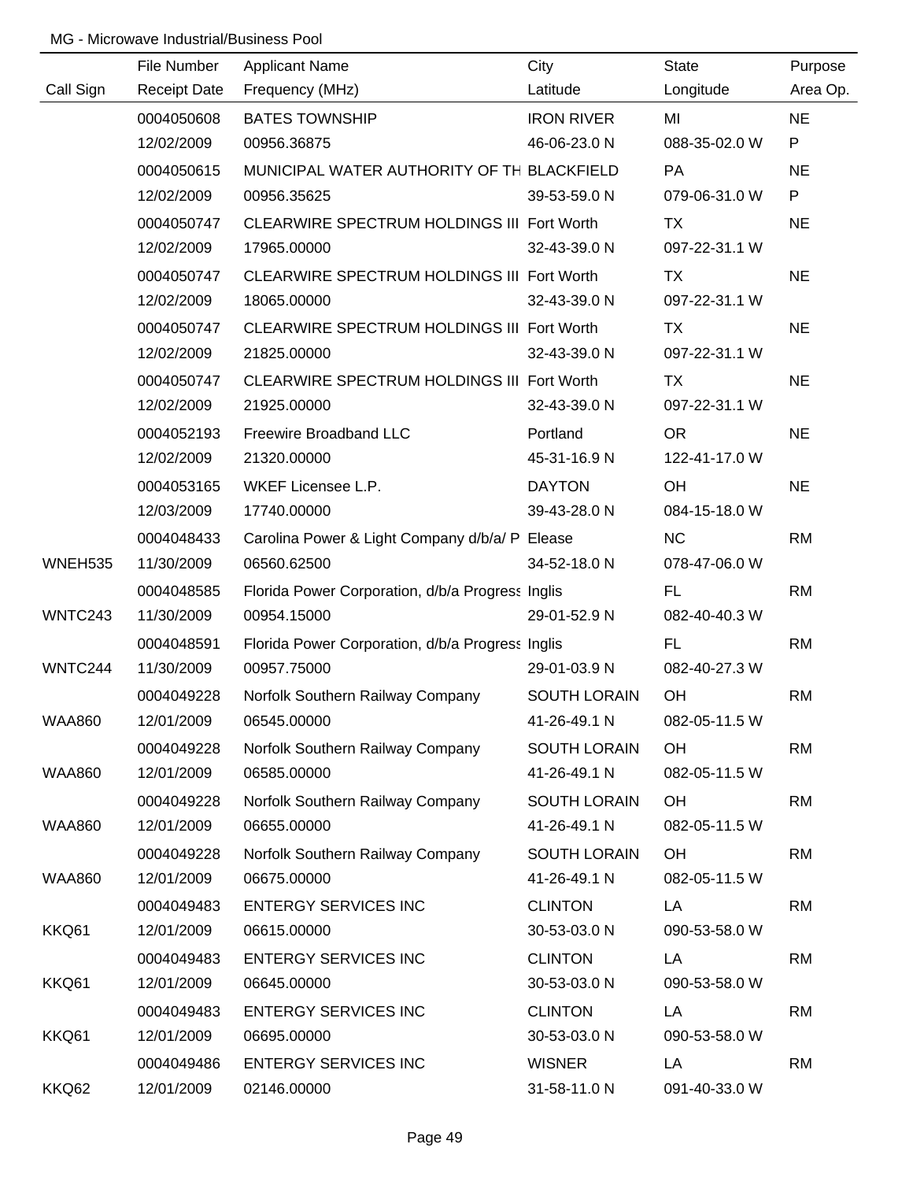MG - Microwave Industrial/Business Pool

| Call Sign | File Number<br>Receipt Date | Applicant Name<br>Frequency (MHz) | City<br>Latitude | State<br>Longitude | Purpose<br>Area Op. |
|---|---|---|---|---|---|
| | 0004050608<br>12/02/2009 | BATES TOWNSHIP<br>00956.36875 | IRON RIVER<br>46-06-23.0 N | MI<br>088-35-02.0 W | NE<br>P |
| | 0004050615<br>12/02/2009 | MUNICIPAL WATER AUTHORITY OF TH<br>00956.35625 | BLACKFIELD<br>39-53-59.0 N | PA<br>079-06-31.0 W | NE<br>P |
| | 0004050747<br>12/02/2009 | CLEARWIRE SPECTRUM HOLDINGS III<br>17965.00000 | Fort Worth<br>32-43-39.0 N | TX<br>097-22-31.1 W | NE |
| | 0004050747<br>12/02/2009 | CLEARWIRE SPECTRUM HOLDINGS III<br>18065.00000 | Fort Worth<br>32-43-39.0 N | TX<br>097-22-31.1 W | NE |
| | 0004050747<br>12/02/2009 | CLEARWIRE SPECTRUM HOLDINGS III<br>21825.00000 | Fort Worth<br>32-43-39.0 N | TX<br>097-22-31.1 W | NE |
| | 0004050747<br>12/02/2009 | CLEARWIRE SPECTRUM HOLDINGS III<br>21925.00000 | Fort Worth<br>32-43-39.0 N | TX<br>097-22-31.1 W | NE |
| | 0004052193<br>12/02/2009 | Freewire Broadband LLC<br>21320.00000 | Portland<br>45-31-16.9 N | OR<br>122-41-17.0 W | NE |
| | 0004053165<br>12/03/2009 | WKEF Licensee L.P.<br>17740.00000 | DAYTON<br>39-43-28.0 N | OH<br>084-15-18.0 W | NE |
| WNEH535 | 0004048433<br>11/30/2009 | Carolina Power & Light Company d/b/a/ P<br>06560.62500 | Elease<br>34-52-18.0 N | NC<br>078-47-06.0 W | RM |
| WNTC243 | 0004048585<br>11/30/2009 | Florida Power Corporation, d/b/a Progress<br>00954.15000 | Inglis<br>29-01-52.9 N | FL<br>082-40-40.3 W | RM |
| WNTC244 | 0004048591<br>11/30/2009 | Florida Power Corporation, d/b/a Progress<br>00957.75000 | Inglis<br>29-01-03.9 N | FL<br>082-40-27.3 W | RM |
| WAA860 | 0004049228<br>12/01/2009 | Norfolk Southern Railway Company<br>06545.00000 | SOUTH LORAIN<br>41-26-49.1 N | OH<br>082-05-11.5 W | RM |
| WAA860 | 0004049228<br>12/01/2009 | Norfolk Southern Railway Company<br>06585.00000 | SOUTH LORAIN<br>41-26-49.1 N | OH<br>082-05-11.5 W | RM |
| WAA860 | 0004049228<br>12/01/2009 | Norfolk Southern Railway Company<br>06655.00000 | SOUTH LORAIN<br>41-26-49.1 N | OH<br>082-05-11.5 W | RM |
| WAA860 | 0004049228<br>12/01/2009 | Norfolk Southern Railway Company<br>06675.00000 | SOUTH LORAIN<br>41-26-49.1 N | OH<br>082-05-11.5 W | RM |
| KKQ61 | 0004049483<br>12/01/2009 | ENTERGY SERVICES INC<br>06615.00000 | CLINTON<br>30-53-03.0 N | LA<br>090-53-58.0 W | RM |
| KKQ61 | 0004049483<br>12/01/2009 | ENTERGY SERVICES INC<br>06645.00000 | CLINTON<br>30-53-03.0 N | LA<br>090-53-58.0 W | RM |
| KKQ61 | 0004049483<br>12/01/2009 | ENTERGY SERVICES INC<br>06695.00000 | CLINTON<br>30-53-03.0 N | LA<br>090-53-58.0 W | RM |
| KKQ62 | 0004049486<br>12/01/2009 | ENTERGY SERVICES INC<br>02146.00000 | WISNER<br>31-58-11.0 N | LA<br>091-40-33.0 W | RM |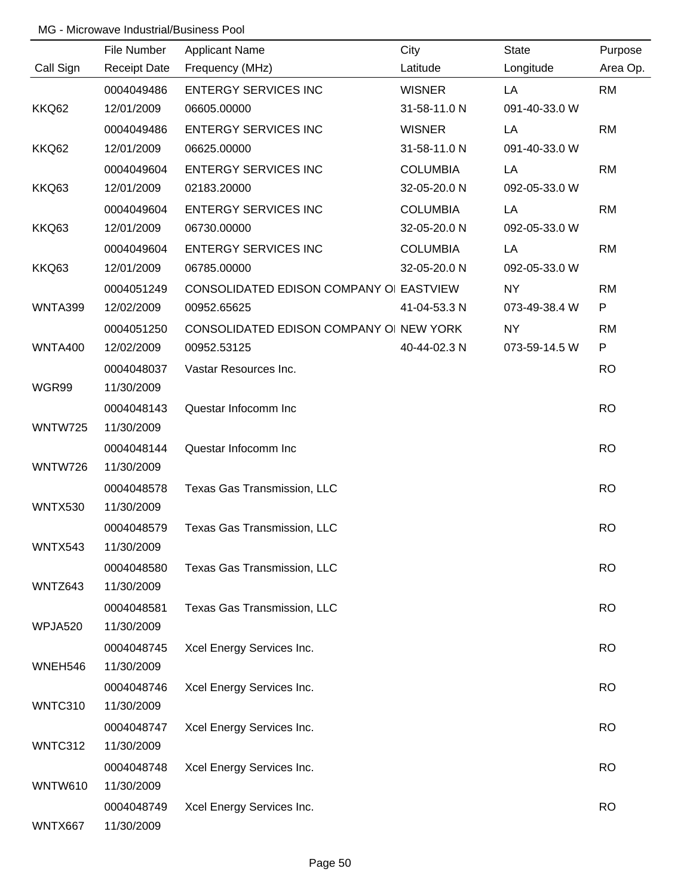MG - Microwave Industrial/Business Pool

| Call Sign | File Number / Receipt Date | Applicant Name / Frequency (MHz) | City / Latitude | State / Longitude | Purpose / Area Op. |
|---|---|---|---|---|---|
| KKQ62 | 0004049486<br>12/01/2009 | ENTERGY SERVICES INC<br>06605.00000 | WISNER<br>31-58-11.0 N | LA<br>091-40-33.0 W | RM |
| KKQ62 | 0004049486<br>12/01/2009 | ENTERGY SERVICES INC<br>06625.00000 | WISNER<br>31-58-11.0 N | LA<br>091-40-33.0 W | RM |
| KKQ63 | 0004049604<br>12/01/2009 | ENTERGY SERVICES INC<br>02183.20000 | COLUMBIA<br>32-05-20.0 N | LA<br>092-05-33.0 W | RM |
| KKQ63 | 0004049604<br>12/01/2009 | ENTERGY SERVICES INC<br>06730.00000 | COLUMBIA<br>32-05-20.0 N | LA<br>092-05-33.0 W | RM |
| KKQ63 | 0004049604<br>12/01/2009 | ENTERGY SERVICES INC<br>06785.00000 | COLUMBIA<br>32-05-20.0 N | LA<br>092-05-33.0 W | RM |
| WNTA399 | 0004051249<br>12/02/2009 | CONSOLIDATED EDISON COMPANY OI<br>00952.65625 | EASTVIEW<br>41-04-53.3 N | NY<br>073-49-38.4 W | RM<br>P |
| WNTA400 | 0004051250<br>12/02/2009 | CONSOLIDATED EDISON COMPANY OI<br>00952.53125 | NEW YORK<br>40-44-02.3 N | NY<br>073-59-14.5 W | RM<br>P |
| WGR99 | 0004048037<br>11/30/2009 | Vastar Resources Inc. | | | RO |
| WNTW725 | 0004048143<br>11/30/2009 | Questar Infocomm Inc | | | RO |
| WNTW726 | 0004048144<br>11/30/2009 | Questar Infocomm Inc | | | RO |
| WNTX530 | 0004048578<br>11/30/2009 | Texas Gas Transmission, LLC | | | RO |
| WNTX543 | 0004048579<br>11/30/2009 | Texas Gas Transmission, LLC | | | RO |
| WNTZ643 | 0004048580<br>11/30/2009 | Texas Gas Transmission, LLC | | | RO |
| WPJA520 | 0004048581<br>11/30/2009 | Texas Gas Transmission, LLC | | | RO |
| WNEH546 | 0004048745<br>11/30/2009 | Xcel Energy Services Inc. | | | RO |
| WNTC310 | 0004048746<br>11/30/2009 | Xcel Energy Services Inc. | | | RO |
| WNTC312 | 0004048747<br>11/30/2009 | Xcel Energy Services Inc. | | | RO |
| WNTW610 | 0004048748<br>11/30/2009 | Xcel Energy Services Inc. | | | RO |
| WNTX667 | 0004048749<br>11/30/2009 | Xcel Energy Services Inc. | | | RO |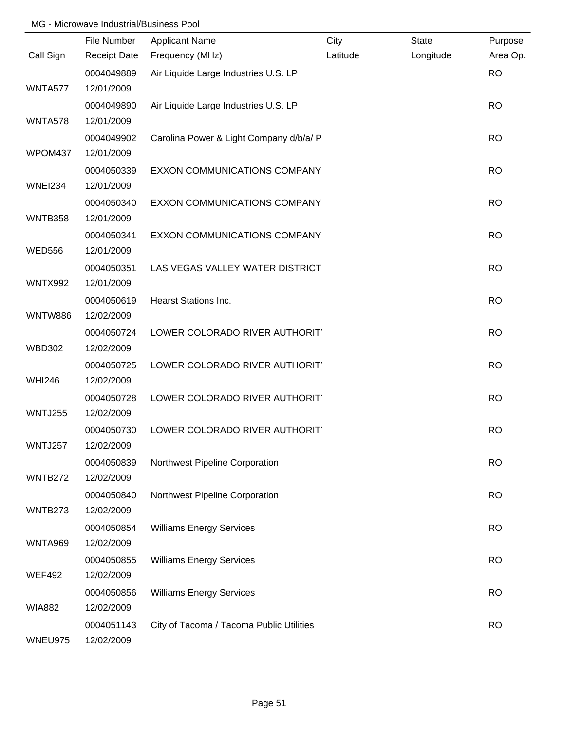MG - Microwave Industrial/Business Pool

| Call Sign | File Number<br>Receipt Date | Applicant Name<br>Frequency (MHz) | City<br>Latitude | State<br>Longitude | Purpose<br>Area Op. |
|---|---|---|---|---|---|
| WNTA577 | 0004049889<br>12/01/2009 | Air Liquide Large Industries U.S. LP | | | RO |
| WNTA578 | 0004049890<br>12/01/2009 | Air Liquide Large Industries U.S. LP | | | RO |
| WPOM437 | 0004049902<br>12/01/2009 | Carolina Power & Light Company d/b/a/ P | | | RO |
| WNEI234 | 0004050339<br>12/01/2009 | EXXON COMMUNICATIONS COMPANY | | | RO |
| WNTB358 | 0004050340<br>12/01/2009 | EXXON COMMUNICATIONS COMPANY | | | RO |
| WED556 | 0004050341<br>12/01/2009 | EXXON COMMUNICATIONS COMPANY | | | RO |
| WNTX992 | 0004050351<br>12/01/2009 | LAS VEGAS VALLEY WATER DISTRICT | | | RO |
| WNTW886 | 0004050619<br>12/02/2009 | Hearst Stations Inc. | | | RO |
| WBD302 | 0004050724<br>12/02/2009 | LOWER COLORADO RIVER AUTHORIT | | | RO |
| WHI246 | 0004050725<br>12/02/2009 | LOWER COLORADO RIVER AUTHORIT | | | RO |
| WNTJ255 | 0004050728<br>12/02/2009 | LOWER COLORADO RIVER AUTHORIT | | | RO |
| WNTJ257 | 0004050730<br>12/02/2009 | LOWER COLORADO RIVER AUTHORIT | | | RO |
| WNTB272 | 0004050839<br>12/02/2009 | Northwest Pipeline Corporation | | | RO |
| WNTB273 | 0004050840<br>12/02/2009 | Northwest Pipeline Corporation | | | RO |
| WNTA969 | 0004050854<br>12/02/2009 | Williams Energy Services | | | RO |
| WEF492 | 0004050855<br>12/02/2009 | Williams Energy Services | | | RO |
| WIA882 | 0004050856<br>12/02/2009 | Williams Energy Services | | | RO |
| WNEU975 | 0004051143<br>12/02/2009 | City of Tacoma / Tacoma Public Utilities | | | RO |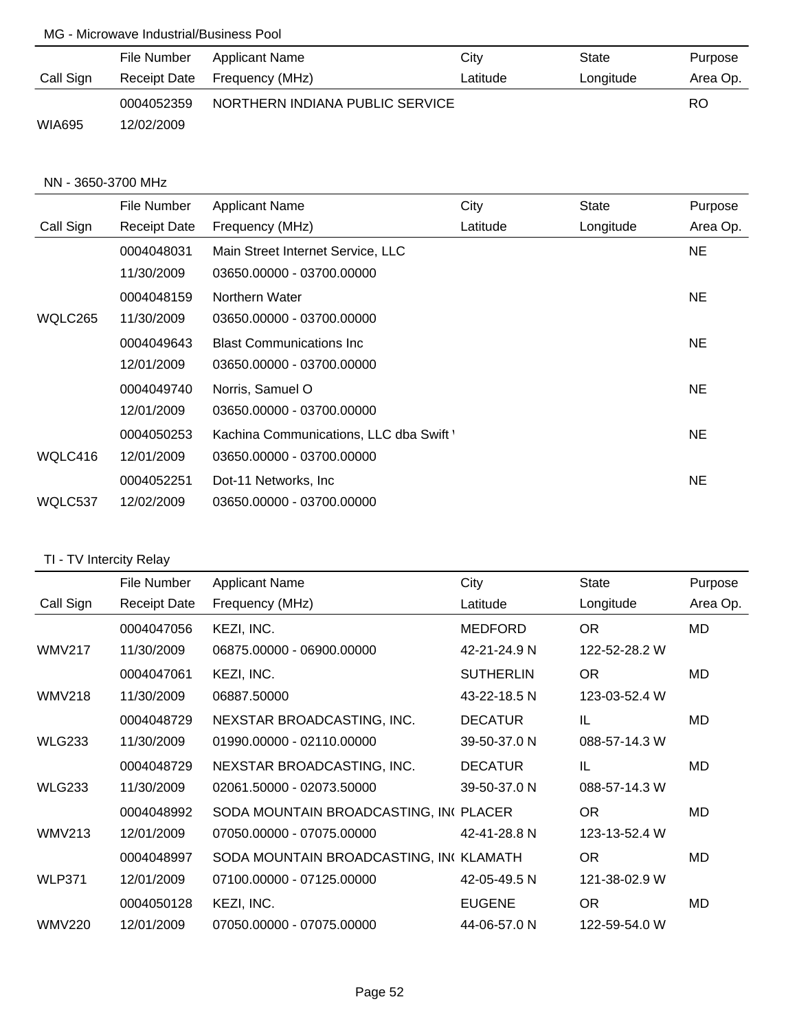MG - Microwave Industrial/Business Pool

| Call Sign | File Number / Receipt Date | Applicant Name / Frequency (MHz) | City / Latitude | State / Longitude | Purpose / Area Op. |
|---|---|---|---|---|---|
| WIA695 | 0004052359<br>12/02/2009 | NORTHERN INDIANA PUBLIC SERVICE | | | RO |

NN - 3650-3700 MHz

| Call Sign | File Number / Receipt Date | Applicant Name / Frequency (MHz) | City / Latitude | State / Longitude | Purpose / Area Op. |
|---|---|---|---|---|---|
| | 0004048031<br>11/30/2009 | Main Street Internet Service, LLC<br>03650.00000 - 03700.00000 | | | NE |
| WQLC265 | 0004048159<br>11/30/2009 | Northern Water<br>03650.00000 - 03700.00000 | | | NE |
| | 0004049643<br>12/01/2009 | Blast Communications Inc<br>03650.00000 - 03700.00000 | | | NE |
| | 0004049740<br>12/01/2009 | Norris, Samuel O<br>03650.00000 - 03700.00000 | | | NE |
| WQLC416 | 0004050253<br>12/01/2009 | Kachina Communications, LLC dba Swift '<br>03650.00000 - 03700.00000 | | | NE |
| WQLC537 | 0004052251<br>12/02/2009 | Dot-11 Networks, Inc<br>03650.00000 - 03700.00000 | | | NE |

TI - TV Intercity Relay

| Call Sign | File Number / Receipt Date | Applicant Name / Frequency (MHz) | City / Latitude | State / Longitude | Purpose / Area Op. |
|---|---|---|---|---|---|
| WMV217 | 0004047056<br>11/30/2009 | KEZI, INC.<br>06875.00000 - 06900.00000 | MEDFORD<br>42-21-24.9 N | OR<br>122-52-28.2 W | MD |
| WMV218 | 0004047061<br>11/30/2009 | KEZI, INC.<br>06887.50000 | SUTHERLIN<br>43-22-18.5 N | OR<br>123-03-52.4 W | MD |
| WLG233 | 0004048729<br>11/30/2009 | NEXSTAR BROADCASTING, INC.<br>01990.00000 - 02110.00000 | DECATUR<br>39-50-37.0 N | IL<br>088-57-14.3 W | MD |
| WLG233 | 0004048729<br>11/30/2009 | NEXSTAR BROADCASTING, INC.<br>02061.50000 - 02073.50000 | DECATUR<br>39-50-37.0 N | IL<br>088-57-14.3 W | MD |
| WMV213 | 0004048992<br>12/01/2009 | SODA MOUNTAIN BROADCASTING, IN(<br>07050.00000 - 07075.00000 | PLACER<br>42-41-28.8 N | OR<br>123-13-52.4 W | MD |
| WLP371 | 0004048997<br>12/01/2009 | SODA MOUNTAIN BROADCASTING, IN(<br>07100.00000 - 07125.00000 | KLAMATH<br>42-05-49.5 N | OR<br>121-38-02.9 W | MD |
| WMV220 | 0004050128<br>12/01/2009 | KEZI, INC.<br>07050.00000 - 07075.00000 | EUGENE<br>44-06-57.0 N | OR<br>122-59-54.0 W | MD |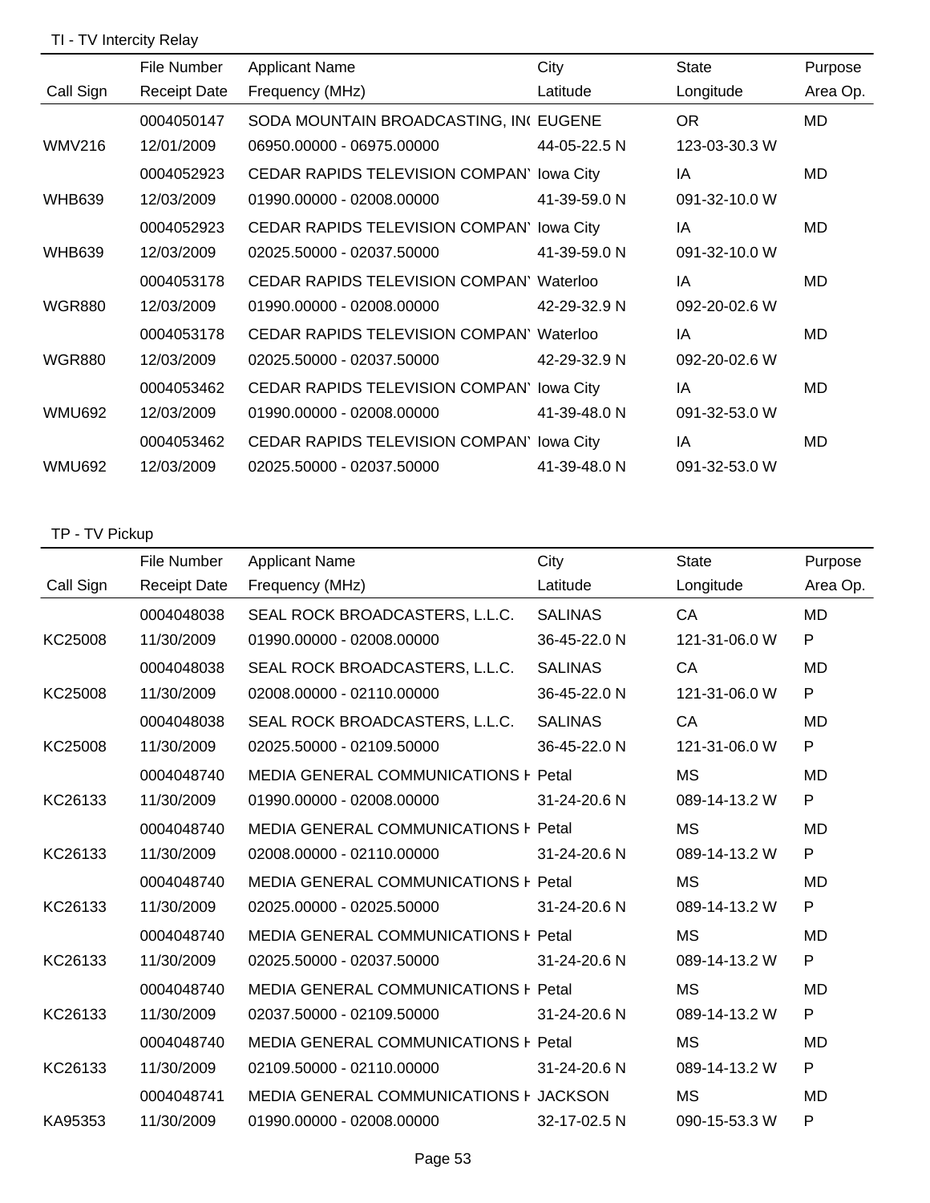TI - TV Intercity Relay

| Call Sign | File Number<br>Receipt Date | Applicant Name<br>Frequency (MHz) | City<br>Latitude | State<br>Longitude | Purpose<br>Area Op. |
|---|---|---|---|---|---|
| WMV216 | 0004050147<br>12/01/2009 | SODA MOUNTAIN BROADCASTING, IN(<br>06950.00000 - 06975.00000 | EUGENE<br>44-05-22.5 N | OR<br>123-03-30.3 W | MD |
| WHB639 | 0004052923<br>12/03/2009 | CEDAR RAPIDS TELEVISION COMPAN'<br>01990.00000 - 02008.00000 | Iowa City<br>41-39-59.0 N | IA<br>091-32-10.0 W | MD |
| WHB639 | 0004052923<br>12/03/2009 | CEDAR RAPIDS TELEVISION COMPAN'<br>02025.50000 - 02037.50000 | Iowa City<br>41-39-59.0 N | IA<br>091-32-10.0 W | MD |
| WGR880 | 0004053178<br>12/03/2009 | CEDAR RAPIDS TELEVISION COMPAN'<br>01990.00000 - 02008.00000 | Waterloo<br>42-29-32.9 N | IA<br>092-20-02.6 W | MD |
| WGR880 | 0004053178<br>12/03/2009 | CEDAR RAPIDS TELEVISION COMPAN'<br>02025.50000 - 02037.50000 | Waterloo<br>42-29-32.9 N | IA<br>092-20-02.6 W | MD |
| WMU692 | 0004053462<br>12/03/2009 | CEDAR RAPIDS TELEVISION COMPAN'<br>01990.00000 - 02008.00000 | Iowa City<br>41-39-48.0 N | IA<br>091-32-53.0 W | MD |
| WMU692 | 0004053462<br>12/03/2009 | CEDAR RAPIDS TELEVISION COMPAN'<br>02025.50000 - 02037.50000 | Iowa City<br>41-39-48.0 N | IA<br>091-32-53.0 W | MD |

TP - TV Pickup

| Call Sign | File Number<br>Receipt Date | Applicant Name<br>Frequency (MHz) | City<br>Latitude | State<br>Longitude | Purpose<br>Area Op. |
|---|---|---|---|---|---|
| KC25008 | 0004048038<br>11/30/2009 | SEAL ROCK BROADCASTERS, L.L.C.<br>01990.00000 - 02008.00000 | SALINAS<br>36-45-22.0 N | CA<br>121-31-06.0 W | MD<br>P |
| KC25008 | 0004048038<br>11/30/2009 | SEAL ROCK BROADCASTERS, L.L.C.<br>02008.00000 - 02110.00000 | SALINAS<br>36-45-22.0 N | CA<br>121-31-06.0 W | MD<br>P |
| KC25008 | 0004048038<br>11/30/2009 | SEAL ROCK BROADCASTERS, L.L.C.<br>02025.50000 - 02109.50000 | SALINAS<br>36-45-22.0 N | CA<br>121-31-06.0 W | MD<br>P |
| KC26133 | 0004048740<br>11/30/2009 | MEDIA GENERAL COMMUNICATIONS H<br>01990.00000 - 02008.00000 | Petal<br>31-24-20.6 N | MS<br>089-14-13.2 W | MD<br>P |
| KC26133 | 0004048740<br>11/30/2009 | MEDIA GENERAL COMMUNICATIONS H<br>02008.00000 - 02110.00000 | Petal<br>31-24-20.6 N | MS<br>089-14-13.2 W | MD<br>P |
| KC26133 | 0004048740<br>11/30/2009 | MEDIA GENERAL COMMUNICATIONS H<br>02025.00000 - 02025.50000 | Petal<br>31-24-20.6 N | MS<br>089-14-13.2 W | MD<br>P |
| KC26133 | 0004048740<br>11/30/2009 | MEDIA GENERAL COMMUNICATIONS H<br>02025.50000 - 02037.50000 | Petal<br>31-24-20.6 N | MS<br>089-14-13.2 W | MD<br>P |
| KC26133 | 0004048740<br>11/30/2009 | MEDIA GENERAL COMMUNICATIONS H<br>02037.50000 - 02109.50000 | Petal<br>31-24-20.6 N | MS<br>089-14-13.2 W | MD<br>P |
| KC26133 | 0004048740<br>11/30/2009 | MEDIA GENERAL COMMUNICATIONS H<br>02109.50000 - 02110.00000 | Petal<br>31-24-20.6 N | MS<br>089-14-13.2 W | MD<br>P |
| KA95353 | 0004048741<br>11/30/2009 | MEDIA GENERAL COMMUNICATIONS H<br>01990.00000 - 02008.00000 | JACKSON<br>32-17-02.5 N | MS<br>090-15-53.3 W | MD<br>P |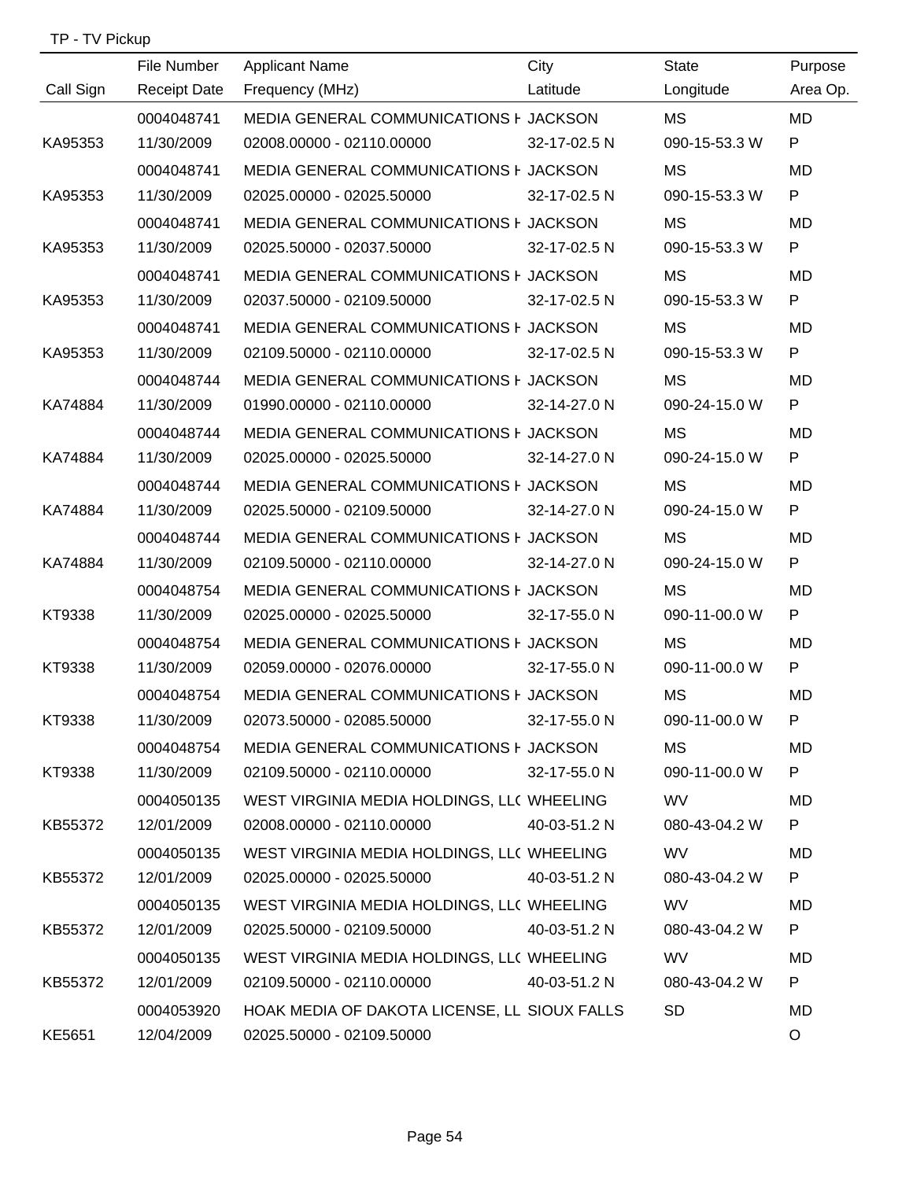TP - TV Pickup

| Call Sign | File Number<br>Receipt Date | Applicant Name<br>Frequency (MHz) | City<br>Latitude | State<br>Longitude | Purpose<br>Area Op. |
|---|---|---|---|---|---|
| KA95353 | 0004048741<br>11/30/2009 | MEDIA GENERAL COMMUNICATIONS H<br>02008.00000 - 02110.00000 | JACKSON<br>32-17-02.5 N | MS<br>090-15-53.3 W | MD<br>P |
| KA95353 | 0004048741<br>11/30/2009 | MEDIA GENERAL COMMUNICATIONS H<br>02025.00000 - 02025.50000 | JACKSON<br>32-17-02.5 N | MS<br>090-15-53.3 W | MD<br>P |
| KA95353 | 0004048741<br>11/30/2009 | MEDIA GENERAL COMMUNICATIONS H<br>02025.50000 - 02037.50000 | JACKSON<br>32-17-02.5 N | MS<br>090-15-53.3 W | MD<br>P |
| KA95353 | 0004048741<br>11/30/2009 | MEDIA GENERAL COMMUNICATIONS H<br>02037.50000 - 02109.50000 | JACKSON<br>32-17-02.5 N | MS<br>090-15-53.3 W | MD<br>P |
| KA95353 | 0004048741<br>11/30/2009 | MEDIA GENERAL COMMUNICATIONS H<br>02109.50000 - 02110.00000 | JACKSON<br>32-17-02.5 N | MS<br>090-15-53.3 W | MD<br>P |
| KA74884 | 0004048744<br>11/30/2009 | MEDIA GENERAL COMMUNICATIONS H<br>01990.00000 - 02110.00000 | JACKSON<br>32-14-27.0 N | MS<br>090-24-15.0 W | MD<br>P |
| KA74884 | 0004048744<br>11/30/2009 | MEDIA GENERAL COMMUNICATIONS H<br>02025.00000 - 02025.50000 | JACKSON<br>32-14-27.0 N | MS<br>090-24-15.0 W | MD<br>P |
| KA74884 | 0004048744<br>11/30/2009 | MEDIA GENERAL COMMUNICATIONS H<br>02025.50000 - 02109.50000 | JACKSON<br>32-14-27.0 N | MS<br>090-24-15.0 W | MD<br>P |
| KA74884 | 0004048744<br>11/30/2009 | MEDIA GENERAL COMMUNICATIONS H<br>02109.50000 - 02110.00000 | JACKSON<br>32-14-27.0 N | MS<br>090-24-15.0 W | MD<br>P |
| KT9338 | 0004048754<br>11/30/2009 | MEDIA GENERAL COMMUNICATIONS H<br>02025.00000 - 02025.50000 | JACKSON<br>32-17-55.0 N | MS<br>090-11-00.0 W | MD<br>P |
| KT9338 | 0004048754<br>11/30/2009 | MEDIA GENERAL COMMUNICATIONS H<br>02059.00000 - 02076.00000 | JACKSON<br>32-17-55.0 N | MS<br>090-11-00.0 W | MD<br>P |
| KT9338 | 0004048754<br>11/30/2009 | MEDIA GENERAL COMMUNICATIONS H<br>02073.50000 - 02085.50000 | JACKSON<br>32-17-55.0 N | MS<br>090-11-00.0 W | MD<br>P |
| KT9338 | 0004048754<br>11/30/2009 | MEDIA GENERAL COMMUNICATIONS H<br>02109.50000 - 02110.00000 | JACKSON<br>32-17-55.0 N | MS<br>090-11-00.0 W | MD<br>P |
| KB55372 | 0004050135<br>12/01/2009 | WEST VIRGINIA MEDIA HOLDINGS, LLC<br>02008.00000 - 02110.00000 | WHEELING<br>40-03-51.2 N | WV<br>080-43-04.2 W | MD<br>P |
| KB55372 | 0004050135<br>12/01/2009 | WEST VIRGINIA MEDIA HOLDINGS, LLC<br>02025.00000 - 02025.50000 | WHEELING<br>40-03-51.2 N | WV<br>080-43-04.2 W | MD<br>P |
| KB55372 | 0004050135<br>12/01/2009 | WEST VIRGINIA MEDIA HOLDINGS, LLC<br>02025.50000 - 02109.50000 | WHEELING<br>40-03-51.2 N | WV<br>080-43-04.2 W | MD<br>P |
| KB55372 | 0004050135<br>12/01/2009 | WEST VIRGINIA MEDIA HOLDINGS, LLC<br>02109.50000 - 02110.00000 | WHEELING<br>40-03-51.2 N | WV<br>080-43-04.2 W | MD<br>P |
| KE5651 | 0004053920<br>12/04/2009 | HOAK MEDIA OF DAKOTA LICENSE, LL<br>02025.50000 - 02109.50000 | SIOUX FALLS | SD | MD<br>O |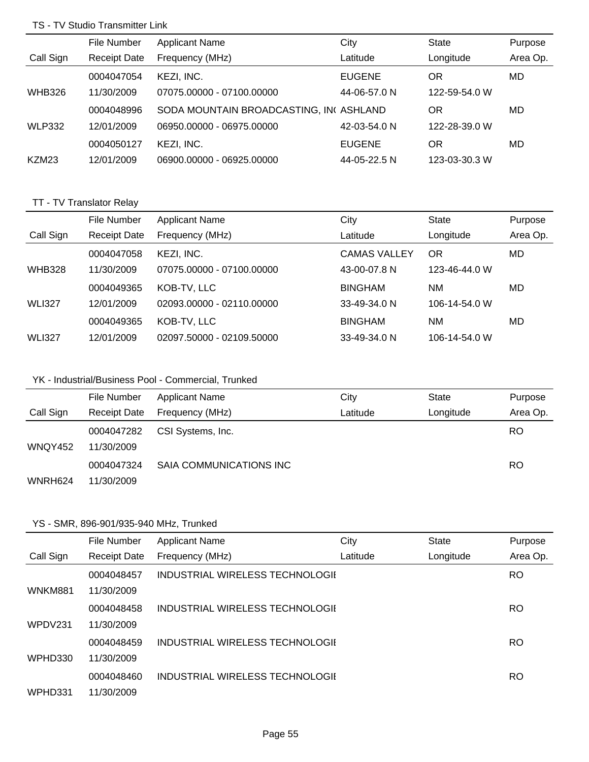## TS - TV Studio Transmitter Link

| Call Sign | File Number / Receipt Date | Applicant Name / Frequency (MHz) | City / Latitude | State / Longitude | Purpose / Area Op. |
|---|---|---|---|---|---|
| | 0004047054 | KEZI, INC. | EUGENE | OR | MD |
| WHB326 | 11/30/2009 | 07075.00000 - 07100.00000 | 44-06-57.0 N | 122-59-54.0 W | |
| | 0004048996 | SODA MOUNTAIN BROADCASTING, IN( | ASHLAND | OR | MD |
| WLP332 | 12/01/2009 | 06950.00000 - 06975.00000 | 42-03-54.0 N | 122-28-39.0 W | |
| | 0004050127 | KEZI, INC. | EUGENE | OR | MD |
| KZM23 | 12/01/2009 | 06900.00000 - 06925.00000 | 44-05-22.5 N | 123-03-30.3 W | |

## TT - TV Translator Relay

| Call Sign | File Number / Receipt Date | Applicant Name / Frequency (MHz) | City / Latitude | State / Longitude | Purpose / Area Op. |
|---|---|---|---|---|---|
| | 0004047058 | KEZI, INC. | CAMAS VALLEY | OR | MD |
| WHB328 | 11/30/2009 | 07075.00000 - 07100.00000 | 43-00-07.8 N | 123-46-44.0 W | |
| | 0004049365 | KOB-TV, LLC | BINGHAM | NM | MD |
| WLI327 | 12/01/2009 | 02093.00000 - 02110.00000 | 33-49-34.0 N | 106-14-54.0 W | |
| | 0004049365 | KOB-TV, LLC | BINGHAM | NM | MD |
| WLI327 | 12/01/2009 | 02097.50000 - 02109.50000 | 33-49-34.0 N | 106-14-54.0 W | |

## YK - Industrial/Business Pool - Commercial, Trunked

| Call Sign | File Number / Receipt Date | Applicant Name / Frequency (MHz) | City / Latitude | State / Longitude | Purpose / Area Op. |
|---|---|---|---|---|---|
| | 0004047282 | CSI Systems, Inc. | | | RO |
| WNQY452 | 11/30/2009 | | | | |
| | 0004047324 | SAIA COMMUNICATIONS INC | | | RO |
| WNRH624 | 11/30/2009 | | | | |

## YS - SMR, 896-901/935-940 MHz, Trunked

| Call Sign | File Number / Receipt Date | Applicant Name / Frequency (MHz) | City / Latitude | State / Longitude | Purpose / Area Op. |
|---|---|---|---|---|---|
| | 0004048457 | INDUSTRIAL WIRELESS TECHNOLOGII | | | RO |
| WNKM881 | 11/30/2009 | | | | |
| | 0004048458 | INDUSTRIAL WIRELESS TECHNOLOGII | | | RO |
| WPDV231 | 11/30/2009 | | | | |
| | 0004048459 | INDUSTRIAL WIRELESS TECHNOLOGII | | | RO |
| WPHD330 | 11/30/2009 | | | | |
| | 0004048460 | INDUSTRIAL WIRELESS TECHNOLOGII | | | RO |
| WPHD331 | 11/30/2009 | | | | |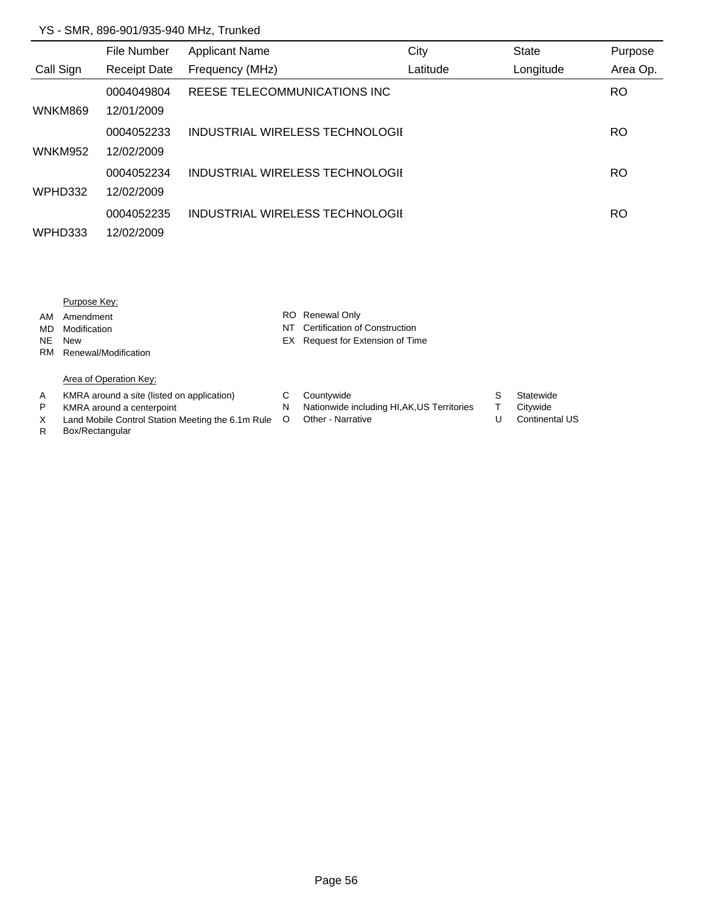YS - SMR, 896-901/935-940 MHz, Trunked

| Call Sign | File Number / Receipt Date | Applicant Name / Frequency (MHz) | City / Latitude | State / Longitude | Purpose / Area Op. |
|---|---|---|---|---|---|
| | 0004049804 | REESE TELECOMMUNICATIONS INC | | | RO |
| WNKM869 | 12/01/2009 | | | | |
| | 0004052233 | INDUSTRIAL WIRELESS TECHNOLOGII | | | RO |
| WNKM952 | 12/02/2009 | | | | |
| | 0004052234 | INDUSTRIAL WIRELESS TECHNOLOGII | | | RO |
| WPHD332 | 12/02/2009 | | | | |
| | 0004052235 | INDUSTRIAL WIRELESS TECHNOLOGII | | | RO |
| WPHD333 | 12/02/2009 | | | | |

Purpose Key:

- AM Amendment
- MD Modification
- NE New
- RM Renewal/Modification
- RO Renewal Only
- NT Certification of Construction
- EX Request for Extension of Time

Area of Operation Key:

- A KMRA around a site (listed on application)
- P KMRA around a centerpoint
- X Land Mobile Control Station Meeting the 6.1m Rule
- R Box/Rectangular
- C Countywide
- N Nationwide including HI,AK,US Territories
- O Other - Narrative
- S Statewide
- T Citywide
- U Continental US